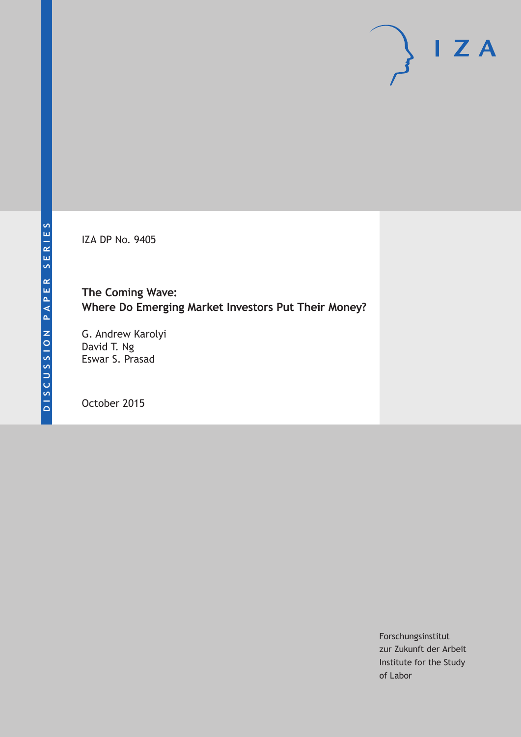DISCUSSION PAPER SERIES

IZA

IZA DP No. 9405

# The Coming Wave: Where Do Emerging Market Investors Put Their Money?

G. Andrew Karolyi
David T. Ng
Eswar S. Prasad

October 2015

Forschungsinstitut
zur Zukunft der Arbeit
Institute for the Study
of Labor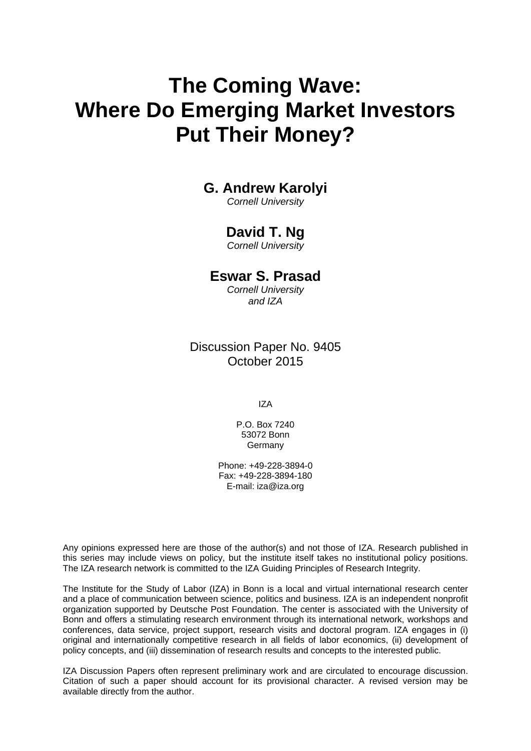# The Coming Wave: Where Do Emerging Market Investors Put Their Money?

**G. Andrew Karolyi**
*Cornell University*

**David T. Ng**
*Cornell University*

**Eswar S. Prasad**
*Cornell University and IZA*

Discussion Paper No. 9405
October 2015

IZA

P.O. Box 7240
53072 Bonn
Germany

Phone: +49-228-3894-0
Fax: +49-228-3894-180
E-mail: iza@iza.org

Any opinions expressed here are those of the author(s) and not those of IZA. Research published in this series may include views on policy, but the institute itself takes no institutional policy positions. The IZA research network is committed to the IZA Guiding Principles of Research Integrity.

The Institute for the Study of Labor (IZA) in Bonn is a local and virtual international research center and a place of communication between science, politics and business. IZA is an independent nonprofit organization supported by Deutsche Post Foundation. The center is associated with the University of Bonn and offers a stimulating research environment through its international network, workshops and conferences, data service, project support, research visits and doctoral program. IZA engages in (i) original and internationally competitive research in all fields of labor economics, (ii) development of policy concepts, and (iii) dissemination of research results and concepts to the interested public.

IZA Discussion Papers often represent preliminary work and are circulated to encourage discussion. Citation of such a paper should account for its provisional character. A revised version may be available directly from the author.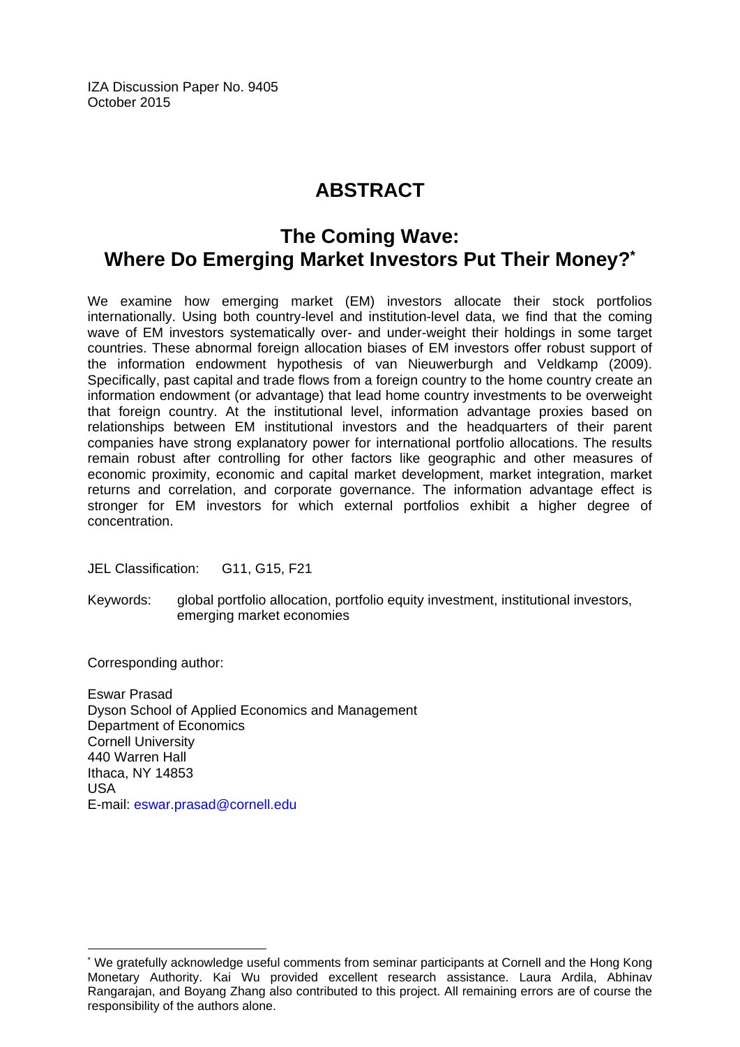IZA Discussion Paper No. 9405
October 2015

# ABSTRACT

## The Coming Wave: Where Do Emerging Market Investors Put Their Money?*

We examine how emerging market (EM) investors allocate their stock portfolios internationally. Using both country-level and institution-level data, we find that the coming wave of EM investors systematically over- and under-weight their holdings in some target countries. These abnormal foreign allocation biases of EM investors offer robust support of the information endowment hypothesis of van Nieuwerburgh and Veldkamp (2009). Specifically, past capital and trade flows from a foreign country to the home country create an information endowment (or advantage) that lead home country investments to be overweight that foreign country. At the institutional level, information advantage proxies based on relationships between EM institutional investors and the headquarters of their parent companies have strong explanatory power for international portfolio allocations. The results remain robust after controlling for other factors like geographic and other measures of economic proximity, economic and capital market development, market integration, market returns and correlation, and corporate governance. The information advantage effect is stronger for EM investors for which external portfolios exhibit a higher degree of concentration.

JEL Classification: G11, G15, F21

Keywords: global portfolio allocation, portfolio equity investment, institutional investors, emerging market economies

Corresponding author:

Eswar Prasad
Dyson School of Applied Economics and Management
Department of Economics
Cornell University
440 Warren Hall
Ithaca, NY 14853
USA
E-mail: eswar.prasad@cornell.edu

---

* We gratefully acknowledge useful comments from seminar participants at Cornell and the Hong Kong Monetary Authority. Kai Wu provided excellent research assistance. Laura Ardila, Abhinav Rangarajan, and Boyang Zhang also contributed to this project. All remaining errors are of course the responsibility of the authors alone.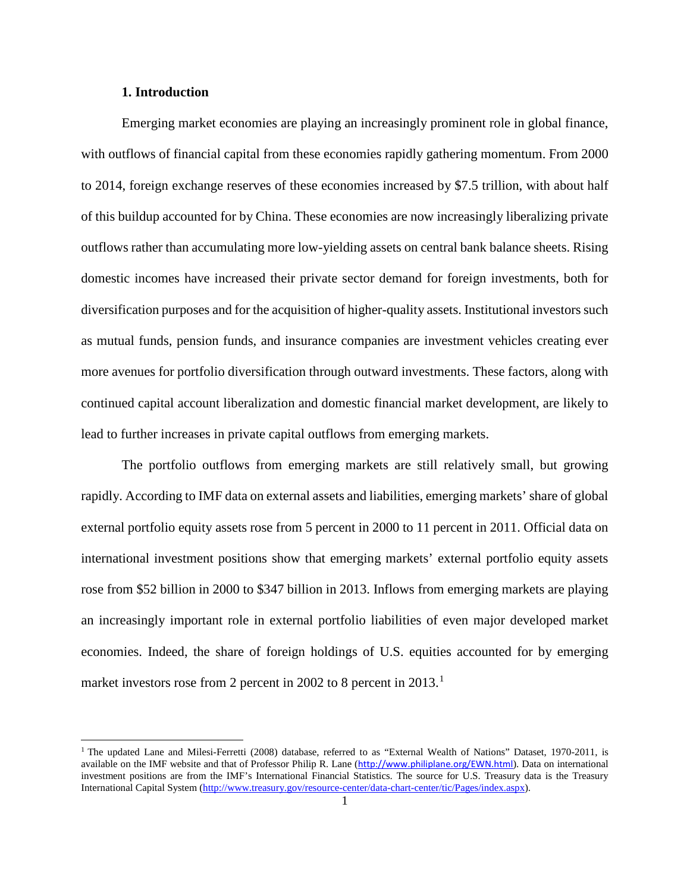## 1. Introduction

Emerging market economies are playing an increasingly prominent role in global finance, with outflows of financial capital from these economies rapidly gathering momentum. From 2000 to 2014, foreign exchange reserves of these economies increased by $7.5 trillion, with about half of this buildup accounted for by China. These economies are now increasingly liberalizing private outflows rather than accumulating more low-yielding assets on central bank balance sheets. Rising domestic incomes have increased their private sector demand for foreign investments, both for diversification purposes and for the acquisition of higher-quality assets. Institutional investors such as mutual funds, pension funds, and insurance companies are investment vehicles creating ever more avenues for portfolio diversification through outward investments. These factors, along with continued capital account liberalization and domestic financial market development, are likely to lead to further increases in private capital outflows from emerging markets.

The portfolio outflows from emerging markets are still relatively small, but growing rapidly. According to IMF data on external assets and liabilities, emerging markets' share of global external portfolio equity assets rose from 5 percent in 2000 to 11 percent in 2011. Official data on international investment positions show that emerging markets' external portfolio equity assets rose from $52 billion in 2000 to $347 billion in 2013. Inflows from emerging markets are playing an increasingly important role in external portfolio liabilities of even major developed market economies. Indeed, the share of foreign holdings of U.S. equities accounted for by emerging market investors rose from 2 percent in 2002 to 8 percent in 2013.[1]

[1] The updated Lane and Milesi-Ferretti (2008) database, referred to as "External Wealth of Nations" Dataset, 1970-2011, is available on the IMF website and that of Professor Philip R. Lane (http://www.philiplane.org/EWN.html). Data on international investment positions are from the IMF's International Financial Statistics. The source for U.S. Treasury data is the Treasury International Capital System (http://www.treasury.gov/resource-center/data-chart-center/tic/Pages/index.aspx).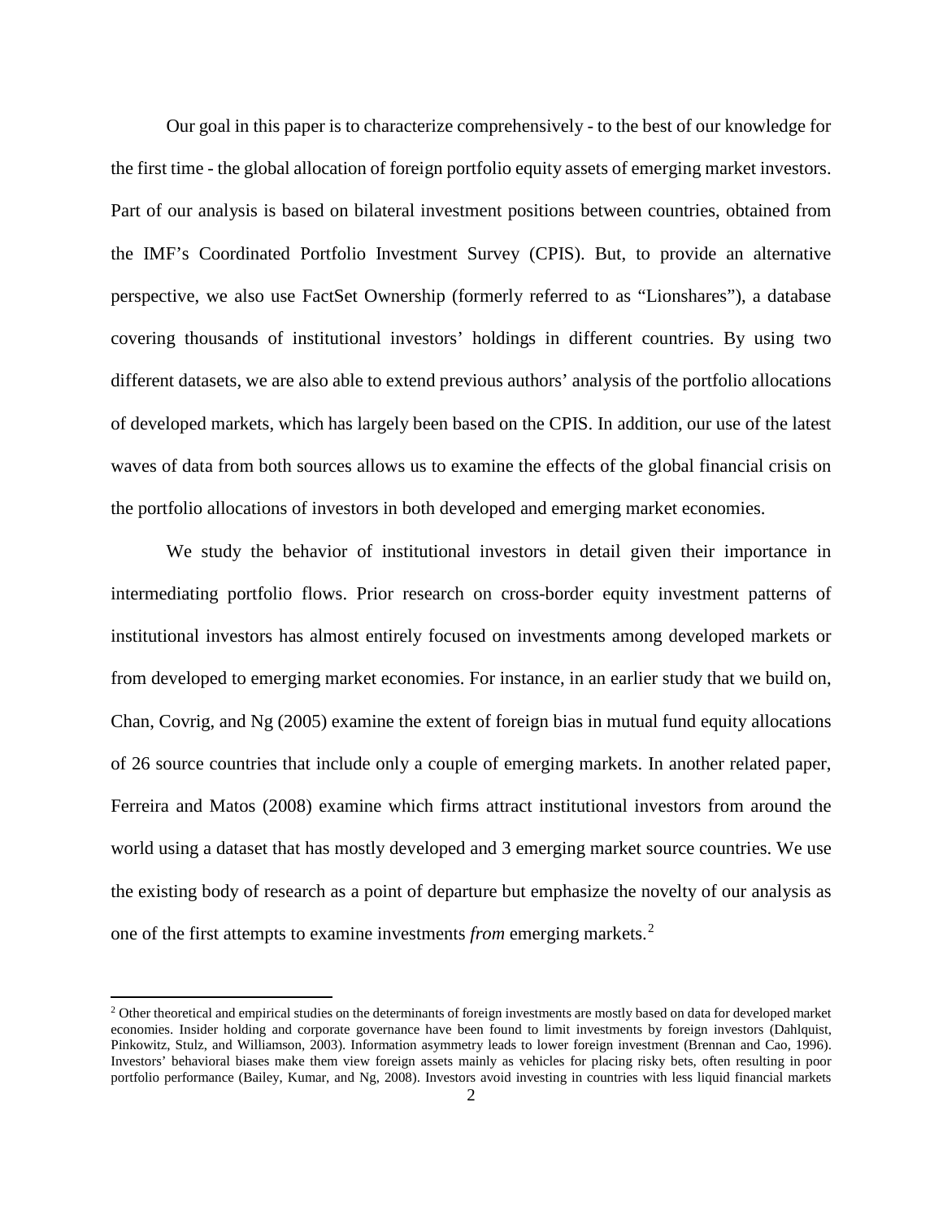Our goal in this paper is to characterize comprehensively - to the best of our knowledge for the first time - the global allocation of foreign portfolio equity assets of emerging market investors. Part of our analysis is based on bilateral investment positions between countries, obtained from the IMF's Coordinated Portfolio Investment Survey (CPIS). But, to provide an alternative perspective, we also use FactSet Ownership (formerly referred to as "Lionshares"), a database covering thousands of institutional investors' holdings in different countries. By using two different datasets, we are also able to extend previous authors' analysis of the portfolio allocations of developed markets, which has largely been based on the CPIS. In addition, our use of the latest waves of data from both sources allows us to examine the effects of the global financial crisis on the portfolio allocations of investors in both developed and emerging market economies.

We study the behavior of institutional investors in detail given their importance in intermediating portfolio flows. Prior research on cross-border equity investment patterns of institutional investors has almost entirely focused on investments among developed markets or from developed to emerging market economies. For instance, in an earlier study that we build on, Chan, Covrig, and Ng (2005) examine the extent of foreign bias in mutual fund equity allocations of 26 source countries that include only a couple of emerging markets. In another related paper, Ferreira and Matos (2008) examine which firms attract institutional investors from around the world using a dataset that has mostly developed and 3 emerging market source countries. We use the existing body of research as a point of departure but emphasize the novelty of our analysis as one of the first attempts to examine investments *from* emerging markets.[2]

[2] Other theoretical and empirical studies on the determinants of foreign investments are mostly based on data for developed market economies. Insider holding and corporate governance have been found to limit investments by foreign investors (Dahlquist, Pinkowitz, Stulz, and Williamson, 2003). Information asymmetry leads to lower foreign investment (Brennan and Cao, 1996). Investors' behavioral biases make them view foreign assets mainly as vehicles for placing risky bets, often resulting in poor portfolio performance (Bailey, Kumar, and Ng, 2008). Investors avoid investing in countries with less liquid financial markets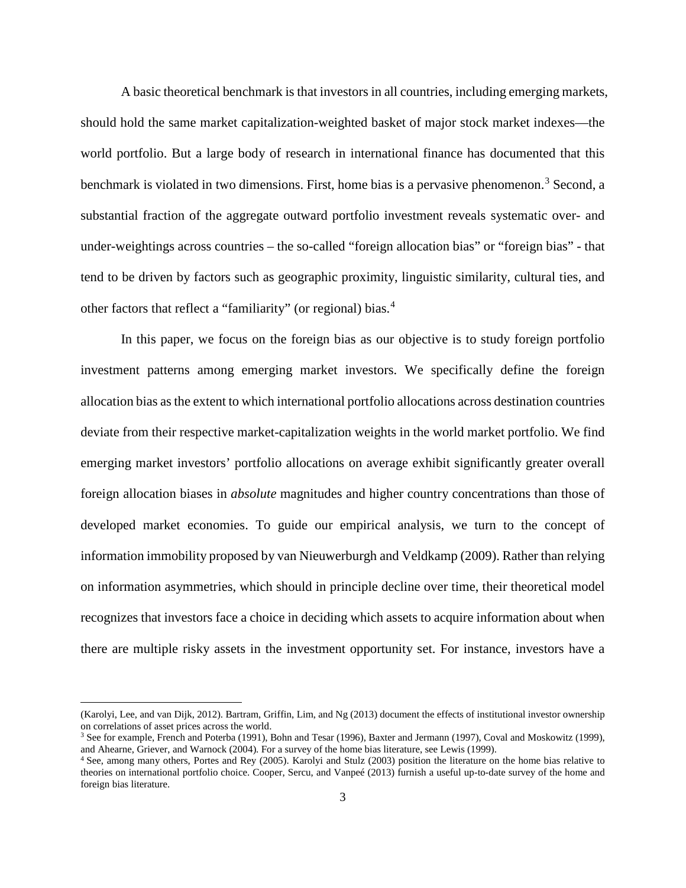A basic theoretical benchmark is that investors in all countries, including emerging markets, should hold the same market capitalization-weighted basket of major stock market indexes—the world portfolio. But a large body of research in international finance has documented that this benchmark is violated in two dimensions. First, home bias is a pervasive phenomenon.[3] Second, a substantial fraction of the aggregate outward portfolio investment reveals systematic over- and under-weightings across countries – the so-called "foreign allocation bias" or "foreign bias" - that tend to be driven by factors such as geographic proximity, linguistic similarity, cultural ties, and other factors that reflect a "familiarity" (or regional) bias.[4]

In this paper, we focus on the foreign bias as our objective is to study foreign portfolio investment patterns among emerging market investors. We specifically define the foreign allocation bias as the extent to which international portfolio allocations across destination countries deviate from their respective market-capitalization weights in the world market portfolio. We find emerging market investors' portfolio allocations on average exhibit significantly greater overall foreign allocation biases in *absolute* magnitudes and higher country concentrations than those of developed market economies. To guide our empirical analysis, we turn to the concept of information immobility proposed by van Nieuwerburgh and Veldkamp (2009). Rather than relying on information asymmetries, which should in principle decline over time, their theoretical model recognizes that investors face a choice in deciding which assets to acquire information about when there are multiple risky assets in the investment opportunity set. For instance, investors have a

(Karolyi, Lee, and van Dijk, 2012). Bartram, Griffin, Lim, and Ng (2013) document the effects of institutional investor ownership on correlations of asset prices across the world.

[3] See for example, French and Poterba (1991), Bohn and Tesar (1996), Baxter and Jermann (1997), Coval and Moskowitz (1999), and Ahearne, Griever, and Warnock (2004). For a survey of the home bias literature, see Lewis (1999).

[4] See, among many others, Portes and Rey (2005). Karolyi and Stulz (2003) position the literature on the home bias relative to theories on international portfolio choice. Cooper, Sercu, and Vanpeé (2013) furnish a useful up-to-date survey of the home and foreign bias literature.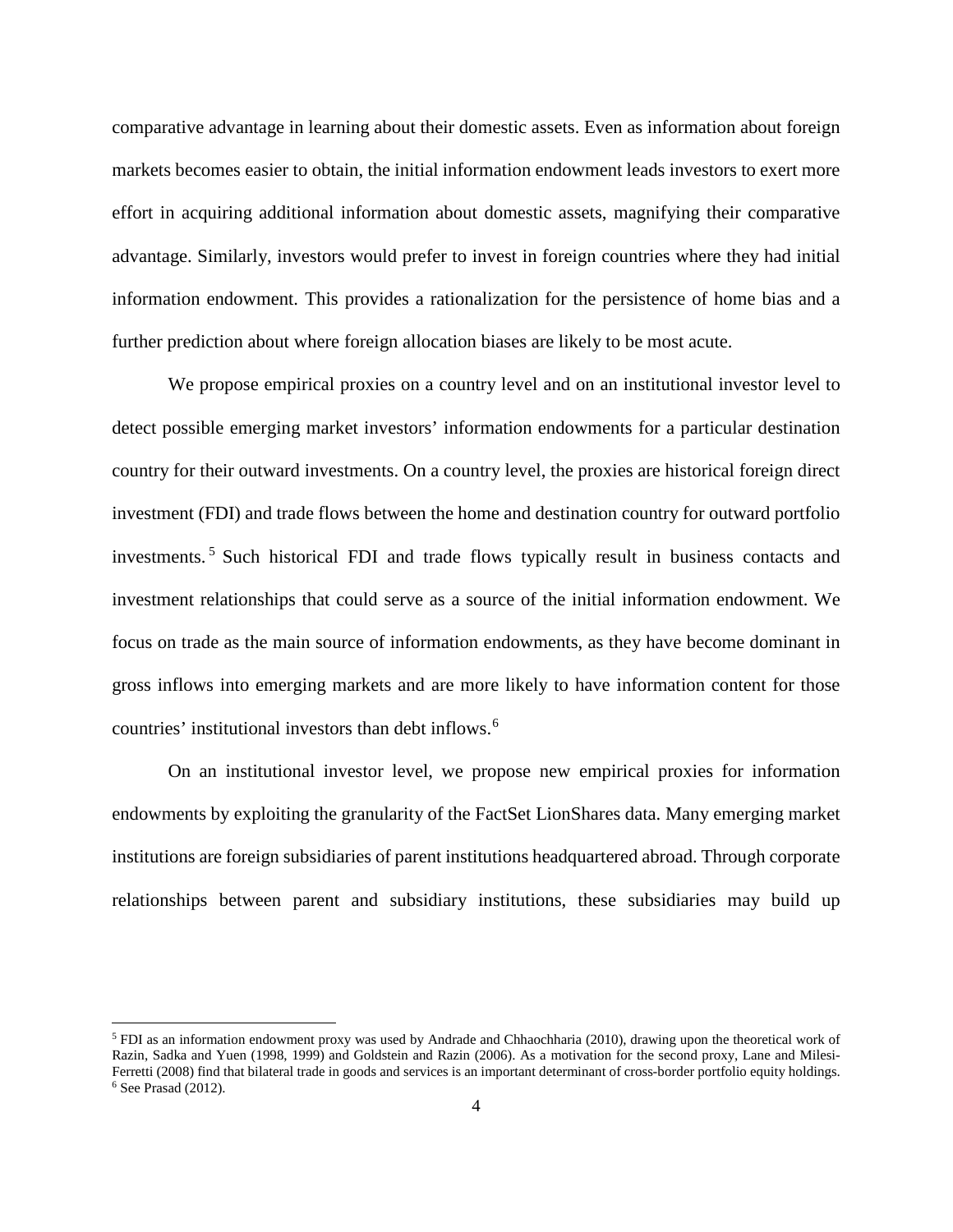comparative advantage in learning about their domestic assets. Even as information about foreign markets becomes easier to obtain, the initial information endowment leads investors to exert more effort in acquiring additional information about domestic assets, magnifying their comparative advantage. Similarly, investors would prefer to invest in foreign countries where they had initial information endowment. This provides a rationalization for the persistence of home bias and a further prediction about where foreign allocation biases are likely to be most acute.

We propose empirical proxies on a country level and on an institutional investor level to detect possible emerging market investors' information endowments for a particular destination country for their outward investments. On a country level, the proxies are historical foreign direct investment (FDI) and trade flows between the home and destination country for outward portfolio investments.[5] Such historical FDI and trade flows typically result in business contacts and investment relationships that could serve as a source of the initial information endowment. We focus on trade as the main source of information endowments, as they have become dominant in gross inflows into emerging markets and are more likely to have information content for those countries' institutional investors than debt inflows.[6]

On an institutional investor level, we propose new empirical proxies for information endowments by exploiting the granularity of the FactSet LionShares data. Many emerging market institutions are foreign subsidiaries of parent institutions headquartered abroad. Through corporate relationships between parent and subsidiary institutions, these subsidiaries may build up

[5] FDI as an information endowment proxy was used by Andrade and Chhaochharia (2010), drawing upon the theoretical work of Razin, Sadka and Yuen (1998, 1999) and Goldstein and Razin (2006). As a motivation for the second proxy, Lane and Milesi-Ferretti (2008) find that bilateral trade in goods and services is an important determinant of cross-border portfolio equity holdings.

[6] See Prasad (2012).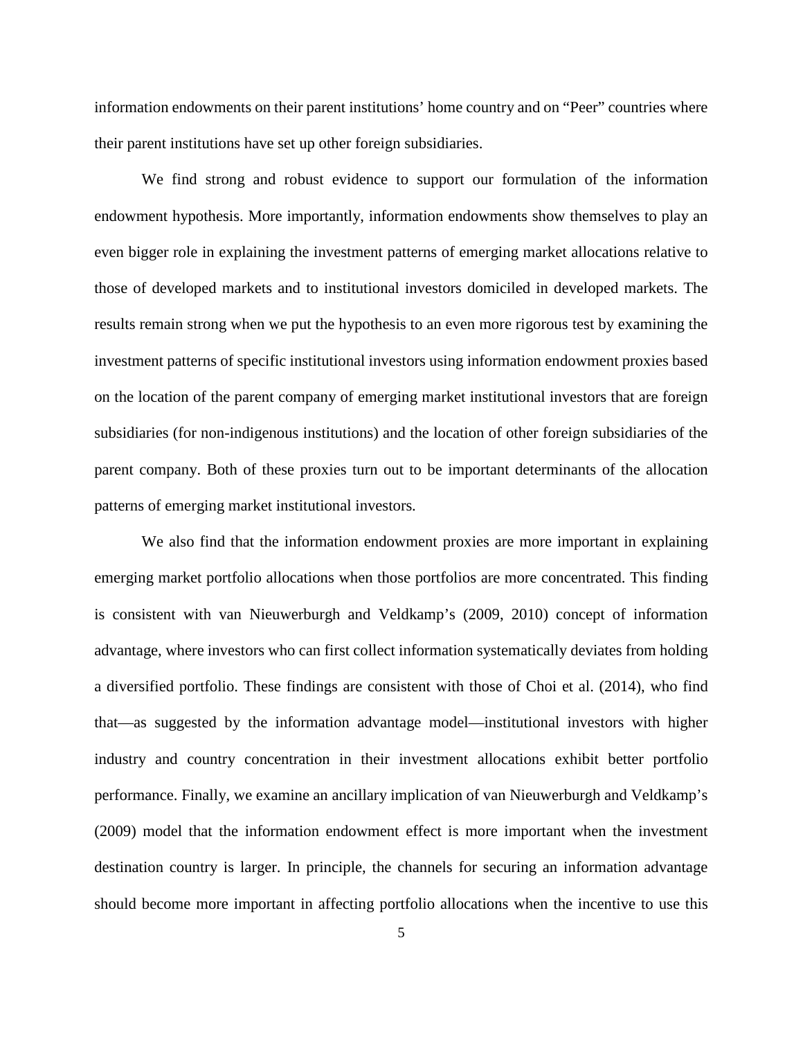information endowments on their parent institutions' home country and on "Peer" countries where their parent institutions have set up other foreign subsidiaries.

We find strong and robust evidence to support our formulation of the information endowment hypothesis. More importantly, information endowments show themselves to play an even bigger role in explaining the investment patterns of emerging market allocations relative to those of developed markets and to institutional investors domiciled in developed markets. The results remain strong when we put the hypothesis to an even more rigorous test by examining the investment patterns of specific institutional investors using information endowment proxies based on the location of the parent company of emerging market institutional investors that are foreign subsidiaries (for non-indigenous institutions) and the location of other foreign subsidiaries of the parent company. Both of these proxies turn out to be important determinants of the allocation patterns of emerging market institutional investors.

We also find that the information endowment proxies are more important in explaining emerging market portfolio allocations when those portfolios are more concentrated. This finding is consistent with van Nieuwerburgh and Veldkamp's (2009, 2010) concept of information advantage, where investors who can first collect information systematically deviates from holding a diversified portfolio. These findings are consistent with those of Choi et al. (2014), who find that—as suggested by the information advantage model—institutional investors with higher industry and country concentration in their investment allocations exhibit better portfolio performance. Finally, we examine an ancillary implication of van Nieuwerburgh and Veldkamp's (2009) model that the information endowment effect is more important when the investment destination country is larger. In principle, the channels for securing an information advantage should become more important in affecting portfolio allocations when the incentive to use this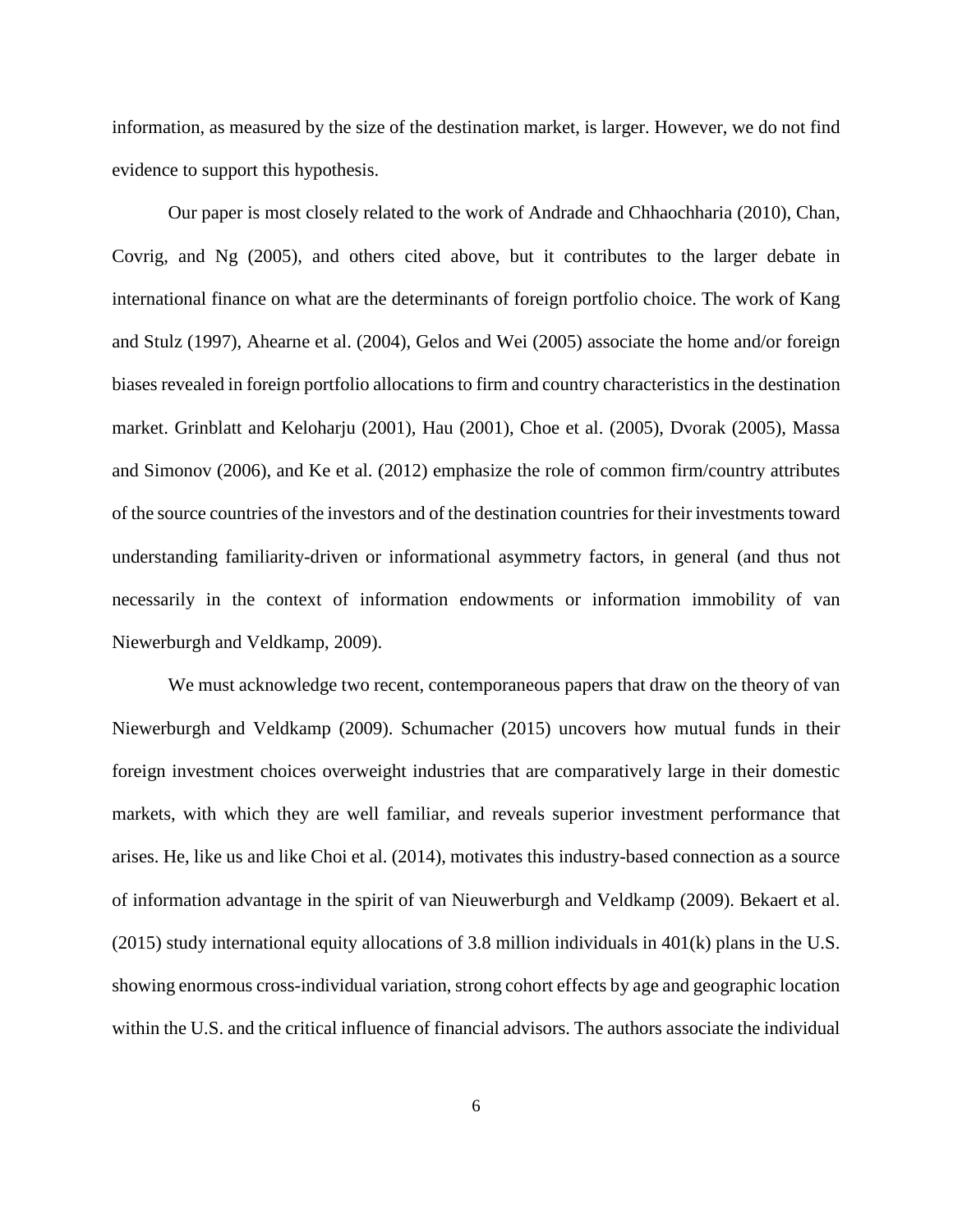information, as measured by the size of the destination market, is larger. However, we do not find evidence to support this hypothesis.

Our paper is most closely related to the work of Andrade and Chhaochharia (2010), Chan, Covrig, and Ng (2005), and others cited above, but it contributes to the larger debate in international finance on what are the determinants of foreign portfolio choice. The work of Kang and Stulz (1997), Ahearne et al. (2004), Gelos and Wei (2005) associate the home and/or foreign biases revealed in foreign portfolio allocations to firm and country characteristics in the destination market. Grinblatt and Keloharju (2001), Hau (2001), Choe et al. (2005), Dvorak (2005), Massa and Simonov (2006), and Ke et al. (2012) emphasize the role of common firm/country attributes of the source countries of the investors and of the destination countries for their investments toward understanding familiarity-driven or informational asymmetry factors, in general (and thus not necessarily in the context of information endowments or information immobility of van Niewerburgh and Veldkamp, 2009).

We must acknowledge two recent, contemporaneous papers that draw on the theory of van Niewerburgh and Veldkamp (2009). Schumacher (2015) uncovers how mutual funds in their foreign investment choices overweight industries that are comparatively large in their domestic markets, with which they are well familiar, and reveals superior investment performance that arises. He, like us and like Choi et al. (2014), motivates this industry-based connection as a source of information advantage in the spirit of van Nieuwerburgh and Veldkamp (2009). Bekaert et al. (2015) study international equity allocations of 3.8 million individuals in 401(k) plans in the U.S. showing enormous cross-individual variation, strong cohort effects by age and geographic location within the U.S. and the critical influence of financial advisors. The authors associate the individual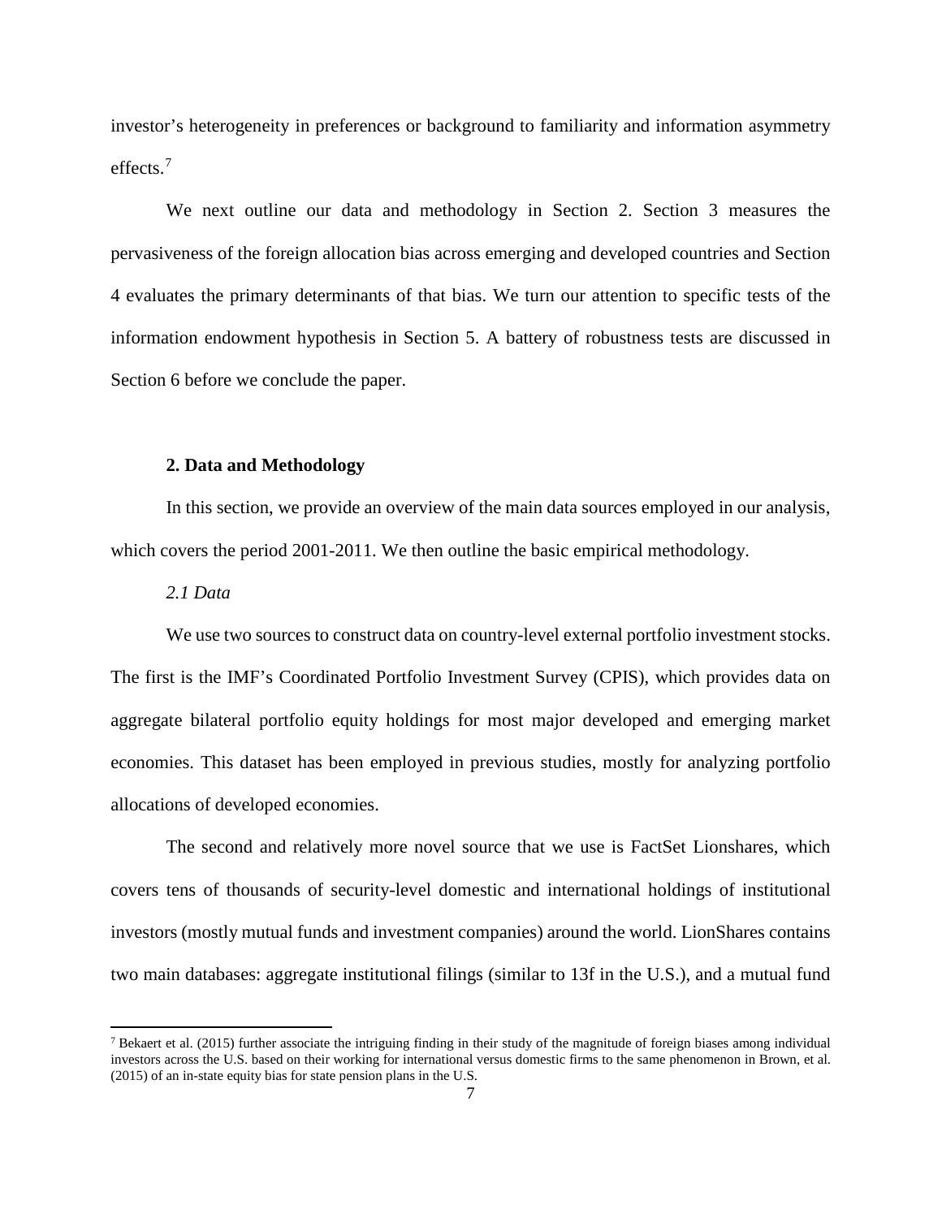investor's heterogeneity in preferences or background to familiarity and information asymmetry effects.[7]

We next outline our data and methodology in Section 2. Section 3 measures the pervasiveness of the foreign allocation bias across emerging and developed countries and Section 4 evaluates the primary determinants of that bias. We turn our attention to specific tests of the information endowment hypothesis in Section 5. A battery of robustness tests are discussed in Section 6 before we conclude the paper.

## 2. Data and Methodology

In this section, we provide an overview of the main data sources employed in our analysis, which covers the period 2001-2011. We then outline the basic empirical methodology.

### *2.1 Data*

We use two sources to construct data on country-level external portfolio investment stocks. The first is the IMF's Coordinated Portfolio Investment Survey (CPIS), which provides data on aggregate bilateral portfolio equity holdings for most major developed and emerging market economies. This dataset has been employed in previous studies, mostly for analyzing portfolio allocations of developed economies.

The second and relatively more novel source that we use is FactSet Lionshares, which covers tens of thousands of security-level domestic and international holdings of institutional investors (mostly mutual funds and investment companies) around the world. LionShares contains two main databases: aggregate institutional filings (similar to 13f in the U.S.), and a mutual fund

[7] Bekaert et al. (2015) further associate the intriguing finding in their study of the magnitude of foreign biases among individual investors across the U.S. based on their working for international versus domestic firms to the same phenomenon in Brown, et al. (2015) of an in-state equity bias for state pension plans in the U.S.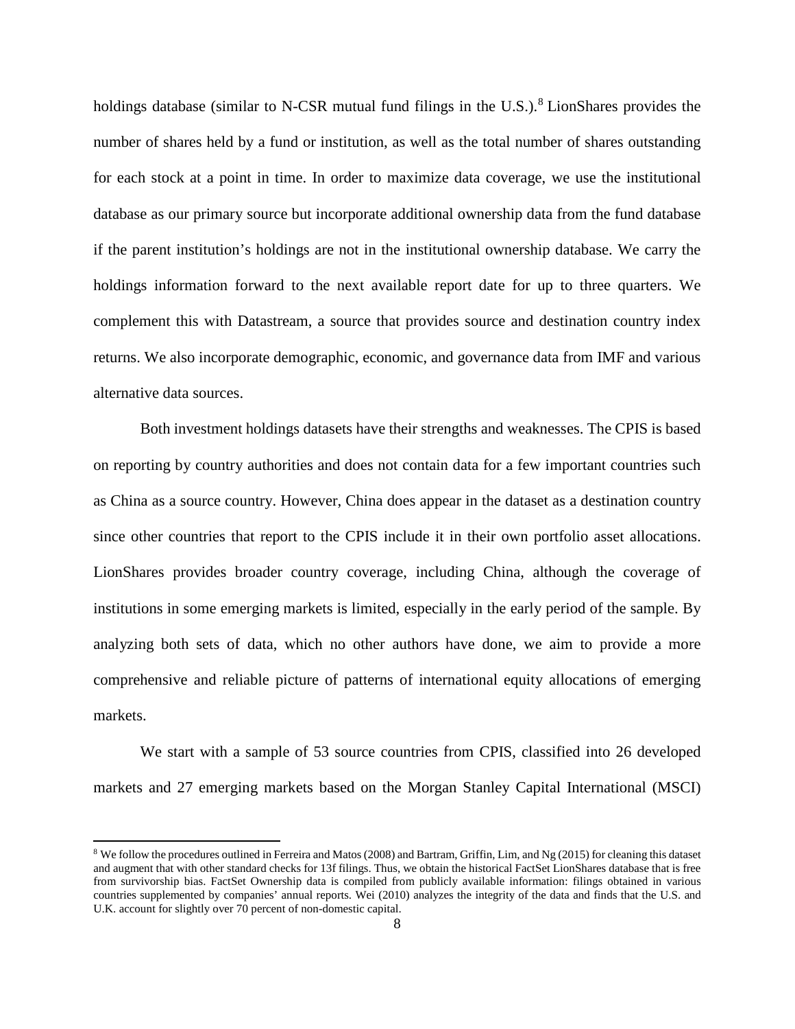holdings database (similar to N-CSR mutual fund filings in the U.S.).[8] LionShares provides the number of shares held by a fund or institution, as well as the total number of shares outstanding for each stock at a point in time. In order to maximize data coverage, we use the institutional database as our primary source but incorporate additional ownership data from the fund database if the parent institution's holdings are not in the institutional ownership database. We carry the holdings information forward to the next available report date for up to three quarters. We complement this with Datastream, a source that provides source and destination country index returns. We also incorporate demographic, economic, and governance data from IMF and various alternative data sources.

Both investment holdings datasets have their strengths and weaknesses. The CPIS is based on reporting by country authorities and does not contain data for a few important countries such as China as a source country. However, China does appear in the dataset as a destination country since other countries that report to the CPIS include it in their own portfolio asset allocations. LionShares provides broader country coverage, including China, although the coverage of institutions in some emerging markets is limited, especially in the early period of the sample. By analyzing both sets of data, which no other authors have done, we aim to provide a more comprehensive and reliable picture of patterns of international equity allocations of emerging markets.

We start with a sample of 53 source countries from CPIS, classified into 26 developed markets and 27 emerging markets based on the Morgan Stanley Capital International (MSCI)

---

[8] We follow the procedures outlined in Ferreira and Matos (2008) and Bartram, Griffin, Lim, and Ng (2015) for cleaning this dataset and augment that with other standard checks for 13f filings. Thus, we obtain the historical FactSet LionShares database that is free from survivorship bias. FactSet Ownership data is compiled from publicly available information: filings obtained in various countries supplemented by companies' annual reports. Wei (2010) analyzes the integrity of the data and finds that the U.S. and U.K. account for slightly over 70 percent of non-domestic capital.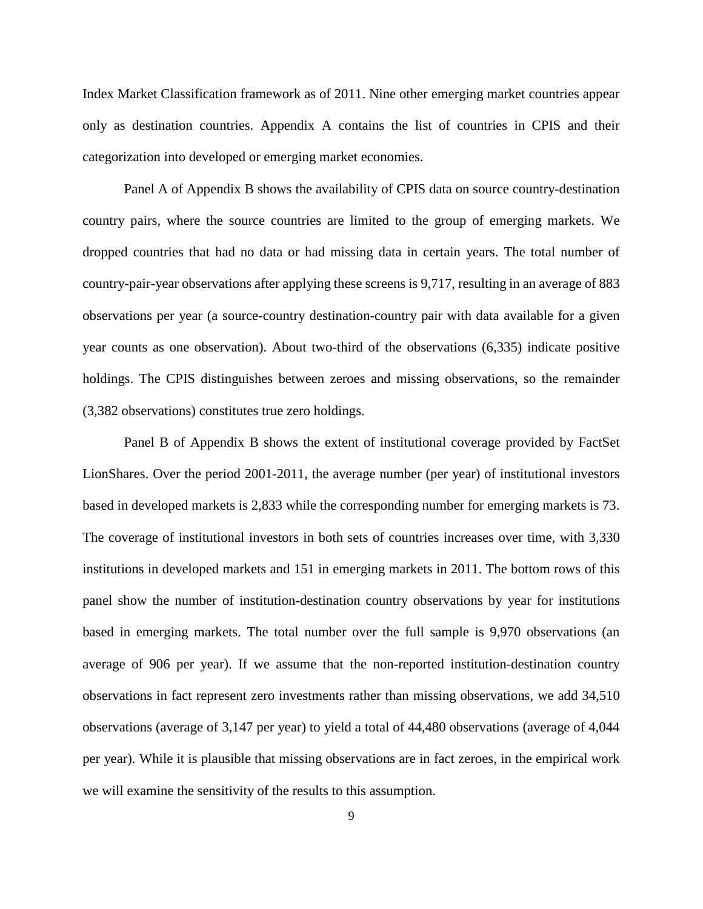Index Market Classification framework as of 2011. Nine other emerging market countries appear only as destination countries. Appendix A contains the list of countries in CPIS and their categorization into developed or emerging market economies.

Panel A of Appendix B shows the availability of CPIS data on source country-destination country pairs, where the source countries are limited to the group of emerging markets. We dropped countries that had no data or had missing data in certain years. The total number of country-pair-year observations after applying these screens is 9,717, resulting in an average of 883 observations per year (a source-country destination-country pair with data available for a given year counts as one observation). About two-third of the observations (6,335) indicate positive holdings. The CPIS distinguishes between zeroes and missing observations, so the remainder (3,382 observations) constitutes true zero holdings.

Panel B of Appendix B shows the extent of institutional coverage provided by FactSet LionShares. Over the period 2001-2011, the average number (per year) of institutional investors based in developed markets is 2,833 while the corresponding number for emerging markets is 73. The coverage of institutional investors in both sets of countries increases over time, with 3,330 institutions in developed markets and 151 in emerging markets in 2011. The bottom rows of this panel show the number of institution-destination country observations by year for institutions based in emerging markets. The total number over the full sample is 9,970 observations (an average of 906 per year). If we assume that the non-reported institution-destination country observations in fact represent zero investments rather than missing observations, we add 34,510 observations (average of 3,147 per year) to yield a total of 44,480 observations (average of 4,044 per year). While it is plausible that missing observations are in fact zeroes, in the empirical work we will examine the sensitivity of the results to this assumption.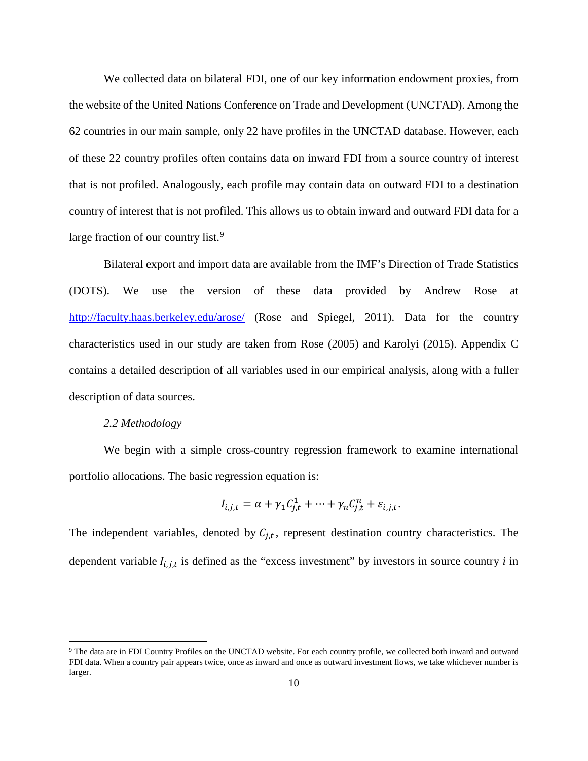We collected data on bilateral FDI, one of our key information endowment proxies, from the website of the United Nations Conference on Trade and Development (UNCTAD). Among the 62 countries in our main sample, only 22 have profiles in the UNCTAD database. However, each of these 22 country profiles often contains data on inward FDI from a source country of interest that is not profiled. Analogously, each profile may contain data on outward FDI to a destination country of interest that is not profiled. This allows us to obtain inward and outward FDI data for a large fraction of our country list.[9]

Bilateral export and import data are available from the IMF's Direction of Trade Statistics (DOTS). We use the version of these data provided by Andrew Rose at http://faculty.haas.berkeley.edu/arose/ (Rose and Spiegel, 2011). Data for the country characteristics used in our study are taken from Rose (2005) and Karolyi (2015). Appendix C contains a detailed description of all variables used in our empirical analysis, along with a fuller description of data sources.

### *2.2 Methodology*

We begin with a simple cross-country regression framework to examine international portfolio allocations. The basic regression equation is:

$$I_{i,j,t} = \alpha + \gamma_1 C_{j,t}^1 + \cdots + \gamma_n C_{j,t}^n + \varepsilon_{i,j,t}.$$

The independent variables, denoted by $C_{j,t}$, represent destination country characteristics. The dependent variable $I_{i,j,t}$ is defined as the "excess investment" by investors in source country *i* in

[9] The data are in FDI Country Profiles on the UNCTAD website. For each country profile, we collected both inward and outward FDI data. When a country pair appears twice, once as inward and once as outward investment flows, we take whichever number is larger.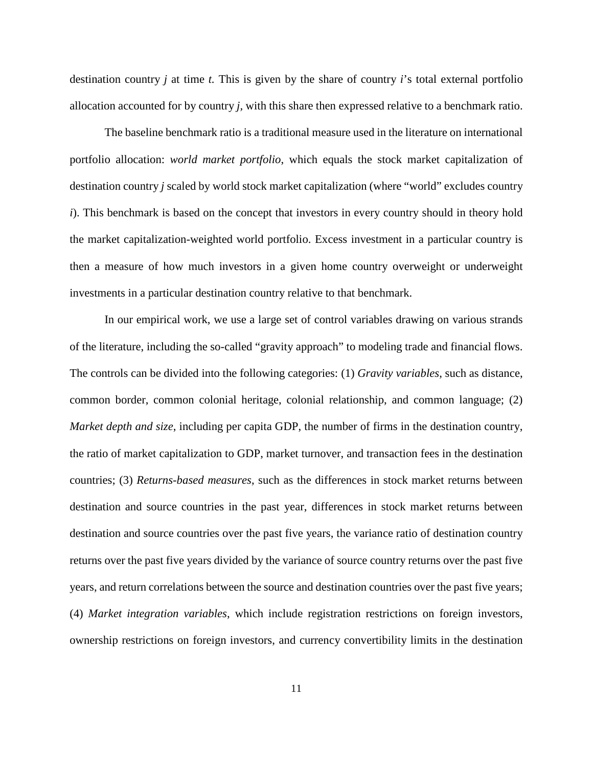destination country $j$ at time $t$. This is given by the share of country $i$'s total external portfolio allocation accounted for by country $j$, with this share then expressed relative to a benchmark ratio.

The baseline benchmark ratio is a traditional measure used in the literature on international portfolio allocation: *world market portfolio*, which equals the stock market capitalization of destination country $j$ scaled by world stock market capitalization (where "world" excludes country $i$). This benchmark is based on the concept that investors in every country should in theory hold the market capitalization-weighted world portfolio. Excess investment in a particular country is then a measure of how much investors in a given home country overweight or underweight investments in a particular destination country relative to that benchmark.

In our empirical work, we use a large set of control variables drawing on various strands of the literature, including the so-called "gravity approach" to modeling trade and financial flows. The controls can be divided into the following categories: (1) *Gravity variables*, such as distance, common border, common colonial heritage, colonial relationship, and common language; (2) *Market depth and size*, including per capita GDP, the number of firms in the destination country, the ratio of market capitalization to GDP, market turnover, and transaction fees in the destination countries; (3) *Returns-based measures*, such as the differences in stock market returns between destination and source countries in the past year, differences in stock market returns between destination and source countries over the past five years, the variance ratio of destination country returns over the past five years divided by the variance of source country returns over the past five years, and return correlations between the source and destination countries over the past five years; (4) *Market integration variables*, which include registration restrictions on foreign investors, ownership restrictions on foreign investors, and currency convertibility limits in the destination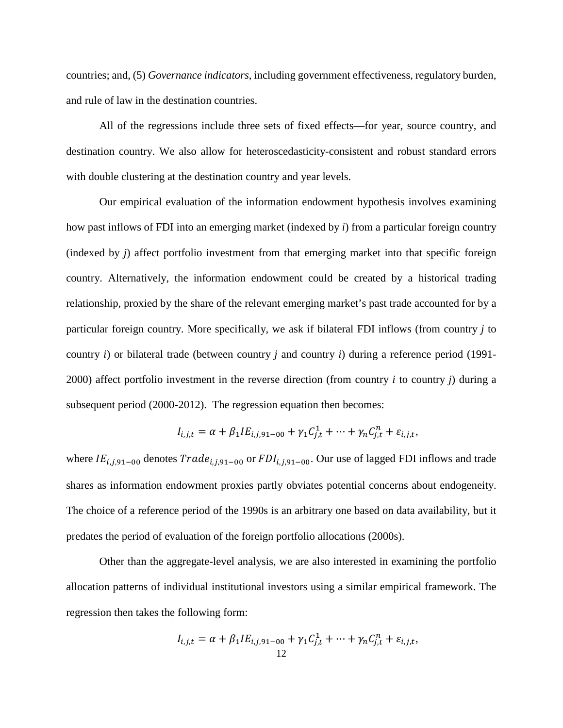countries; and, (5) *Governance indicators*, including government effectiveness, regulatory burden, and rule of law in the destination countries.

All of the regressions include three sets of fixed effects—for year, source country, and destination country. We also allow for heteroscedasticity-consistent and robust standard errors with double clustering at the destination country and year levels.

Our empirical evaluation of the information endowment hypothesis involves examining how past inflows of FDI into an emerging market (indexed by *i*) from a particular foreign country (indexed by *j*) affect portfolio investment from that emerging market into that specific foreign country. Alternatively, the information endowment could be created by a historical trading relationship, proxied by the share of the relevant emerging market's past trade accounted for by a particular foreign country. More specifically, we ask if bilateral FDI inflows (from country *j* to country *i*) or bilateral trade (between country *j* and country *i*) during a reference period (1991-2000) affect portfolio investment in the reverse direction (from country *i* to country *j*) during a subsequent period (2000-2012). The regression equation then becomes:

$$I_{i,j,t} = \alpha + \beta_1 IE_{i,j,91-00} + \gamma_1 C_{j,t}^1 + \cdots + \gamma_n C_{j,t}^n + \varepsilon_{i,j,t},$$

where $IE_{i,j,91-00}$ denotes $Trade_{i,j,91-00}$ or $FDI_{i,j,91-00}$. Our use of lagged FDI inflows and trade shares as information endowment proxies partly obviates potential concerns about endogeneity. The choice of a reference period of the 1990s is an arbitrary one based on data availability, but it predates the period of evaluation of the foreign portfolio allocations (2000s).

Other than the aggregate-level analysis, we are also interested in examining the portfolio allocation patterns of individual institutional investors using a similar empirical framework. The regression then takes the following form:

$$I_{i,j,t} = \alpha + \beta_1 IE_{i,j,91-00} + \gamma_1 C_{j,t}^1 + \cdots + \gamma_n C_{j,t}^n + \varepsilon_{i,j,t},$$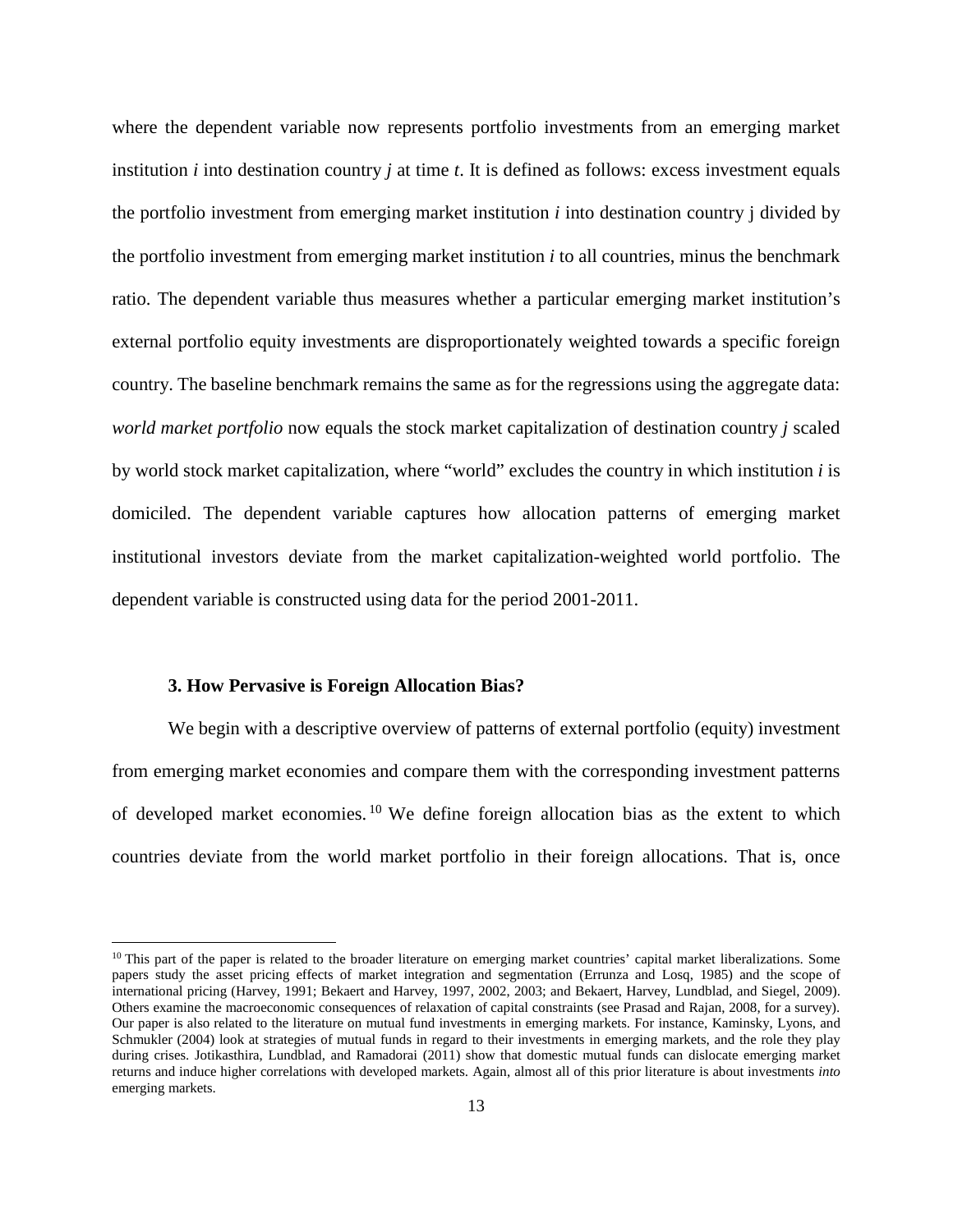where the dependent variable now represents portfolio investments from an emerging market institution $i$ into destination country $j$ at time $t$. It is defined as follows: excess investment equals the portfolio investment from emerging market institution $i$ into destination country j divided by the portfolio investment from emerging market institution $i$ to all countries, minus the benchmark ratio. The dependent variable thus measures whether a particular emerging market institution's external portfolio equity investments are disproportionately weighted towards a specific foreign country. The baseline benchmark remains the same as for the regressions using the aggregate data: *world market portfolio* now equals the stock market capitalization of destination country $j$ scaled by world stock market capitalization, where "world" excludes the country in which institution $i$ is domiciled. The dependent variable captures how allocation patterns of emerging market institutional investors deviate from the market capitalization-weighted world portfolio. The dependent variable is constructed using data for the period 2001-2011.

### 3. How Pervasive is Foreign Allocation Bias?

We begin with a descriptive overview of patterns of external portfolio (equity) investment from emerging market economies and compare them with the corresponding investment patterns of developed market economies.[10] We define foreign allocation bias as the extent to which countries deviate from the world market portfolio in their foreign allocations. That is, once

[10] This part of the paper is related to the broader literature on emerging market countries' capital market liberalizations. Some papers study the asset pricing effects of market integration and segmentation (Errunza and Losq, 1985) and the scope of international pricing (Harvey, 1991; Bekaert and Harvey, 1997, 2002, 2003; and Bekaert, Harvey, Lundblad, and Siegel, 2009). Others examine the macroeconomic consequences of relaxation of capital constraints (see Prasad and Rajan, 2008, for a survey). Our paper is also related to the literature on mutual fund investments in emerging markets. For instance, Kaminsky, Lyons, and Schmukler (2004) look at strategies of mutual funds in regard to their investments in emerging markets, and the role they play during crises. Jotikasthira, Lundblad, and Ramadorai (2011) show that domestic mutual funds can dislocate emerging market returns and induce higher correlations with developed markets. Again, almost all of this prior literature is about investments *into* emerging markets.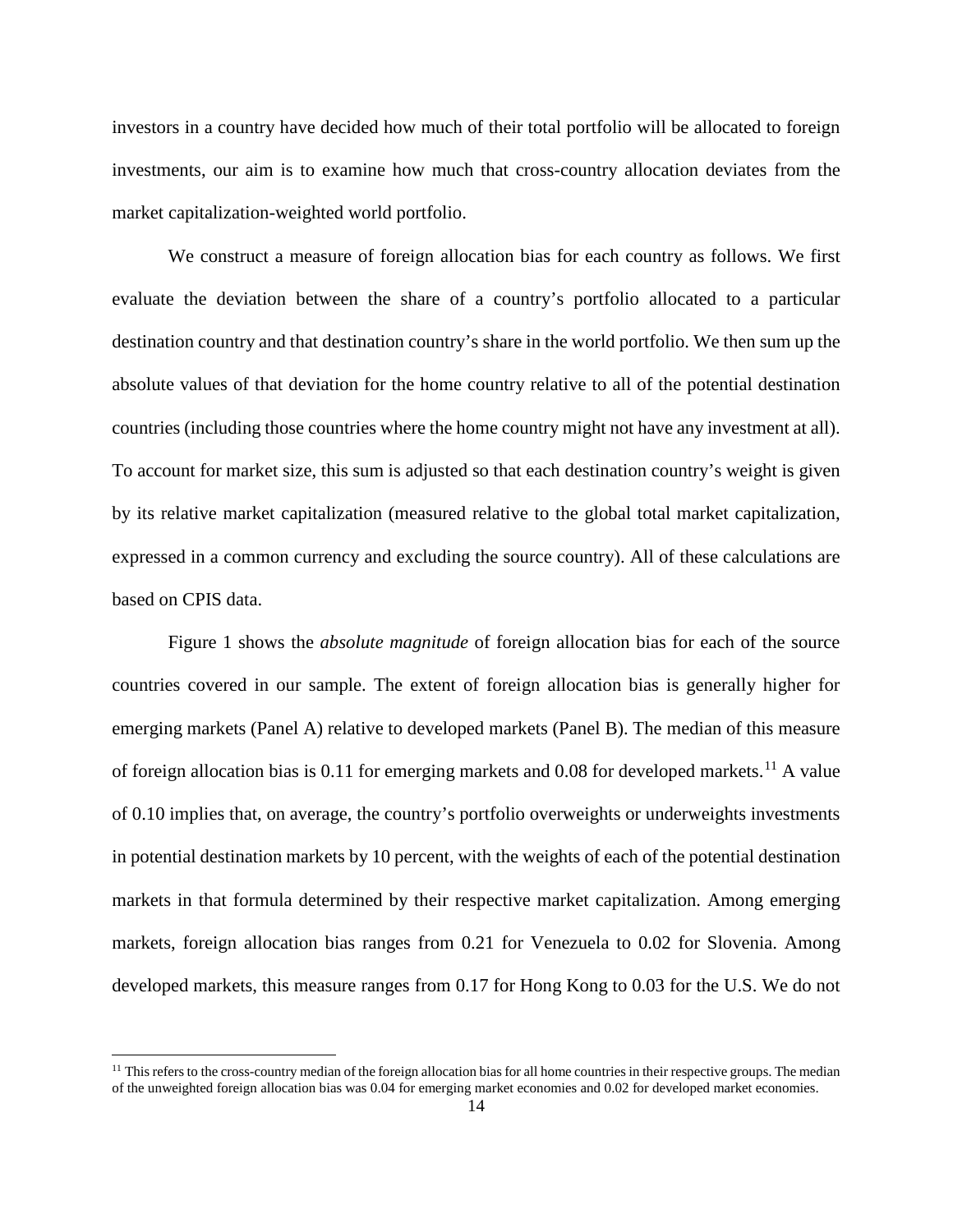investors in a country have decided how much of their total portfolio will be allocated to foreign investments, our aim is to examine how much that cross-country allocation deviates from the market capitalization-weighted world portfolio.

We construct a measure of foreign allocation bias for each country as follows. We first evaluate the deviation between the share of a country's portfolio allocated to a particular destination country and that destination country's share in the world portfolio. We then sum up the absolute values of that deviation for the home country relative to all of the potential destination countries (including those countries where the home country might not have any investment at all). To account for market size, this sum is adjusted so that each destination country's weight is given by its relative market capitalization (measured relative to the global total market capitalization, expressed in a common currency and excluding the source country). All of these calculations are based on CPIS data.

Figure 1 shows the *absolute magnitude* of foreign allocation bias for each of the source countries covered in our sample. The extent of foreign allocation bias is generally higher for emerging markets (Panel A) relative to developed markets (Panel B). The median of this measure of foreign allocation bias is 0.11 for emerging markets and 0.08 for developed markets.[11] A value of 0.10 implies that, on average, the country's portfolio overweights or underweights investments in potential destination markets by 10 percent, with the weights of each of the potential destination markets in that formula determined by their respective market capitalization. Among emerging markets, foreign allocation bias ranges from 0.21 for Venezuela to 0.02 for Slovenia. Among developed markets, this measure ranges from 0.17 for Hong Kong to 0.03 for the U.S. We do not

[11] This refers to the cross-country median of the foreign allocation bias for all home countries in their respective groups. The median of the unweighted foreign allocation bias was 0.04 for emerging market economies and 0.02 for developed market economies.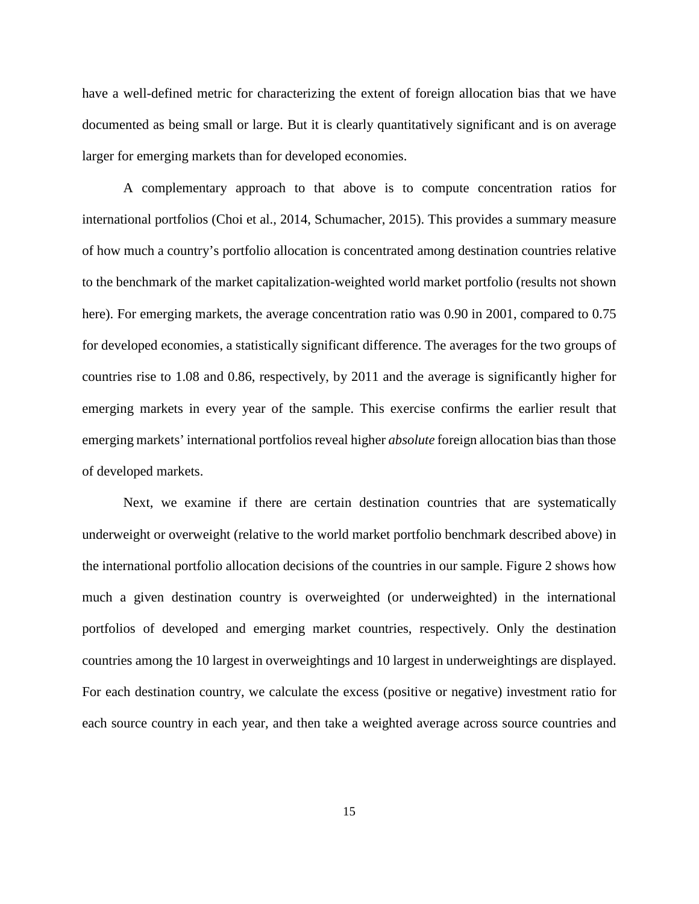have a well-defined metric for characterizing the extent of foreign allocation bias that we have documented as being small or large. But it is clearly quantitatively significant and is on average larger for emerging markets than for developed economies.

A complementary approach to that above is to compute concentration ratios for international portfolios (Choi et al., 2014, Schumacher, 2015). This provides a summary measure of how much a country's portfolio allocation is concentrated among destination countries relative to the benchmark of the market capitalization-weighted world market portfolio (results not shown here). For emerging markets, the average concentration ratio was 0.90 in 2001, compared to 0.75 for developed economies, a statistically significant difference. The averages for the two groups of countries rise to 1.08 and 0.86, respectively, by 2011 and the average is significantly higher for emerging markets in every year of the sample. This exercise confirms the earlier result that emerging markets' international portfolios reveal higher *absolute* foreign allocation bias than those of developed markets.

Next, we examine if there are certain destination countries that are systematically underweight or overweight (relative to the world market portfolio benchmark described above) in the international portfolio allocation decisions of the countries in our sample. Figure 2 shows how much a given destination country is overweighted (or underweighted) in the international portfolios of developed and emerging market countries, respectively. Only the destination countries among the 10 largest in overweightings and 10 largest in underweightings are displayed. For each destination country, we calculate the excess (positive or negative) investment ratio for each source country in each year, and then take a weighted average across source countries and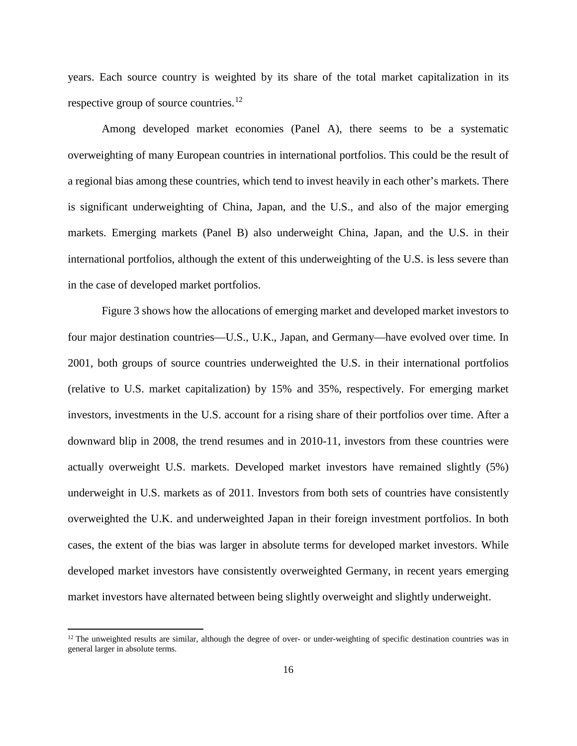years. Each source country is weighted by its share of the total market capitalization in its respective group of source countries.[12]

Among developed market economies (Panel A), there seems to be a systematic overweighting of many European countries in international portfolios. This could be the result of a regional bias among these countries, which tend to invest heavily in each other's markets. There is significant underweighting of China, Japan, and the U.S., and also of the major emerging markets. Emerging markets (Panel B) also underweight China, Japan, and the U.S. in their international portfolios, although the extent of this underweighting of the U.S. is less severe than in the case of developed market portfolios.

Figure 3 shows how the allocations of emerging market and developed market investors to four major destination countries—U.S., U.K., Japan, and Germany—have evolved over time. In 2001, both groups of source countries underweighted the U.S. in their international portfolios (relative to U.S. market capitalization) by 15% and 35%, respectively. For emerging market investors, investments in the U.S. account for a rising share of their portfolios over time. After a downward blip in 2008, the trend resumes and in 2010-11, investors from these countries were actually overweight U.S. markets. Developed market investors have remained slightly (5%) underweight in U.S. markets as of 2011. Investors from both sets of countries have consistently overweighted the U.K. and underweighted Japan in their foreign investment portfolios. In both cases, the extent of the bias was larger in absolute terms for developed market investors. While developed market investors have consistently overweighted Germany, in recent years emerging market investors have alternated between being slightly overweight and slightly underweight.

[12] The unweighted results are similar, although the degree of over- or under-weighting of specific destination countries was in general larger in absolute terms.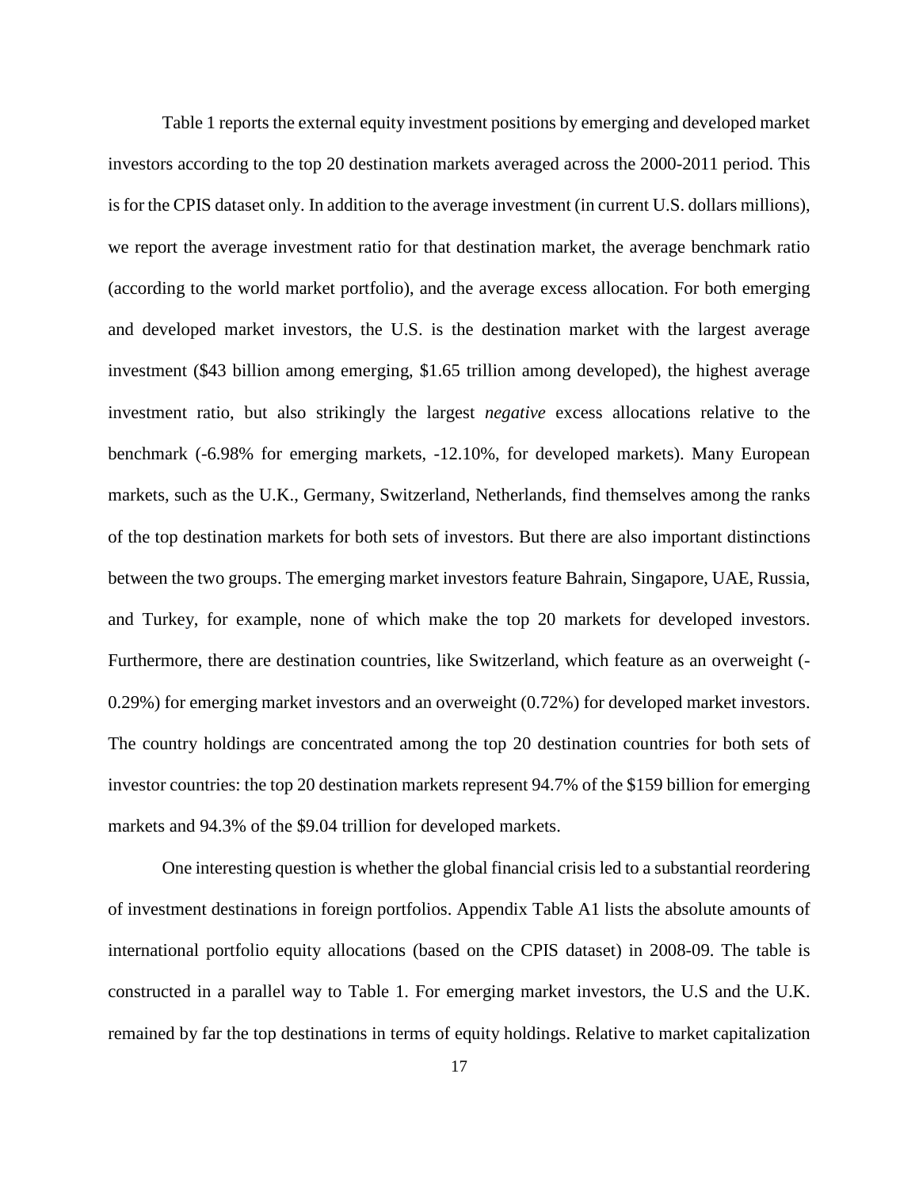Table 1 reports the external equity investment positions by emerging and developed market investors according to the top 20 destination markets averaged across the 2000-2011 period. This is for the CPIS dataset only. In addition to the average investment (in current U.S. dollars millions), we report the average investment ratio for that destination market, the average benchmark ratio (according to the world market portfolio), and the average excess allocation. For both emerging and developed market investors, the U.S. is the destination market with the largest average investment (\$43 billion among emerging, \$1.65 trillion among developed), the highest average investment ratio, but also strikingly the largest *negative* excess allocations relative to the benchmark (-6.98% for emerging markets, -12.10%, for developed markets). Many European markets, such as the U.K., Germany, Switzerland, Netherlands, find themselves among the ranks of the top destination markets for both sets of investors. But there are also important distinctions between the two groups. The emerging market investors feature Bahrain, Singapore, UAE, Russia, and Turkey, for example, none of which make the top 20 markets for developed investors. Furthermore, there are destination countries, like Switzerland, which feature as an overweight (-0.29%) for emerging market investors and an overweight (0.72%) for developed market investors. The country holdings are concentrated among the top 20 destination countries for both sets of investor countries: the top 20 destination markets represent 94.7% of the \$159 billion for emerging markets and 94.3% of the \$9.04 trillion for developed markets.

One interesting question is whether the global financial crisis led to a substantial reordering of investment destinations in foreign portfolios. Appendix Table A1 lists the absolute amounts of international portfolio equity allocations (based on the CPIS dataset) in 2008-09. The table is constructed in a parallel way to Table 1. For emerging market investors, the U.S and the U.K. remained by far the top destinations in terms of equity holdings. Relative to market capitalization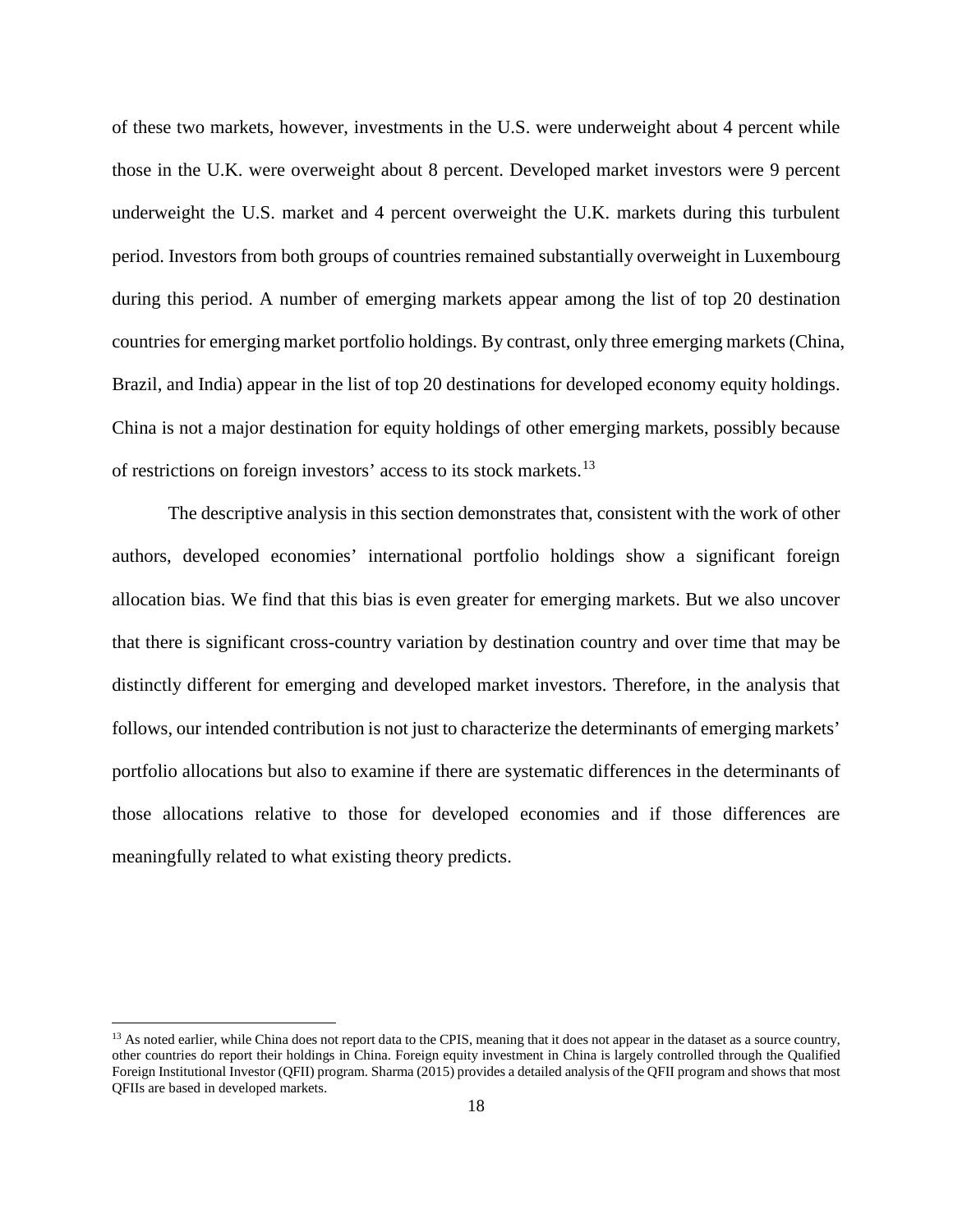of these two markets, however, investments in the U.S. were underweight about 4 percent while those in the U.K. were overweight about 8 percent. Developed market investors were 9 percent underweight the U.S. market and 4 percent overweight the U.K. markets during this turbulent period. Investors from both groups of countries remained substantially overweight in Luxembourg during this period. A number of emerging markets appear among the list of top 20 destination countries for emerging market portfolio holdings. By contrast, only three emerging markets (China, Brazil, and India) appear in the list of top 20 destinations for developed economy equity holdings. China is not a major destination for equity holdings of other emerging markets, possibly because of restrictions on foreign investors' access to its stock markets.[13]

The descriptive analysis in this section demonstrates that, consistent with the work of other authors, developed economies' international portfolio holdings show a significant foreign allocation bias. We find that this bias is even greater for emerging markets. But we also uncover that there is significant cross-country variation by destination country and over time that may be distinctly different for emerging and developed market investors. Therefore, in the analysis that follows, our intended contribution is not just to characterize the determinants of emerging markets' portfolio allocations but also to examine if there are systematic differences in the determinants of those allocations relative to those for developed economies and if those differences are meaningfully related to what existing theory predicts.

[13] As noted earlier, while China does not report data to the CPIS, meaning that it does not appear in the dataset as a source country, other countries do report their holdings in China. Foreign equity investment in China is largely controlled through the Qualified Foreign Institutional Investor (QFII) program. Sharma (2015) provides a detailed analysis of the QFII program and shows that most QFIIs are based in developed markets.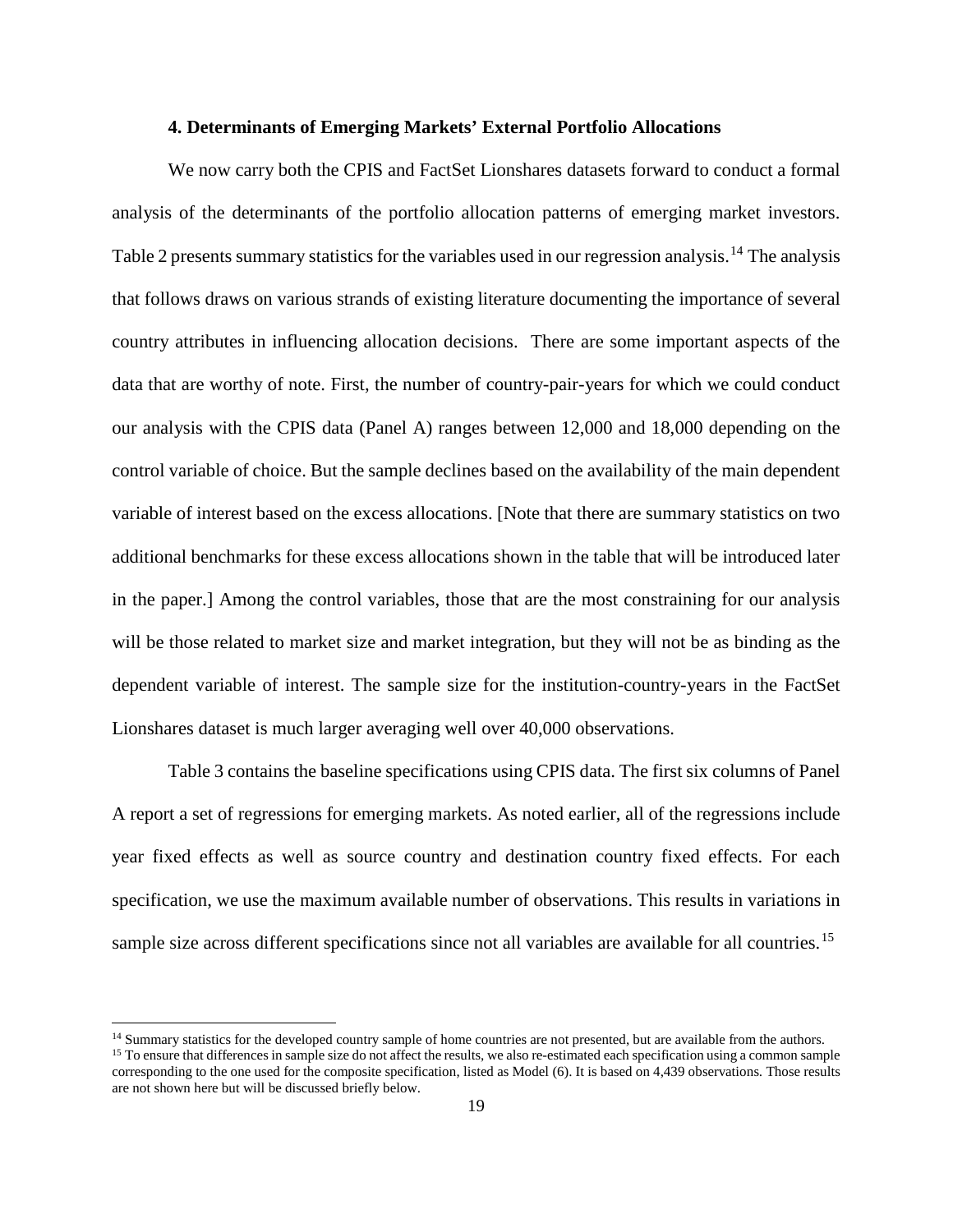### 4. Determinants of Emerging Markets' External Portfolio Allocations

We now carry both the CPIS and FactSet Lionshares datasets forward to conduct a formal analysis of the determinants of the portfolio allocation patterns of emerging market investors. Table 2 presents summary statistics for the variables used in our regression analysis.[14] The analysis that follows draws on various strands of existing literature documenting the importance of several country attributes in influencing allocation decisions. There are some important aspects of the data that are worthy of note. First, the number of country-pair-years for which we could conduct our analysis with the CPIS data (Panel A) ranges between 12,000 and 18,000 depending on the control variable of choice. But the sample declines based on the availability of the main dependent variable of interest based on the excess allocations. [Note that there are summary statistics on two additional benchmarks for these excess allocations shown in the table that will be introduced later in the paper.] Among the control variables, those that are the most constraining for our analysis will be those related to market size and market integration, but they will not be as binding as the dependent variable of interest. The sample size for the institution-country-years in the FactSet Lionshares dataset is much larger averaging well over 40,000 observations.

Table 3 contains the baseline specifications using CPIS data. The first six columns of Panel A report a set of regressions for emerging markets. As noted earlier, all of the regressions include year fixed effects as well as source country and destination country fixed effects. For each specification, we use the maximum available number of observations. This results in variations in sample size across different specifications since not all variables are available for all countries.[15]

[14] Summary statistics for the developed country sample of home countries are not presented, but are available from the authors.

[15] To ensure that differences in sample size do not affect the results, we also re-estimated each specification using a common sample corresponding to the one used for the composite specification, listed as Model (6). It is based on 4,439 observations. Those results are not shown here but will be discussed briefly below.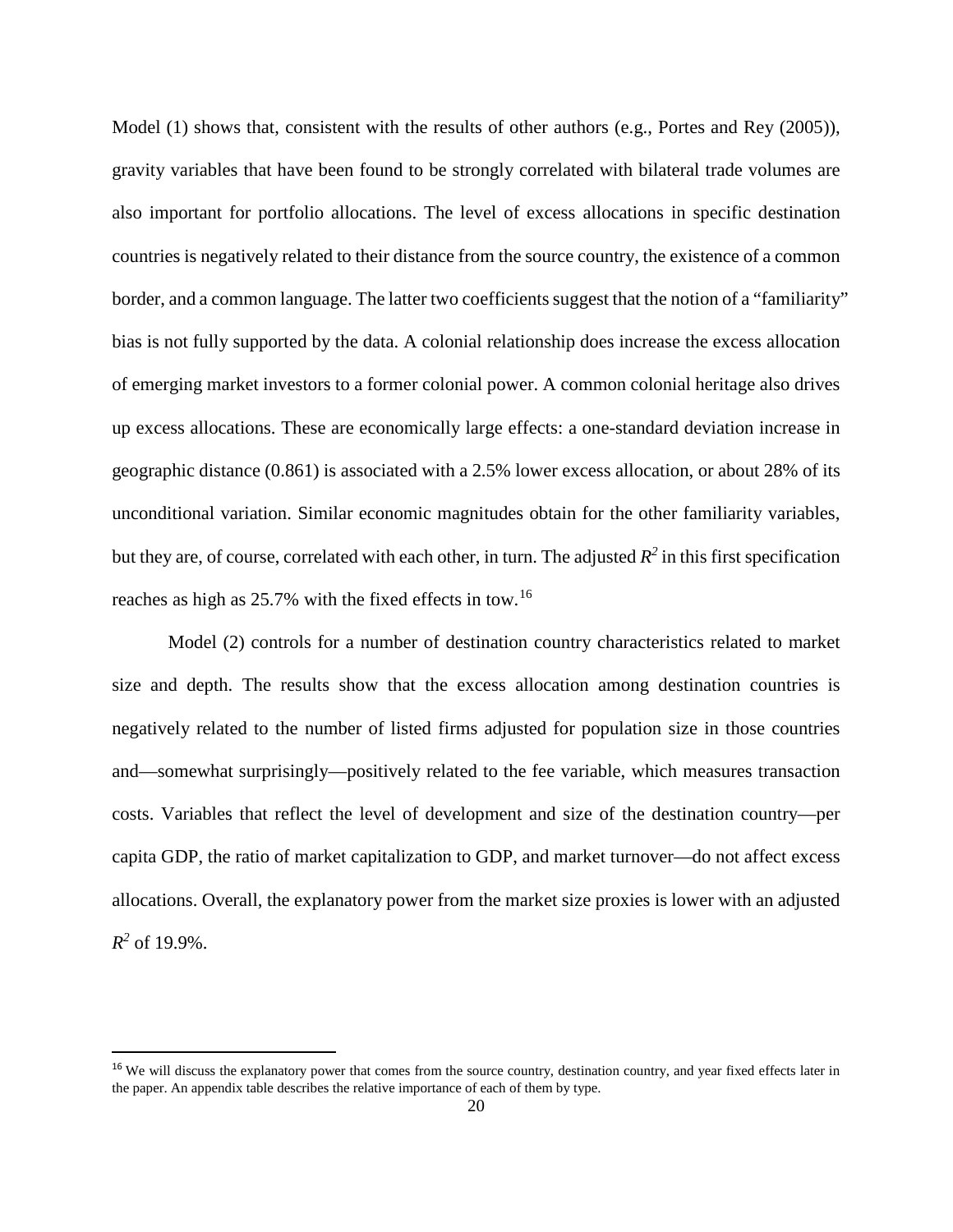Model (1) shows that, consistent with the results of other authors (e.g., Portes and Rey (2005)), gravity variables that have been found to be strongly correlated with bilateral trade volumes are also important for portfolio allocations. The level of excess allocations in specific destination countries is negatively related to their distance from the source country, the existence of a common border, and a common language. The latter two coefficients suggest that the notion of a "familiarity" bias is not fully supported by the data. A colonial relationship does increase the excess allocation of emerging market investors to a former colonial power. A common colonial heritage also drives up excess allocations. These are economically large effects: a one-standard deviation increase in geographic distance (0.861) is associated with a 2.5% lower excess allocation, or about 28% of its unconditional variation. Similar economic magnitudes obtain for the other familiarity variables, but they are, of course, correlated with each other, in turn. The adjusted $R^2$ in this first specification reaches as high as 25.7% with the fixed effects in tow.[16]

Model (2) controls for a number of destination country characteristics related to market size and depth. The results show that the excess allocation among destination countries is negatively related to the number of listed firms adjusted for population size in those countries and—somewhat surprisingly—positively related to the fee variable, which measures transaction costs. Variables that reflect the level of development and size of the destination country—per capita GDP, the ratio of market capitalization to GDP, and market turnover—do not affect excess allocations. Overall, the explanatory power from the market size proxies is lower with an adjusted $R^2$ of 19.9%.

[16] We will discuss the explanatory power that comes from the source country, destination country, and year fixed effects later in the paper. An appendix table describes the relative importance of each of them by type.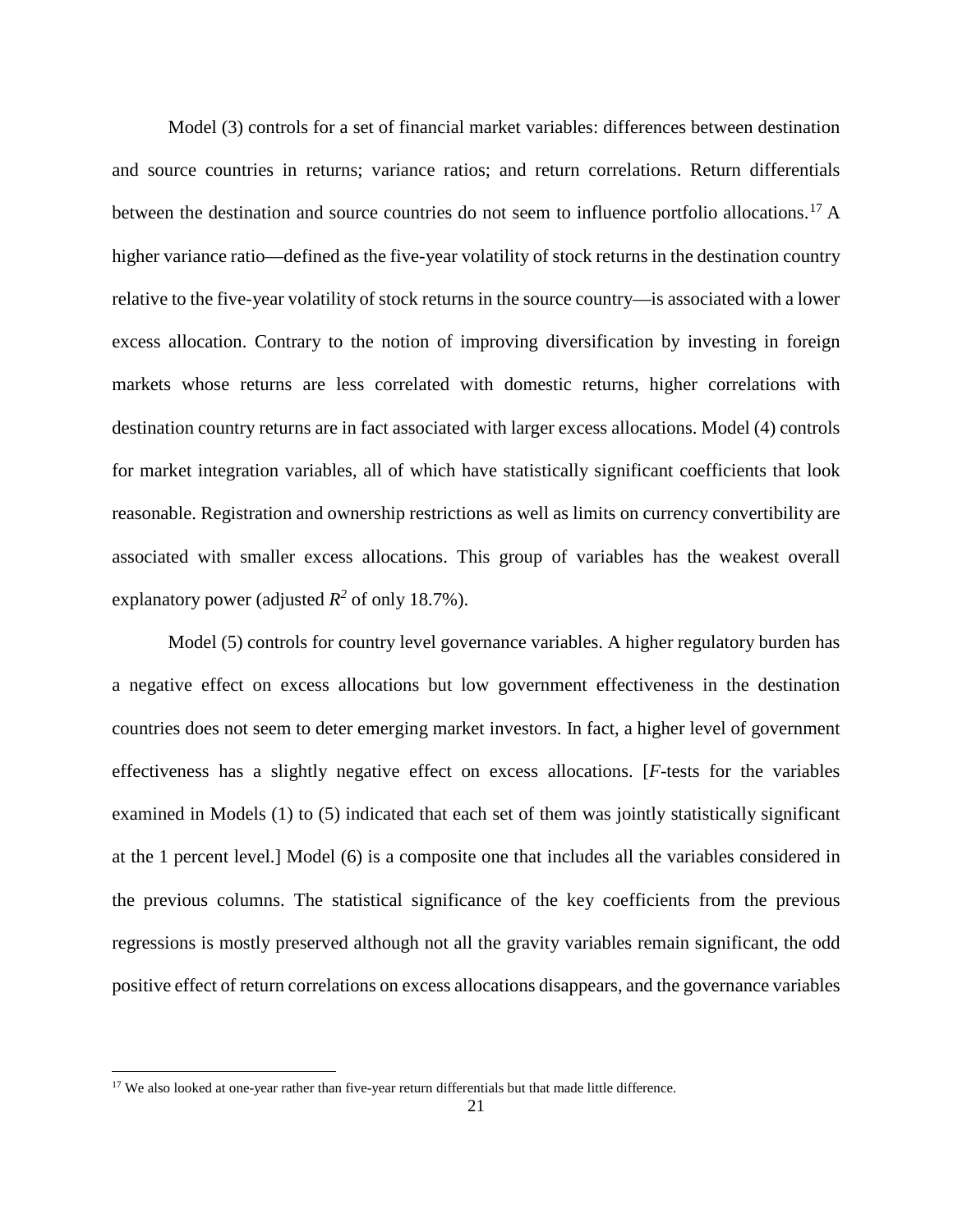Model (3) controls for a set of financial market variables: differences between destination and source countries in returns; variance ratios; and return correlations. Return differentials between the destination and source countries do not seem to influence portfolio allocations.[17] A higher variance ratio—defined as the five-year volatility of stock returns in the destination country relative to the five-year volatility of stock returns in the source country—is associated with a lower excess allocation. Contrary to the notion of improving diversification by investing in foreign markets whose returns are less correlated with domestic returns, higher correlations with destination country returns are in fact associated with larger excess allocations. Model (4) controls for market integration variables, all of which have statistically significant coefficients that look reasonable. Registration and ownership restrictions as well as limits on currency convertibility are associated with smaller excess allocations. This group of variables has the weakest overall explanatory power (adjusted $R^2$ of only 18.7%).

Model (5) controls for country level governance variables. A higher regulatory burden has a negative effect on excess allocations but low government effectiveness in the destination countries does not seem to deter emerging market investors. In fact, a higher level of government effectiveness has a slightly negative effect on excess allocations. [*F*-tests for the variables examined in Models (1) to (5) indicated that each set of them was jointly statistically significant at the 1 percent level.] Model (6) is a composite one that includes all the variables considered in the previous columns. The statistical significance of the key coefficients from the previous regressions is mostly preserved although not all the gravity variables remain significant, the odd positive effect of return correlations on excess allocations disappears, and the governance variables

[17] We also looked at one-year rather than five-year return differentials but that made little difference.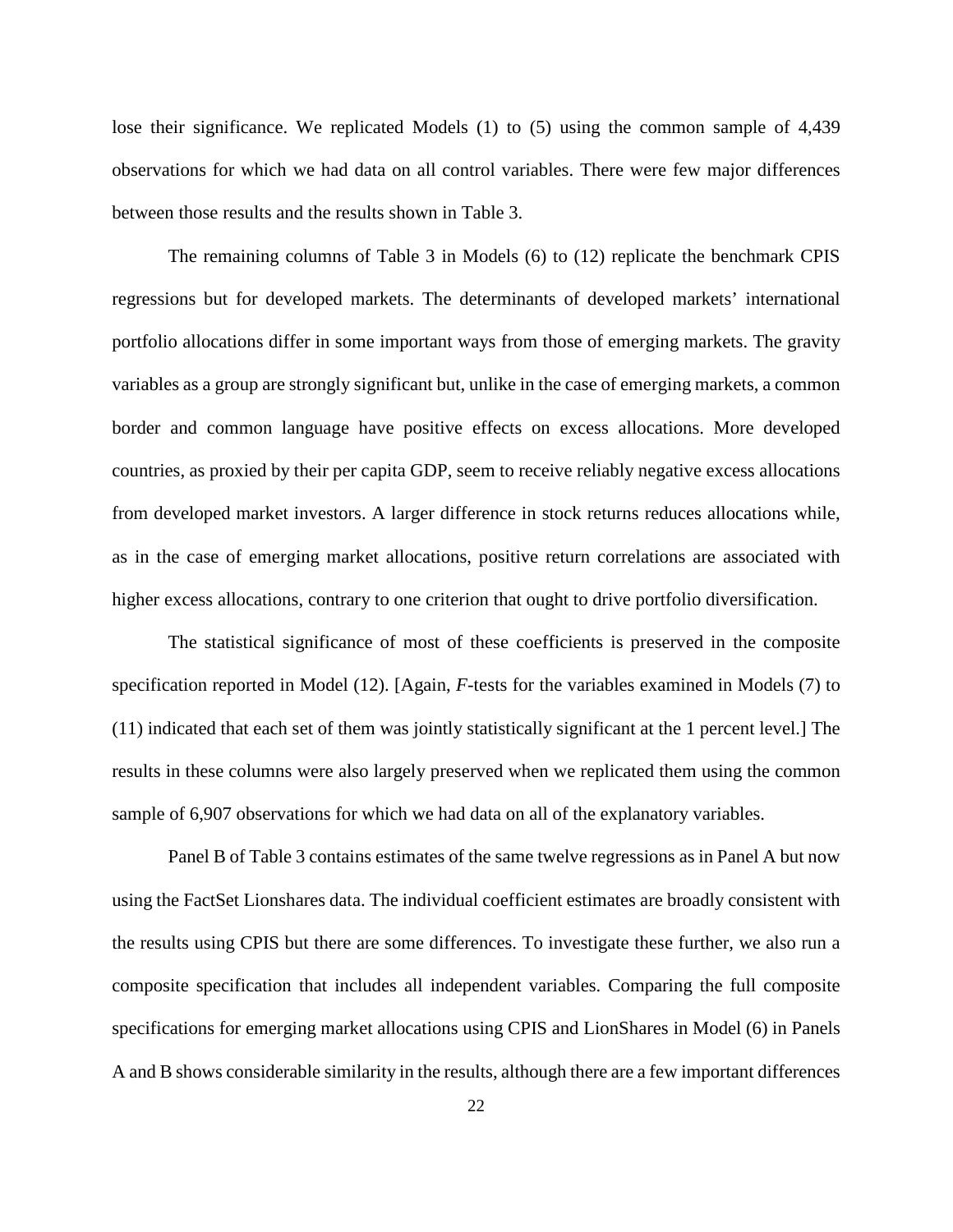lose their significance. We replicated Models (1) to (5) using the common sample of 4,439 observations for which we had data on all control variables. There were few major differences between those results and the results shown in Table 3.

The remaining columns of Table 3 in Models (6) to (12) replicate the benchmark CPIS regressions but for developed markets. The determinants of developed markets' international portfolio allocations differ in some important ways from those of emerging markets. The gravity variables as a group are strongly significant but, unlike in the case of emerging markets, a common border and common language have positive effects on excess allocations. More developed countries, as proxied by their per capita GDP, seem to receive reliably negative excess allocations from developed market investors. A larger difference in stock returns reduces allocations while, as in the case of emerging market allocations, positive return correlations are associated with higher excess allocations, contrary to one criterion that ought to drive portfolio diversification.

The statistical significance of most of these coefficients is preserved in the composite specification reported in Model (12). [Again, *F*-tests for the variables examined in Models (7) to (11) indicated that each set of them was jointly statistically significant at the 1 percent level.] The results in these columns were also largely preserved when we replicated them using the common sample of 6,907 observations for which we had data on all of the explanatory variables.

Panel B of Table 3 contains estimates of the same twelve regressions as in Panel A but now using the FactSet Lionshares data. The individual coefficient estimates are broadly consistent with the results using CPIS but there are some differences. To investigate these further, we also run a composite specification that includes all independent variables. Comparing the full composite specifications for emerging market allocations using CPIS and LionShares in Model (6) in Panels A and B shows considerable similarity in the results, although there are a few important differences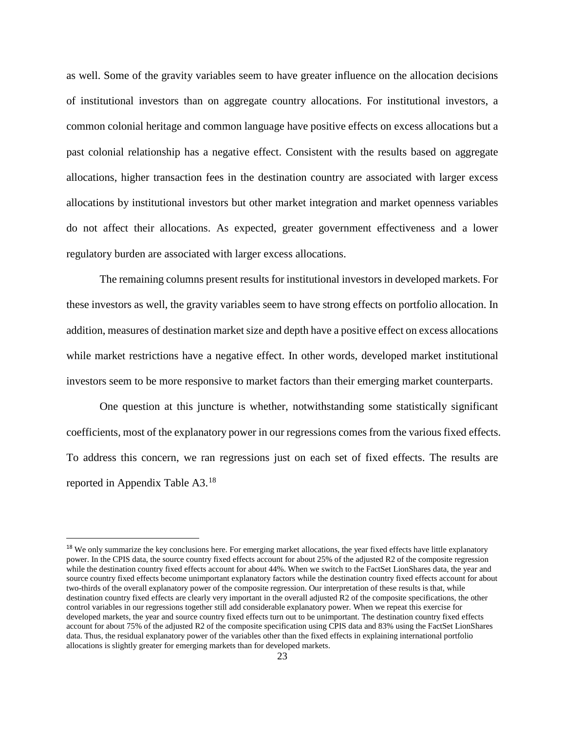as well. Some of the gravity variables seem to have greater influence on the allocation decisions of institutional investors than on aggregate country allocations. For institutional investors, a common colonial heritage and common language have positive effects on excess allocations but a past colonial relationship has a negative effect. Consistent with the results based on aggregate allocations, higher transaction fees in the destination country are associated with larger excess allocations by institutional investors but other market integration and market openness variables do not affect their allocations. As expected, greater government effectiveness and a lower regulatory burden are associated with larger excess allocations.

The remaining columns present results for institutional investors in developed markets. For these investors as well, the gravity variables seem to have strong effects on portfolio allocation. In addition, measures of destination market size and depth have a positive effect on excess allocations while market restrictions have a negative effect. In other words, developed market institutional investors seem to be more responsive to market factors than their emerging market counterparts.

One question at this juncture is whether, notwithstanding some statistically significant coefficients, most of the explanatory power in our regressions comes from the various fixed effects. To address this concern, we ran regressions just on each set of fixed effects. The results are reported in Appendix Table A3.[18]

---

[18] We only summarize the key conclusions here. For emerging market allocations, the year fixed effects have little explanatory power. In the CPIS data, the source country fixed effects account for about 25% of the adjusted R2 of the composite regression while the destination country fixed effects account for about 44%. When we switch to the FactSet LionShares data, the year and source country fixed effects become unimportant explanatory factors while the destination country fixed effects account for about two-thirds of the overall explanatory power of the composite regression. Our interpretation of these results is that, while destination country fixed effects are clearly very important in the overall adjusted R2 of the composite specifications, the other control variables in our regressions together still add considerable explanatory power. When we repeat this exercise for developed markets, the year and source country fixed effects turn out to be unimportant. The destination country fixed effects account for about 75% of the adjusted R2 of the composite specification using CPIS data and 83% using the FactSet LionShares data. Thus, the residual explanatory power of the variables other than the fixed effects in explaining international portfolio allocations is slightly greater for emerging markets than for developed markets.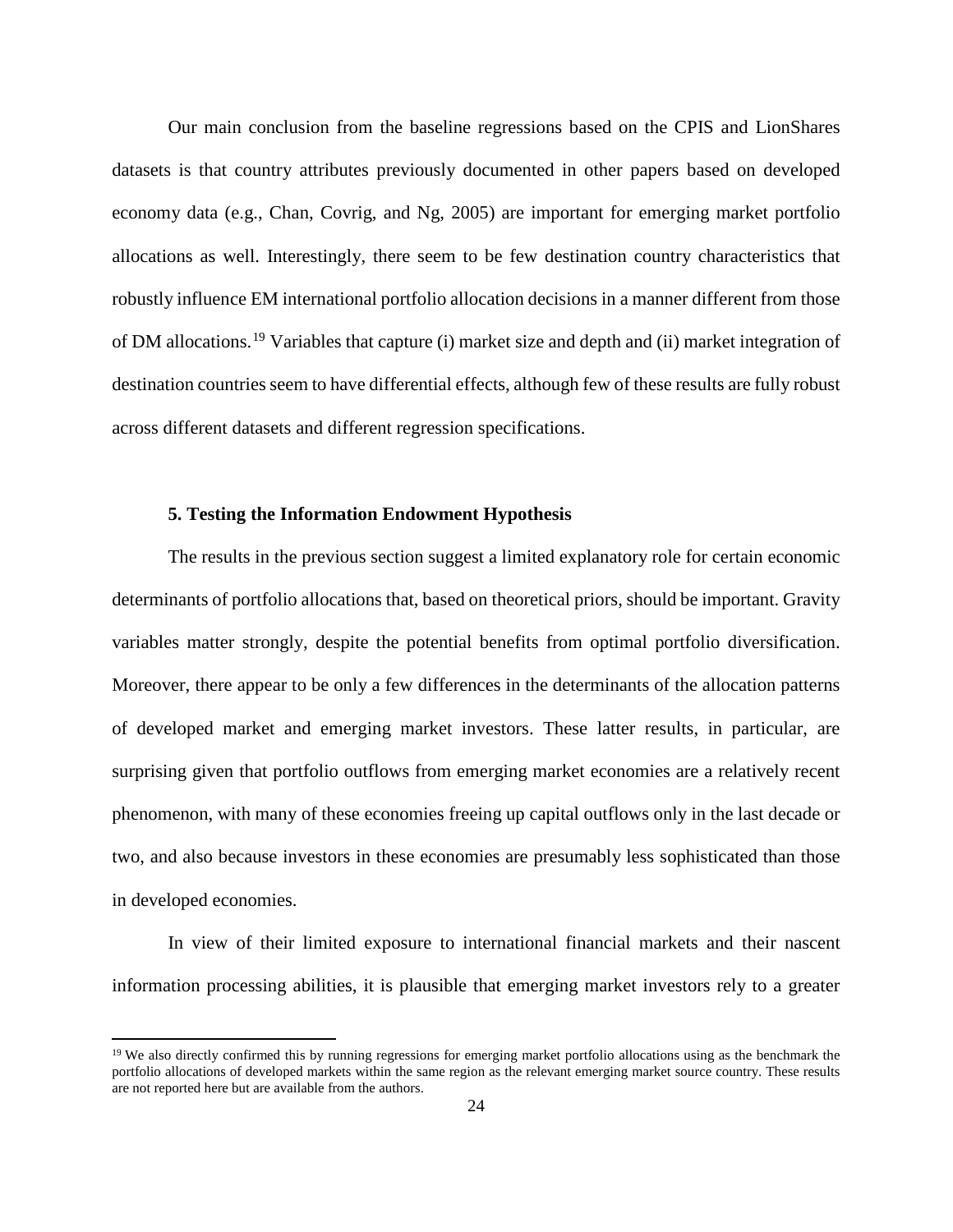Our main conclusion from the baseline regressions based on the CPIS and LionShares datasets is that country attributes previously documented in other papers based on developed economy data (e.g., Chan, Covrig, and Ng, 2005) are important for emerging market portfolio allocations as well. Interestingly, there seem to be few destination country characteristics that robustly influence EM international portfolio allocation decisions in a manner different from those of DM allocations.[19] Variables that capture (i) market size and depth and (ii) market integration of destination countries seem to have differential effects, although few of these results are fully robust across different datasets and different regression specifications.

### 5. Testing the Information Endowment Hypothesis

The results in the previous section suggest a limited explanatory role for certain economic determinants of portfolio allocations that, based on theoretical priors, should be important. Gravity variables matter strongly, despite the potential benefits from optimal portfolio diversification. Moreover, there appear to be only a few differences in the determinants of the allocation patterns of developed market and emerging market investors. These latter results, in particular, are surprising given that portfolio outflows from emerging market economies are a relatively recent phenomenon, with many of these economies freeing up capital outflows only in the last decade or two, and also because investors in these economies are presumably less sophisticated than those in developed economies.

In view of their limited exposure to international financial markets and their nascent information processing abilities, it is plausible that emerging market investors rely to a greater

[19] We also directly confirmed this by running regressions for emerging market portfolio allocations using as the benchmark the portfolio allocations of developed markets within the same region as the relevant emerging market source country. These results are not reported here but are available from the authors.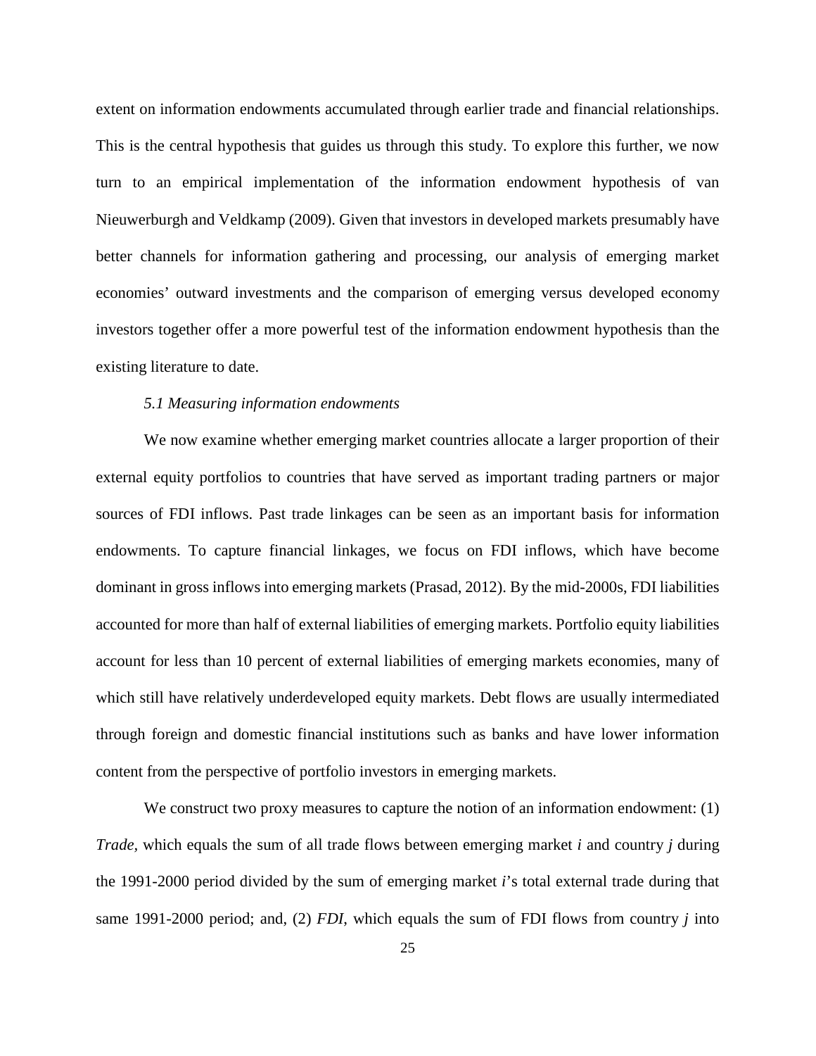extent on information endowments accumulated through earlier trade and financial relationships. This is the central hypothesis that guides us through this study. To explore this further, we now turn to an empirical implementation of the information endowment hypothesis of van Nieuwerburgh and Veldkamp (2009). Given that investors in developed markets presumably have better channels for information gathering and processing, our analysis of emerging market economies' outward investments and the comparison of emerging versus developed economy investors together offer a more powerful test of the information endowment hypothesis than the existing literature to date.

### *5.1 Measuring information endowments*

We now examine whether emerging market countries allocate a larger proportion of their external equity portfolios to countries that have served as important trading partners or major sources of FDI inflows. Past trade linkages can be seen as an important basis for information endowments. To capture financial linkages, we focus on FDI inflows, which have become dominant in gross inflows into emerging markets (Prasad, 2012). By the mid-2000s, FDI liabilities accounted for more than half of external liabilities of emerging markets. Portfolio equity liabilities account for less than 10 percent of external liabilities of emerging markets economies, many of which still have relatively underdeveloped equity markets. Debt flows are usually intermediated through foreign and domestic financial institutions such as banks and have lower information content from the perspective of portfolio investors in emerging markets.

We construct two proxy measures to capture the notion of an information endowment: (1) *Trade*, which equals the sum of all trade flows between emerging market $i$ and country $j$ during the 1991-2000 period divided by the sum of emerging market $i$'s total external trade during that same 1991-2000 period; and, (2) *FDI*, which equals the sum of FDI flows from country $j$ into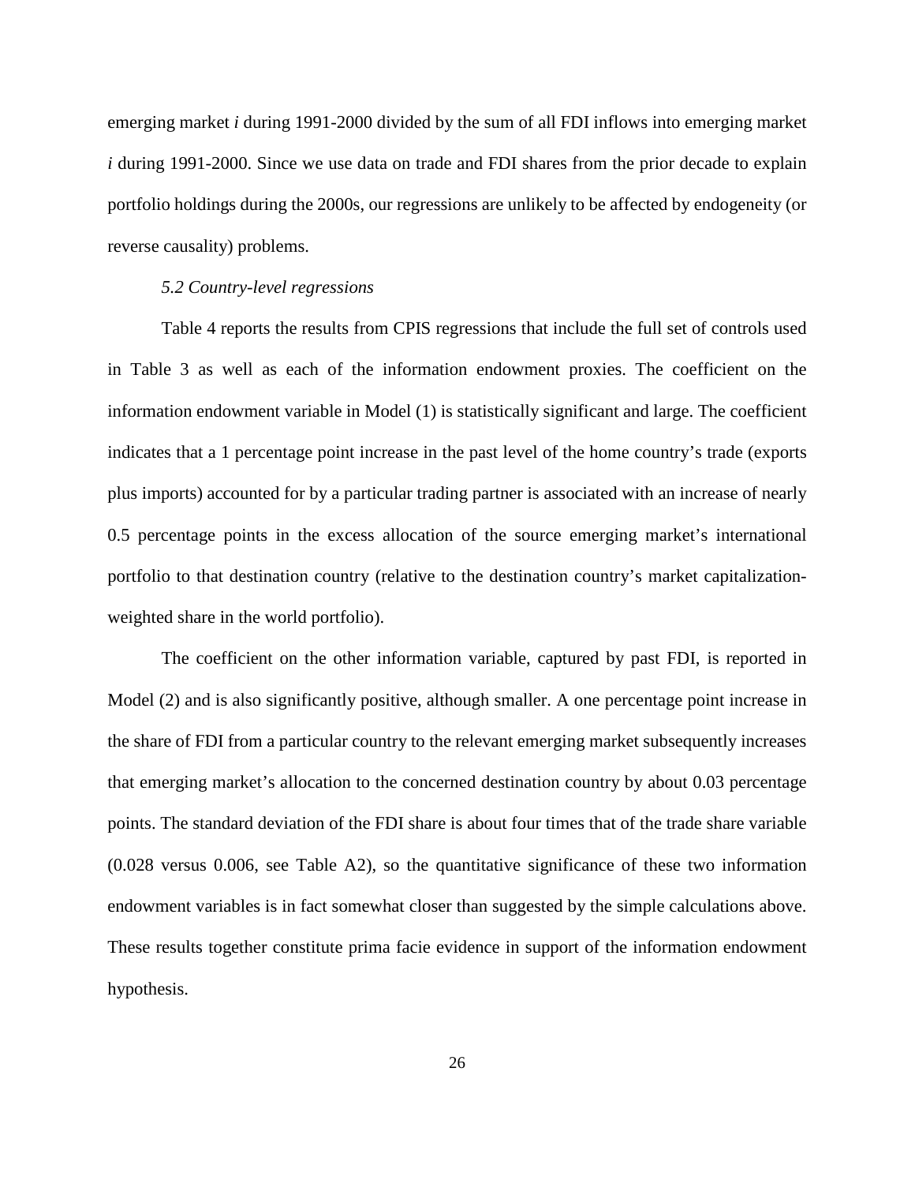emerging market *i* during 1991-2000 divided by the sum of all FDI inflows into emerging market *i* during 1991-2000. Since we use data on trade and FDI shares from the prior decade to explain portfolio holdings during the 2000s, our regressions are unlikely to be affected by endogeneity (or reverse causality) problems.

### *5.2 Country-level regressions*

Table 4 reports the results from CPIS regressions that include the full set of controls used in Table 3 as well as each of the information endowment proxies. The coefficient on the information endowment variable in Model (1) is statistically significant and large. The coefficient indicates that a 1 percentage point increase in the past level of the home country's trade (exports plus imports) accounted for by a particular trading partner is associated with an increase of nearly 0.5 percentage points in the excess allocation of the source emerging market's international portfolio to that destination country (relative to the destination country's market capitalization-weighted share in the world portfolio).

The coefficient on the other information variable, captured by past FDI, is reported in Model (2) and is also significantly positive, although smaller. A one percentage point increase in the share of FDI from a particular country to the relevant emerging market subsequently increases that emerging market's allocation to the concerned destination country by about 0.03 percentage points. The standard deviation of the FDI share is about four times that of the trade share variable (0.028 versus 0.006, see Table A2), so the quantitative significance of these two information endowment variables is in fact somewhat closer than suggested by the simple calculations above. These results together constitute prima facie evidence in support of the information endowment hypothesis.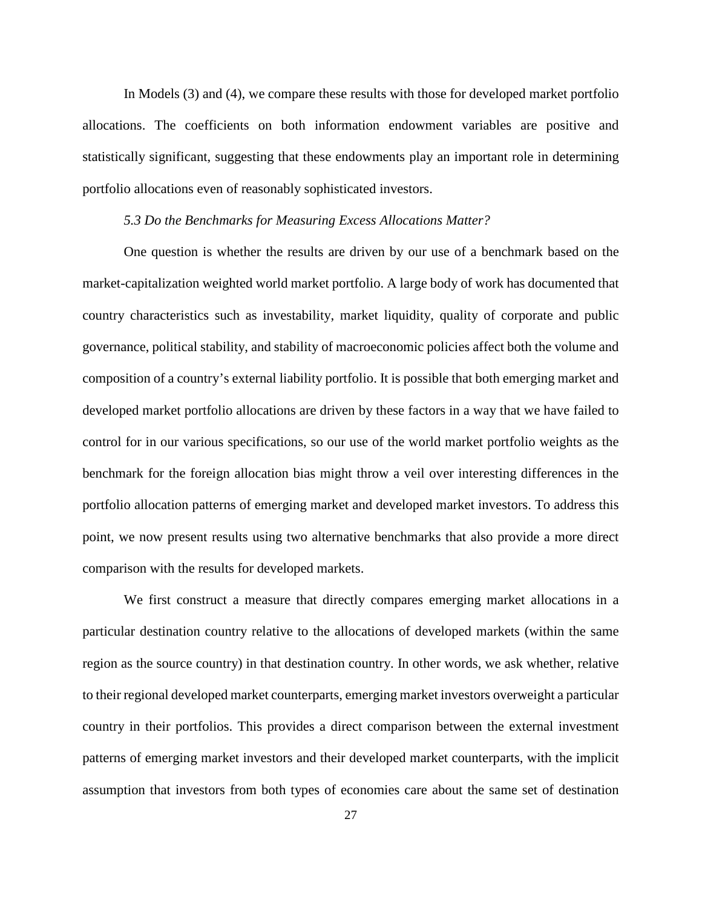In Models (3) and (4), we compare these results with those for developed market portfolio allocations. The coefficients on both information endowment variables are positive and statistically significant, suggesting that these endowments play an important role in determining portfolio allocations even of reasonably sophisticated investors.

### *5.3 Do the Benchmarks for Measuring Excess Allocations Matter?*

One question is whether the results are driven by our use of a benchmark based on the market-capitalization weighted world market portfolio. A large body of work has documented that country characteristics such as investability, market liquidity, quality of corporate and public governance, political stability, and stability of macroeconomic policies affect both the volume and composition of a country's external liability portfolio. It is possible that both emerging market and developed market portfolio allocations are driven by these factors in a way that we have failed to control for in our various specifications, so our use of the world market portfolio weights as the benchmark for the foreign allocation bias might throw a veil over interesting differences in the portfolio allocation patterns of emerging market and developed market investors. To address this point, we now present results using two alternative benchmarks that also provide a more direct comparison with the results for developed markets.

We first construct a measure that directly compares emerging market allocations in a particular destination country relative to the allocations of developed markets (within the same region as the source country) in that destination country. In other words, we ask whether, relative to their regional developed market counterparts, emerging market investors overweight a particular country in their portfolios. This provides a direct comparison between the external investment patterns of emerging market investors and their developed market counterparts, with the implicit assumption that investors from both types of economies care about the same set of destination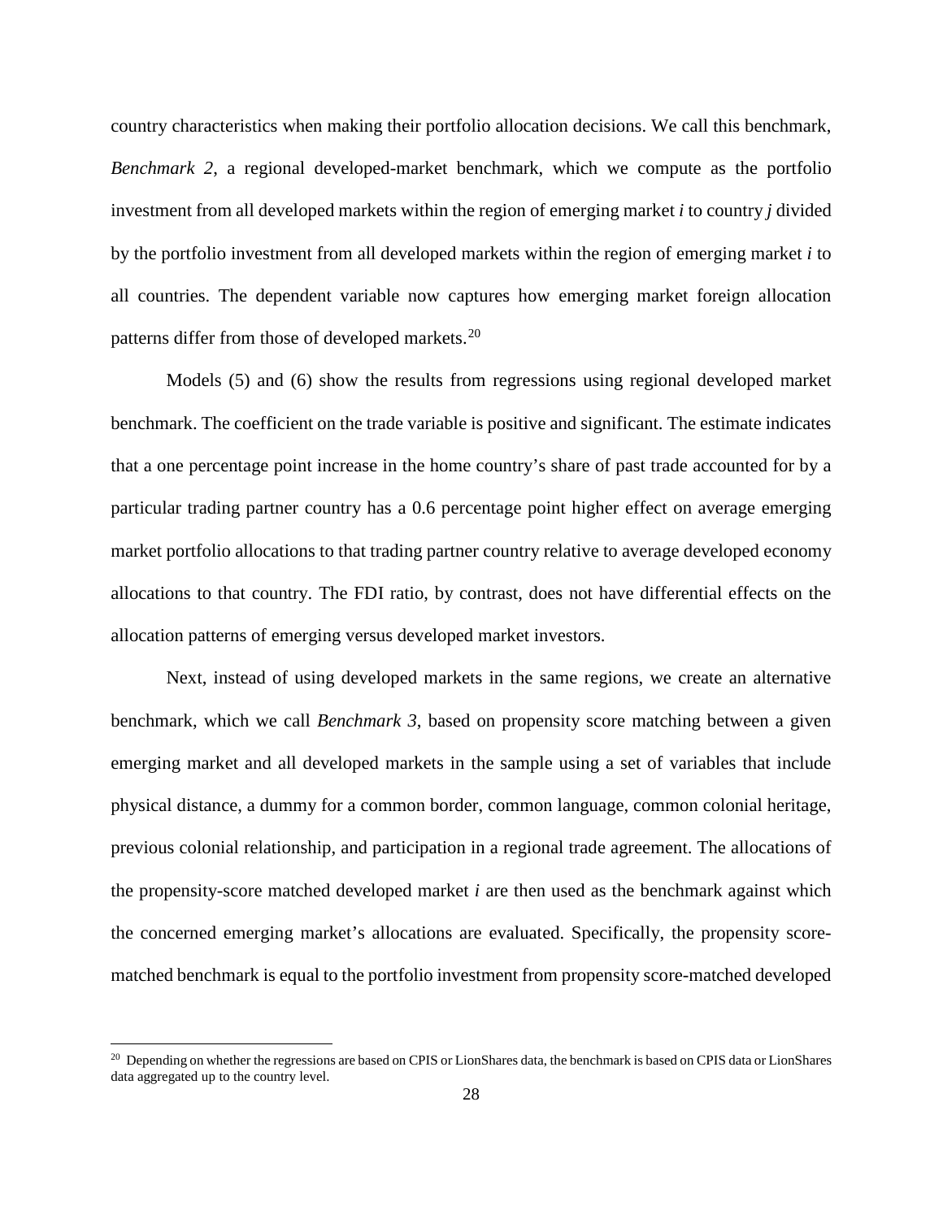country characteristics when making their portfolio allocation decisions. We call this benchmark, *Benchmark 2*, a regional developed-market benchmark, which we compute as the portfolio investment from all developed markets within the region of emerging market *i* to country *j* divided by the portfolio investment from all developed markets within the region of emerging market *i* to all countries. The dependent variable now captures how emerging market foreign allocation patterns differ from those of developed markets.[20]

Models (5) and (6) show the results from regressions using regional developed market benchmark. The coefficient on the trade variable is positive and significant. The estimate indicates that a one percentage point increase in the home country's share of past trade accounted for by a particular trading partner country has a 0.6 percentage point higher effect on average emerging market portfolio allocations to that trading partner country relative to average developed economy allocations to that country. The FDI ratio, by contrast, does not have differential effects on the allocation patterns of emerging versus developed market investors.

Next, instead of using developed markets in the same regions, we create an alternative benchmark, which we call *Benchmark 3*, based on propensity score matching between a given emerging market and all developed markets in the sample using a set of variables that include physical distance, a dummy for a common border, common language, common colonial heritage, previous colonial relationship, and participation in a regional trade agreement. The allocations of the propensity-score matched developed market *i* are then used as the benchmark against which the concerned emerging market's allocations are evaluated. Specifically, the propensity score-matched benchmark is equal to the portfolio investment from propensity score-matched developed

[20] Depending on whether the regressions are based on CPIS or LionShares data, the benchmark is based on CPIS data or LionShares data aggregated up to the country level.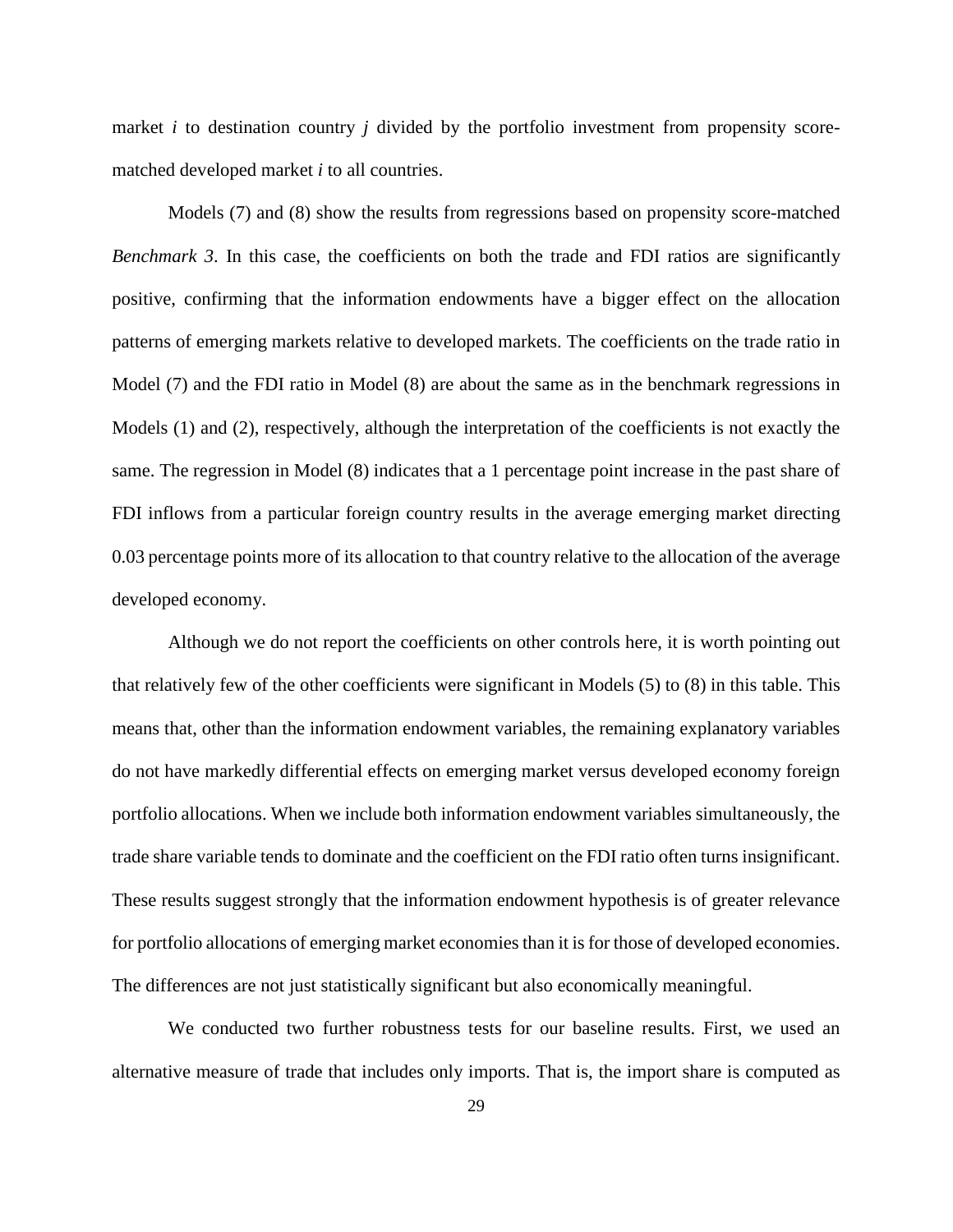market $i$ to destination country $j$ divided by the portfolio investment from propensity score-matched developed market $i$ to all countries.

Models (7) and (8) show the results from regressions based on propensity score-matched *Benchmark 3*. In this case, the coefficients on both the trade and FDI ratios are significantly positive, confirming that the information endowments have a bigger effect on the allocation patterns of emerging markets relative to developed markets. The coefficients on the trade ratio in Model (7) and the FDI ratio in Model (8) are about the same as in the benchmark regressions in Models (1) and (2), respectively, although the interpretation of the coefficients is not exactly the same. The regression in Model (8) indicates that a 1 percentage point increase in the past share of FDI inflows from a particular foreign country results in the average emerging market directing 0.03 percentage points more of its allocation to that country relative to the allocation of the average developed economy.

Although we do not report the coefficients on other controls here, it is worth pointing out that relatively few of the other coefficients were significant in Models (5) to (8) in this table. This means that, other than the information endowment variables, the remaining explanatory variables do not have markedly differential effects on emerging market versus developed economy foreign portfolio allocations. When we include both information endowment variables simultaneously, the trade share variable tends to dominate and the coefficient on the FDI ratio often turns insignificant. These results suggest strongly that the information endowment hypothesis is of greater relevance for portfolio allocations of emerging market economies than it is for those of developed economies. The differences are not just statistically significant but also economically meaningful.

We conducted two further robustness tests for our baseline results. First, we used an alternative measure of trade that includes only imports. That is, the import share is computed as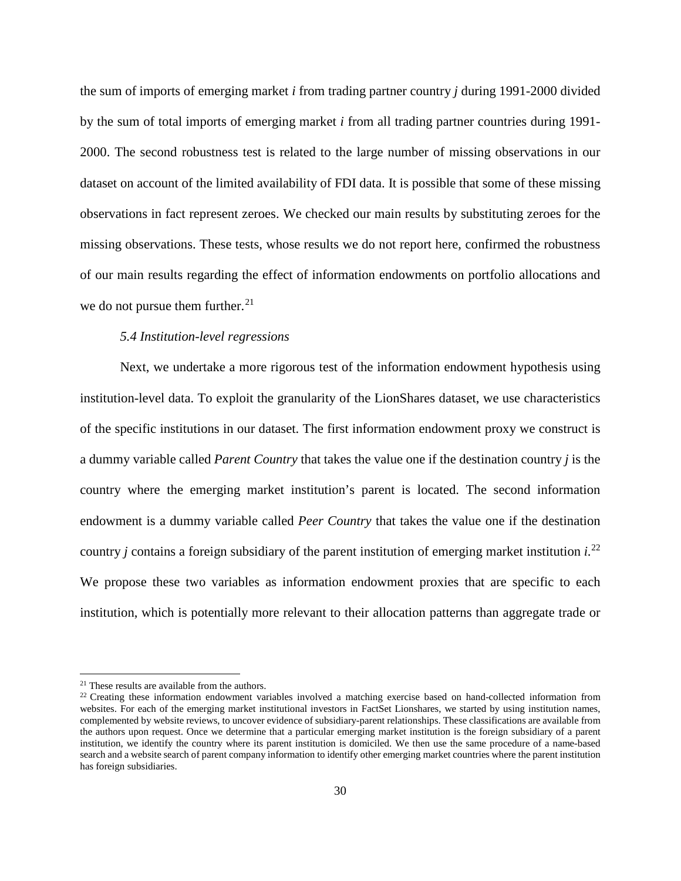the sum of imports of emerging market *i* from trading partner country *j* during 1991-2000 divided by the sum of total imports of emerging market *i* from all trading partner countries during 1991-2000. The second robustness test is related to the large number of missing observations in our dataset on account of the limited availability of FDI data. It is possible that some of these missing observations in fact represent zeroes. We checked our main results by substituting zeroes for the missing observations. These tests, whose results we do not report here, confirmed the robustness of our main results regarding the effect of information endowments on portfolio allocations and we do not pursue them further.[21]

### *5.4 Institution-level regressions*

Next, we undertake a more rigorous test of the information endowment hypothesis using institution-level data. To exploit the granularity of the LionShares dataset, we use characteristics of the specific institutions in our dataset. The first information endowment proxy we construct is a dummy variable called *Parent Country* that takes the value one if the destination country *j* is the country where the emerging market institution's parent is located. The second information endowment is a dummy variable called *Peer Country* that takes the value one if the destination country *j* contains a foreign subsidiary of the parent institution of emerging market institution *i*.[22] We propose these two variables as information endowment proxies that are specific to each institution, which is potentially more relevant to their allocation patterns than aggregate trade or

---

[21] These results are available from the authors.

[22] Creating these information endowment variables involved a matching exercise based on hand-collected information from websites. For each of the emerging market institutional investors in FactSet Lionshares, we started by using institution names, complemented by website reviews, to uncover evidence of subsidiary-parent relationships. These classifications are available from the authors upon request. Once we determine that a particular emerging market institution is the foreign subsidiary of a parent institution, we identify the country where its parent institution is domiciled. We then use the same procedure of a name-based search and a website search of parent company information to identify other emerging market countries where the parent institution has foreign subsidiaries.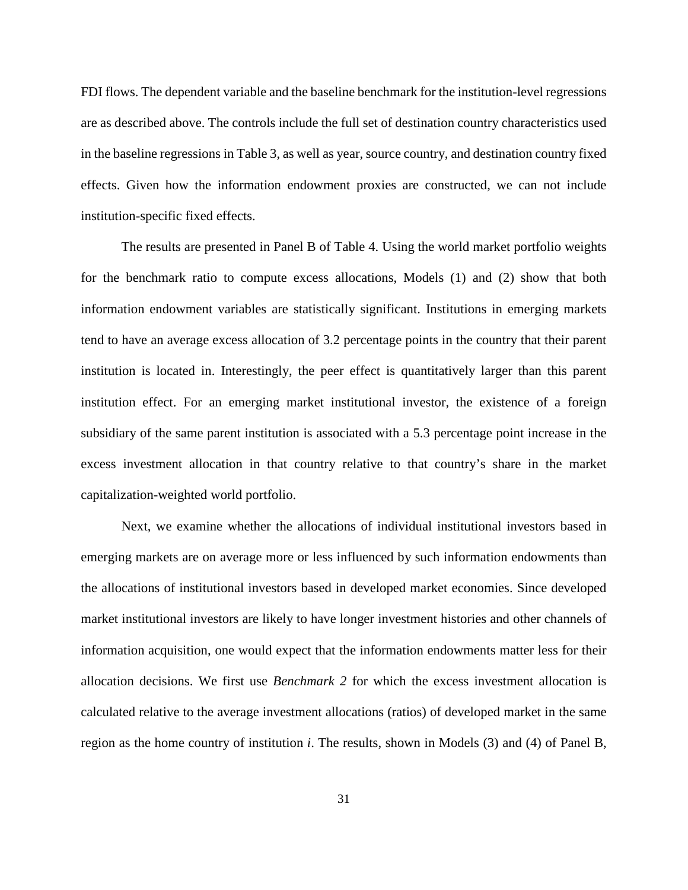FDI flows. The dependent variable and the baseline benchmark for the institution-level regressions are as described above. The controls include the full set of destination country characteristics used in the baseline regressions in Table 3, as well as year, source country, and destination country fixed effects. Given how the information endowment proxies are constructed, we can not include institution-specific fixed effects.

The results are presented in Panel B of Table 4. Using the world market portfolio weights for the benchmark ratio to compute excess allocations, Models (1) and (2) show that both information endowment variables are statistically significant. Institutions in emerging markets tend to have an average excess allocation of 3.2 percentage points in the country that their parent institution is located in. Interestingly, the peer effect is quantitatively larger than this parent institution effect. For an emerging market institutional investor, the existence of a foreign subsidiary of the same parent institution is associated with a 5.3 percentage point increase in the excess investment allocation in that country relative to that country's share in the market capitalization-weighted world portfolio.

Next, we examine whether the allocations of individual institutional investors based in emerging markets are on average more or less influenced by such information endowments than the allocations of institutional investors based in developed market economies. Since developed market institutional investors are likely to have longer investment histories and other channels of information acquisition, one would expect that the information endowments matter less for their allocation decisions. We first use *Benchmark 2* for which the excess investment allocation is calculated relative to the average investment allocations (ratios) of developed market in the same region as the home country of institution *i*. The results, shown in Models (3) and (4) of Panel B,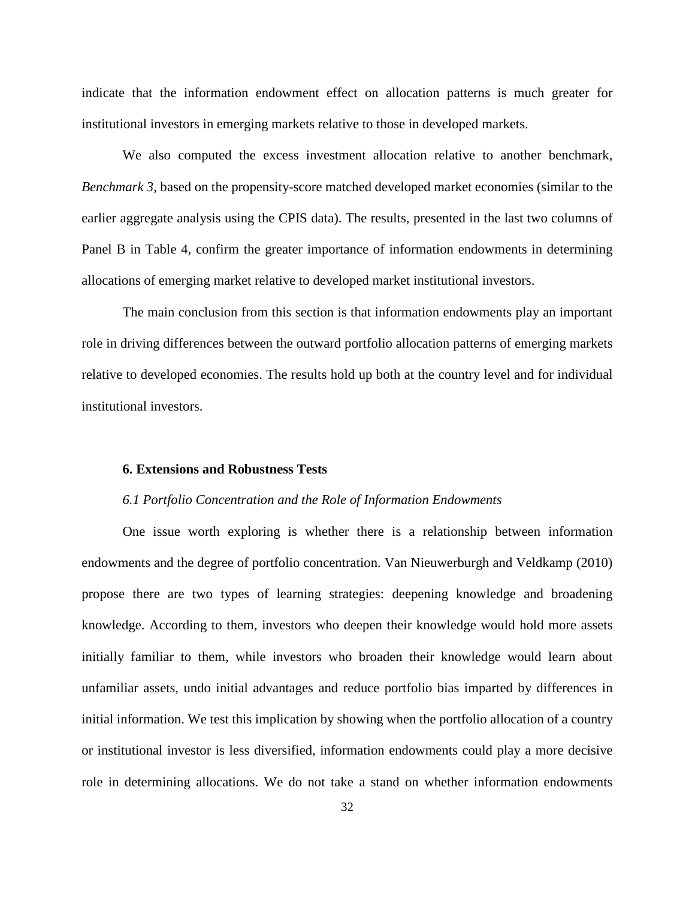indicate that the information endowment effect on allocation patterns is much greater for institutional investors in emerging markets relative to those in developed markets.

We also computed the excess investment allocation relative to another benchmark, *Benchmark 3*, based on the propensity-score matched developed market economies (similar to the earlier aggregate analysis using the CPIS data). The results, presented in the last two columns of Panel B in Table 4, confirm the greater importance of information endowments in determining allocations of emerging market relative to developed market institutional investors.

The main conclusion from this section is that information endowments play an important role in driving differences between the outward portfolio allocation patterns of emerging markets relative to developed economies. The results hold up both at the country level and for individual institutional investors.

## 6. Extensions and Robustness Tests

### *6.1 Portfolio Concentration and the Role of Information Endowments*

One issue worth exploring is whether there is a relationship between information endowments and the degree of portfolio concentration. Van Nieuwerburgh and Veldkamp (2010) propose there are two types of learning strategies: deepening knowledge and broadening knowledge. According to them, investors who deepen their knowledge would hold more assets initially familiar to them, while investors who broaden their knowledge would learn about unfamiliar assets, undo initial advantages and reduce portfolio bias imparted by differences in initial information. We test this implication by showing when the portfolio allocation of a country or institutional investor is less diversified, information endowments could play a more decisive role in determining allocations. We do not take a stand on whether information endowments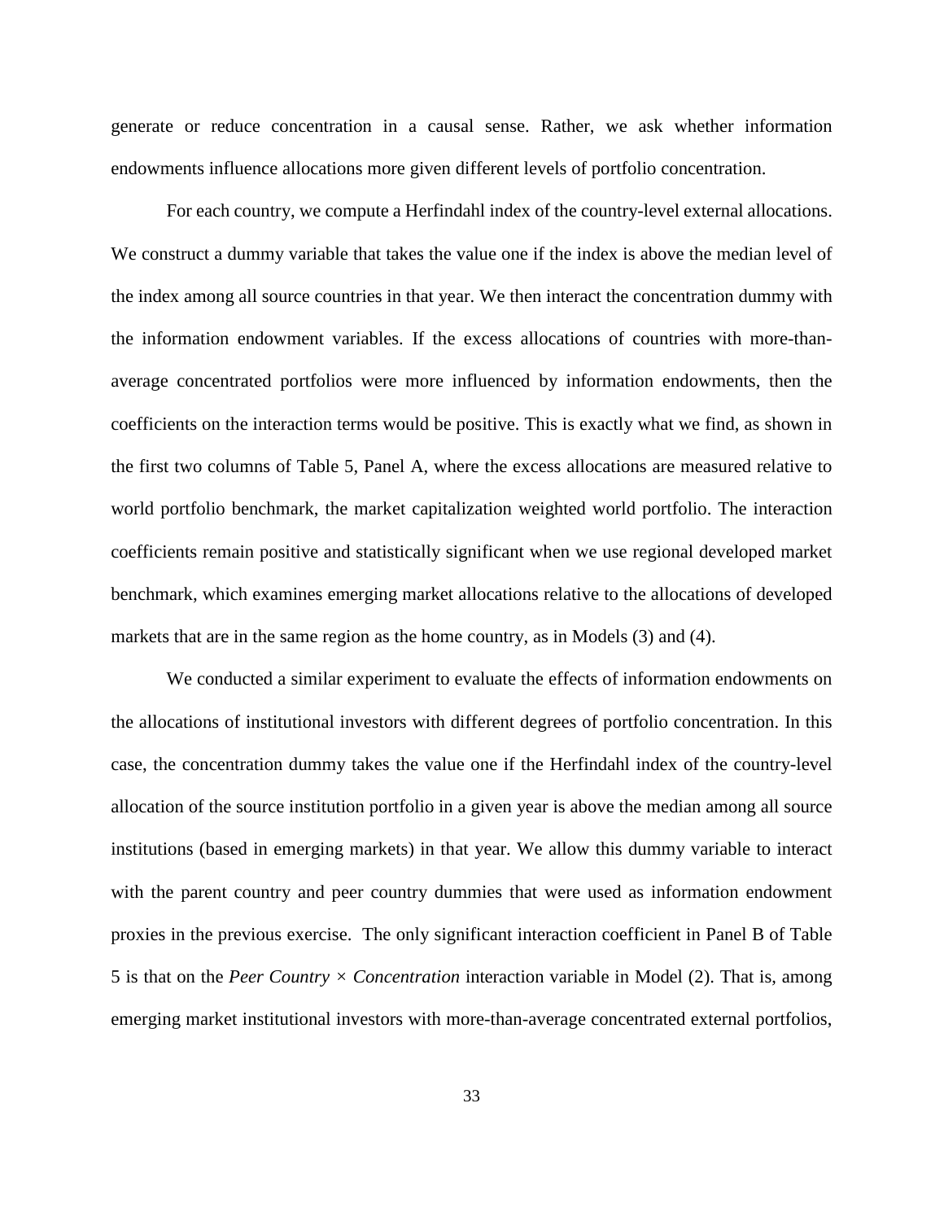generate or reduce concentration in a causal sense. Rather, we ask whether information endowments influence allocations more given different levels of portfolio concentration.

For each country, we compute a Herfindahl index of the country-level external allocations. We construct a dummy variable that takes the value one if the index is above the median level of the index among all source countries in that year. We then interact the concentration dummy with the information endowment variables. If the excess allocations of countries with more-than-average concentrated portfolios were more influenced by information endowments, then the coefficients on the interaction terms would be positive. This is exactly what we find, as shown in the first two columns of Table 5, Panel A, where the excess allocations are measured relative to world portfolio benchmark, the market capitalization weighted world portfolio. The interaction coefficients remain positive and statistically significant when we use regional developed market benchmark, which examines emerging market allocations relative to the allocations of developed markets that are in the same region as the home country, as in Models (3) and (4).

We conducted a similar experiment to evaluate the effects of information endowments on the allocations of institutional investors with different degrees of portfolio concentration. In this case, the concentration dummy takes the value one if the Herfindahl index of the country-level allocation of the source institution portfolio in a given year is above the median among all source institutions (based in emerging markets) in that year. We allow this dummy variable to interact with the parent country and peer country dummies that were used as information endowment proxies in the previous exercise. The only significant interaction coefficient in Panel B of Table 5 is that on the *Peer Country × Concentration* interaction variable in Model (2). That is, among emerging market institutional investors with more-than-average concentrated external portfolios,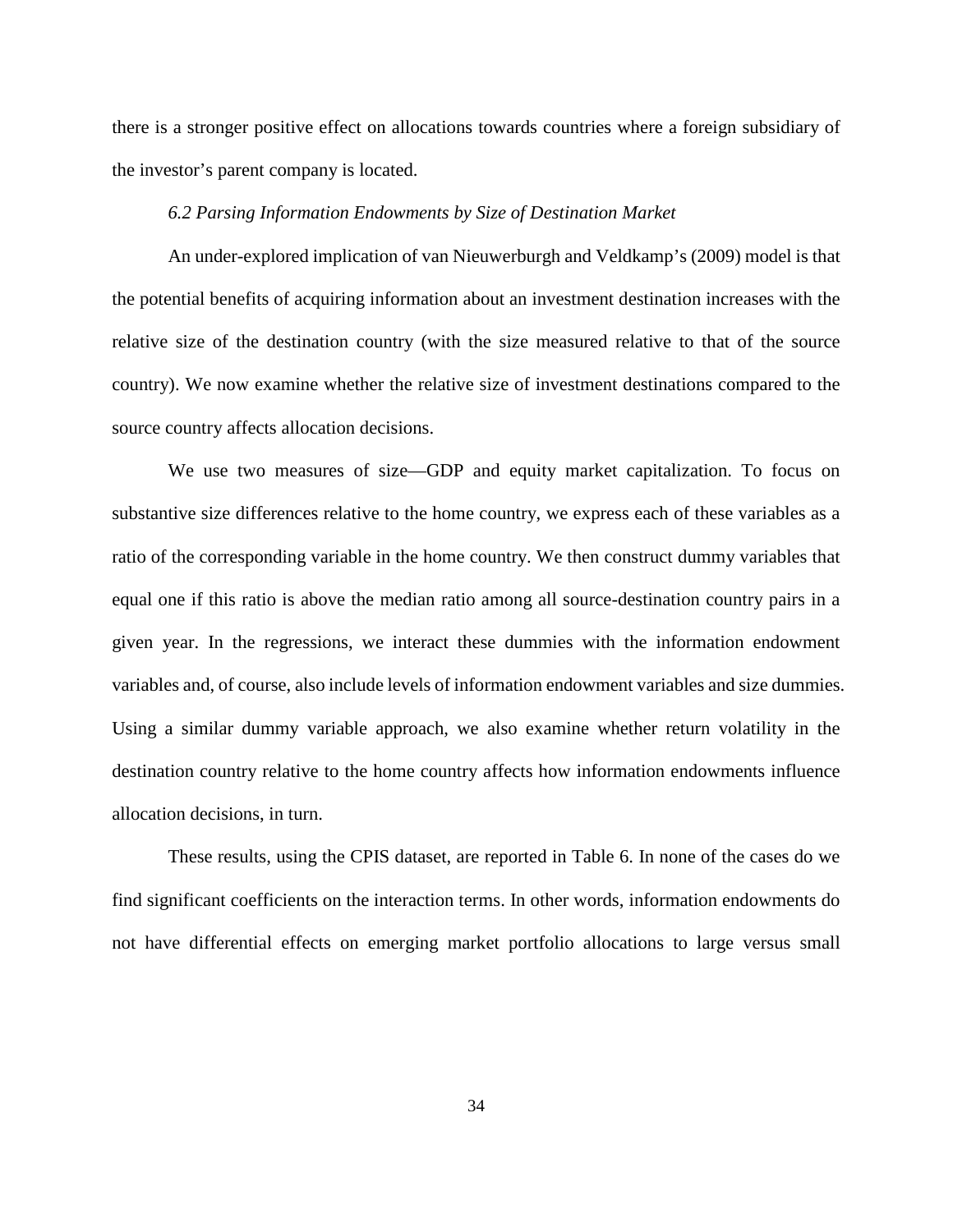there is a stronger positive effect on allocations towards countries where a foreign subsidiary of the investor's parent company is located.

### *6.2 Parsing Information Endowments by Size of Destination Market*

An under-explored implication of van Nieuwerburgh and Veldkamp's (2009) model is that the potential benefits of acquiring information about an investment destination increases with the relative size of the destination country (with the size measured relative to that of the source country). We now examine whether the relative size of investment destinations compared to the source country affects allocation decisions.

We use two measures of size—GDP and equity market capitalization. To focus on substantive size differences relative to the home country, we express each of these variables as a ratio of the corresponding variable in the home country. We then construct dummy variables that equal one if this ratio is above the median ratio among all source-destination country pairs in a given year. In the regressions, we interact these dummies with the information endowment variables and, of course, also include levels of information endowment variables and size dummies. Using a similar dummy variable approach, we also examine whether return volatility in the destination country relative to the home country affects how information endowments influence allocation decisions, in turn.

These results, using the CPIS dataset, are reported in Table 6. In none of the cases do we find significant coefficients on the interaction terms. In other words, information endowments do not have differential effects on emerging market portfolio allocations to large versus small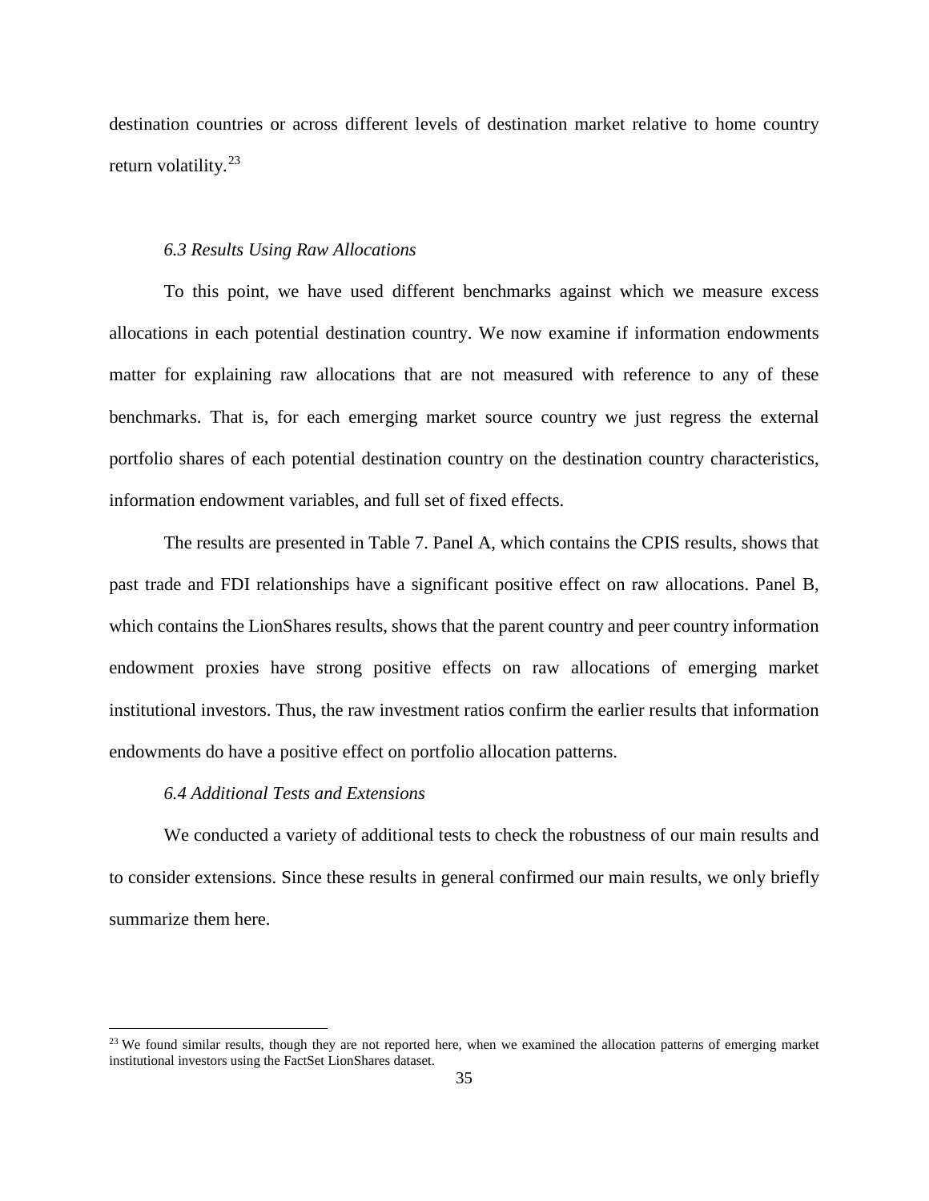destination countries or across different levels of destination market relative to home country return volatility.[23]

### *6.3 Results Using Raw Allocations*

To this point, we have used different benchmarks against which we measure excess allocations in each potential destination country. We now examine if information endowments matter for explaining raw allocations that are not measured with reference to any of these benchmarks. That is, for each emerging market source country we just regress the external portfolio shares of each potential destination country on the destination country characteristics, information endowment variables, and full set of fixed effects.

The results are presented in Table 7. Panel A, which contains the CPIS results, shows that past trade and FDI relationships have a significant positive effect on raw allocations. Panel B, which contains the LionShares results, shows that the parent country and peer country information endowment proxies have strong positive effects on raw allocations of emerging market institutional investors. Thus, the raw investment ratios confirm the earlier results that information endowments do have a positive effect on portfolio allocation patterns.

### *6.4 Additional Tests and Extensions*

We conducted a variety of additional tests to check the robustness of our main results and to consider extensions. Since these results in general confirmed our main results, we only briefly summarize them here.

---

[23] We found similar results, though they are not reported here, when we examined the allocation patterns of emerging market institutional investors using the FactSet LionShares dataset.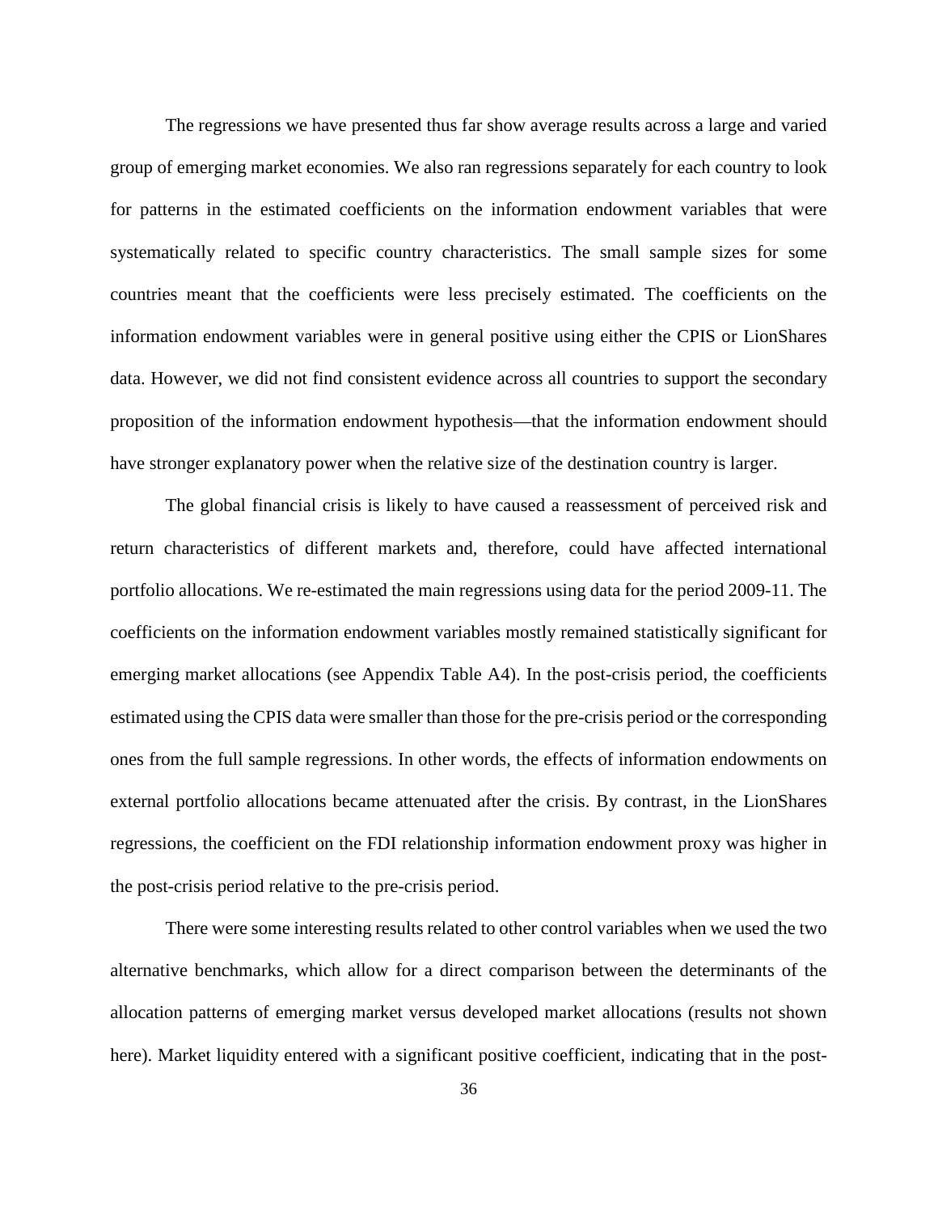The regressions we have presented thus far show average results across a large and varied group of emerging market economies. We also ran regressions separately for each country to look for patterns in the estimated coefficients on the information endowment variables that were systematically related to specific country characteristics. The small sample sizes for some countries meant that the coefficients were less precisely estimated. The coefficients on the information endowment variables were in general positive using either the CPIS or LionShares data. However, we did not find consistent evidence across all countries to support the secondary proposition of the information endowment hypothesis—that the information endowment should have stronger explanatory power when the relative size of the destination country is larger.

The global financial crisis is likely to have caused a reassessment of perceived risk and return characteristics of different markets and, therefore, could have affected international portfolio allocations. We re-estimated the main regressions using data for the period 2009-11. The coefficients on the information endowment variables mostly remained statistically significant for emerging market allocations (see Appendix Table A4). In the post-crisis period, the coefficients estimated using the CPIS data were smaller than those for the pre-crisis period or the corresponding ones from the full sample regressions. In other words, the effects of information endowments on external portfolio allocations became attenuated after the crisis. By contrast, in the LionShares regressions, the coefficient on the FDI relationship information endowment proxy was higher in the post-crisis period relative to the pre-crisis period.

There were some interesting results related to other control variables when we used the two alternative benchmarks, which allow for a direct comparison between the determinants of the allocation patterns of emerging market versus developed market allocations (results not shown here). Market liquidity entered with a significant positive coefficient, indicating that in the post-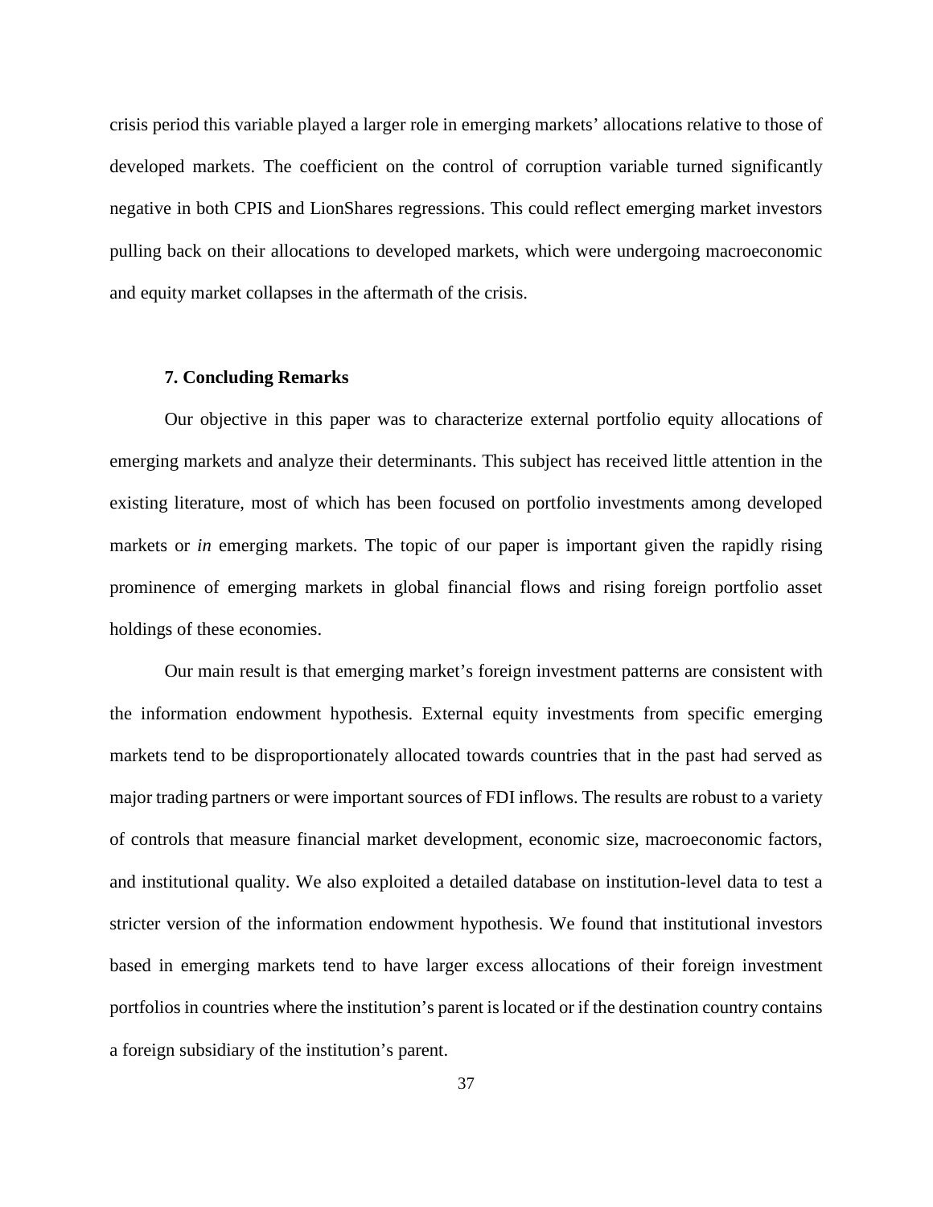crisis period this variable played a larger role in emerging markets' allocations relative to those of developed markets. The coefficient on the control of corruption variable turned significantly negative in both CPIS and LionShares regressions. This could reflect emerging market investors pulling back on their allocations to developed markets, which were undergoing macroeconomic and equity market collapses in the aftermath of the crisis.

## 7. Concluding Remarks

Our objective in this paper was to characterize external portfolio equity allocations of emerging markets and analyze their determinants. This subject has received little attention in the existing literature, most of which has been focused on portfolio investments among developed markets or *in* emerging markets. The topic of our paper is important given the rapidly rising prominence of emerging markets in global financial flows and rising foreign portfolio asset holdings of these economies.

Our main result is that emerging market's foreign investment patterns are consistent with the information endowment hypothesis. External equity investments from specific emerging markets tend to be disproportionately allocated towards countries that in the past had served as major trading partners or were important sources of FDI inflows. The results are robust to a variety of controls that measure financial market development, economic size, macroeconomic factors, and institutional quality. We also exploited a detailed database on institution-level data to test a stricter version of the information endowment hypothesis. We found that institutional investors based in emerging markets tend to have larger excess allocations of their foreign investment portfolios in countries where the institution's parent is located or if the destination country contains a foreign subsidiary of the institution's parent.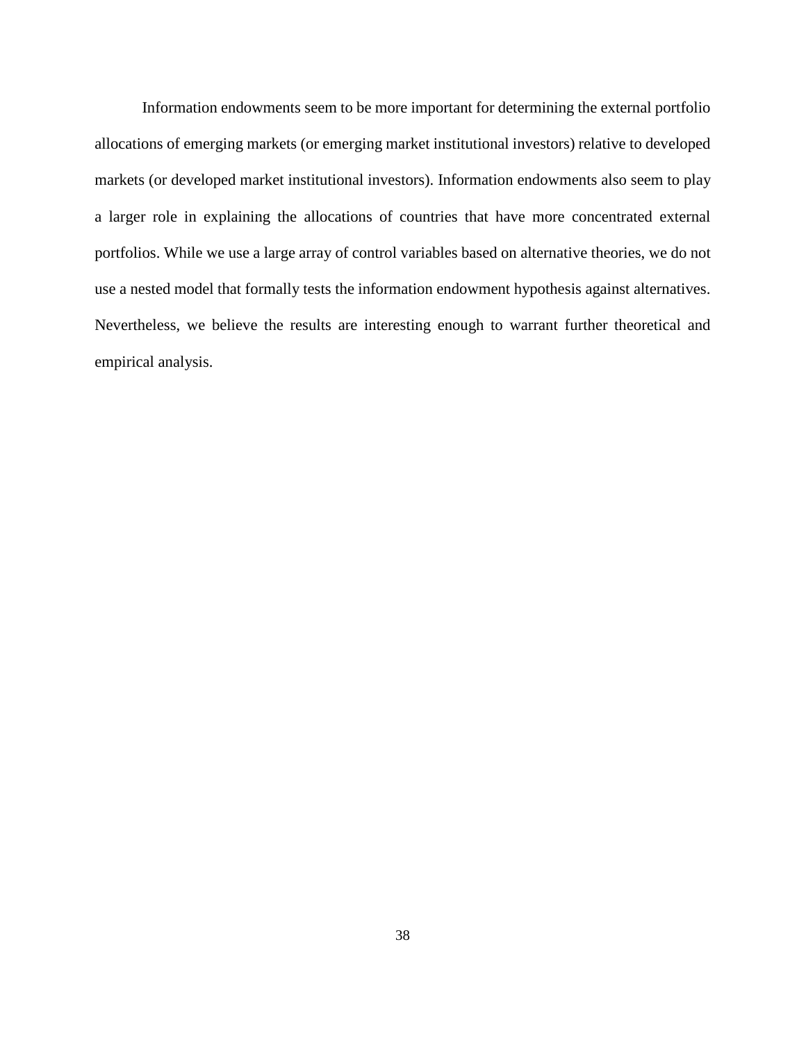Information endowments seem to be more important for determining the external portfolio allocations of emerging markets (or emerging market institutional investors) relative to developed markets (or developed market institutional investors). Information endowments also seem to play a larger role in explaining the allocations of countries that have more concentrated external portfolios. While we use a large array of control variables based on alternative theories, we do not use a nested model that formally tests the information endowment hypothesis against alternatives. Nevertheless, we believe the results are interesting enough to warrant further theoretical and empirical analysis.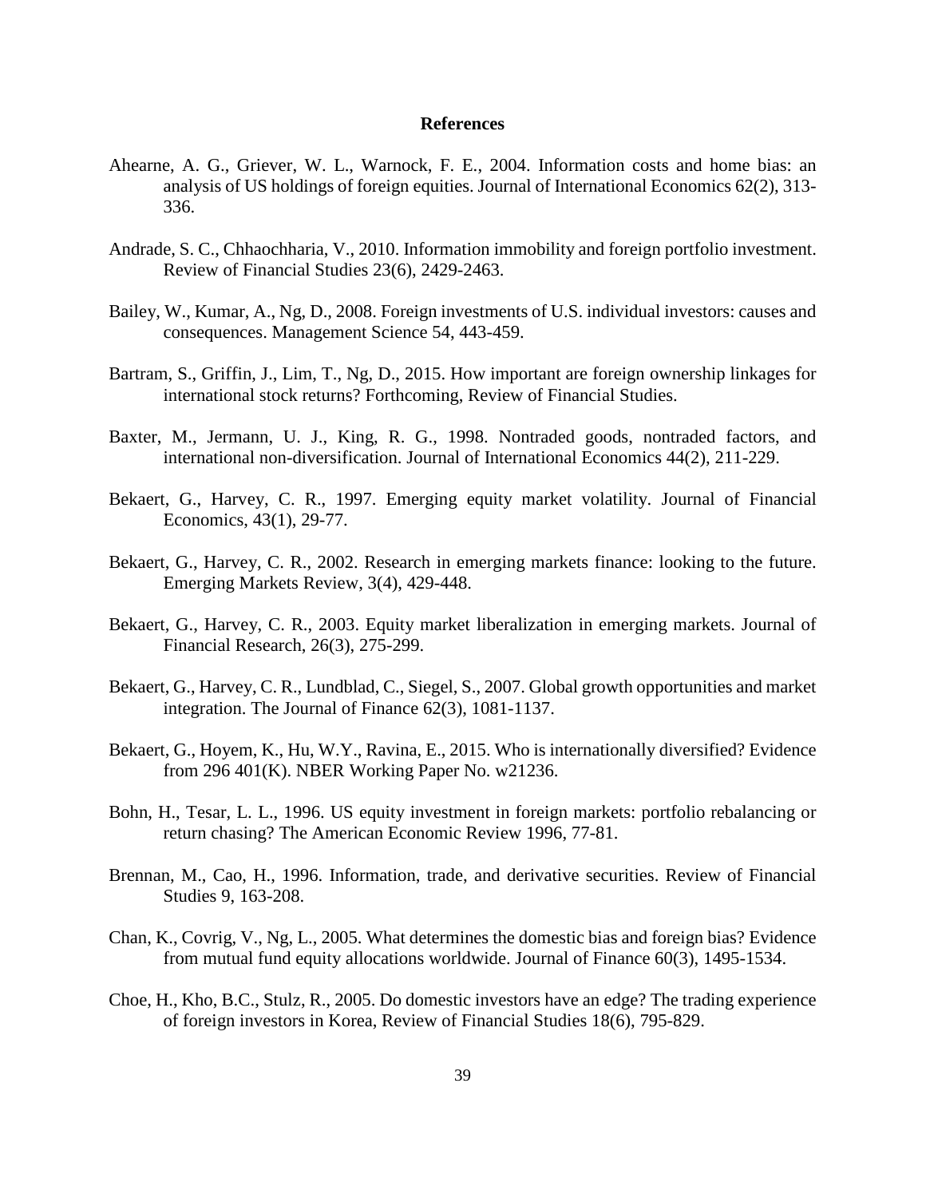# References

Ahearne, A. G., Griever, W. L., Warnock, F. E., 2004. Information costs and home bias: an analysis of US holdings of foreign equities. Journal of International Economics 62(2), 313-336.

Andrade, S. C., Chhaochharia, V., 2010. Information immobility and foreign portfolio investment. Review of Financial Studies 23(6), 2429-2463.

Bailey, W., Kumar, A., Ng, D., 2008. Foreign investments of U.S. individual investors: causes and consequences. Management Science 54, 443-459.

Bartram, S., Griffin, J., Lim, T., Ng, D., 2015. How important are foreign ownership linkages for international stock returns? Forthcoming, Review of Financial Studies.

Baxter, M., Jermann, U. J., King, R. G., 1998. Nontraded goods, nontraded factors, and international non-diversification. Journal of International Economics 44(2), 211-229.

Bekaert, G., Harvey, C. R., 1997. Emerging equity market volatility. Journal of Financial Economics, 43(1), 29-77.

Bekaert, G., Harvey, C. R., 2002. Research in emerging markets finance: looking to the future. Emerging Markets Review, 3(4), 429-448.

Bekaert, G., Harvey, C. R., 2003. Equity market liberalization in emerging markets. Journal of Financial Research, 26(3), 275-299.

Bekaert, G., Harvey, C. R., Lundblad, C., Siegel, S., 2007. Global growth opportunities and market integration. The Journal of Finance 62(3), 1081-1137.

Bekaert, G., Hoyem, K., Hu, W.Y., Ravina, E., 2015. Who is internationally diversified? Evidence from 296 401(K). NBER Working Paper No. w21236.

Bohn, H., Tesar, L. L., 1996. US equity investment in foreign markets: portfolio rebalancing or return chasing? The American Economic Review 1996, 77-81.

Brennan, M., Cao, H., 1996. Information, trade, and derivative securities. Review of Financial Studies 9, 163-208.

Chan, K., Covrig, V., Ng, L., 2005. What determines the domestic bias and foreign bias? Evidence from mutual fund equity allocations worldwide. Journal of Finance 60(3), 1495-1534.

Choe, H., Kho, B.C., Stulz, R., 2005. Do domestic investors have an edge? The trading experience of foreign investors in Korea, Review of Financial Studies 18(6), 795-829.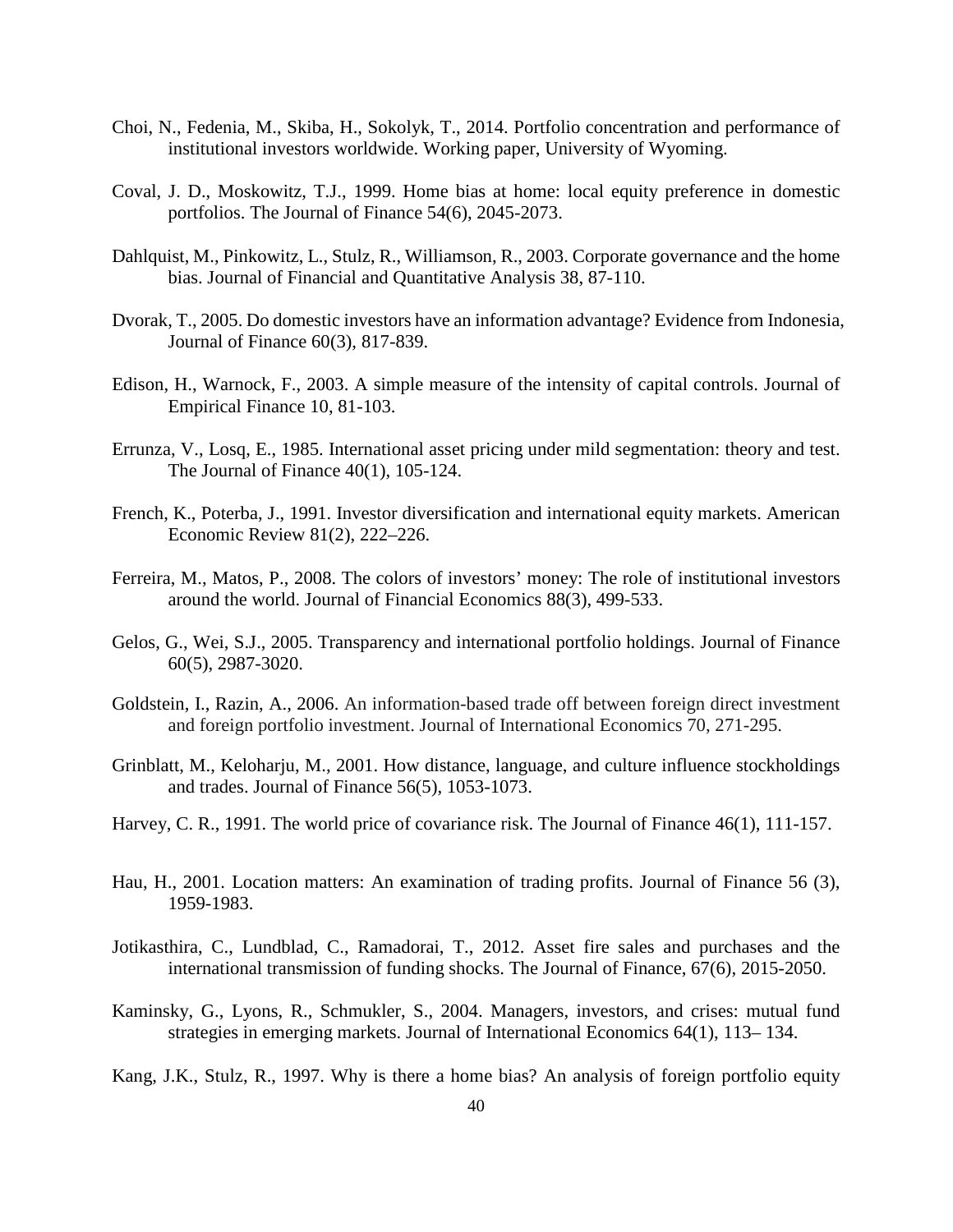Choi, N., Fedenia, M., Skiba, H., Sokolyk, T., 2014. Portfolio concentration and performance of institutional investors worldwide. Working paper, University of Wyoming.

Coval, J. D., Moskowitz, T.J., 1999. Home bias at home: local equity preference in domestic portfolios. The Journal of Finance 54(6), 2045-2073.

Dahlquist, M., Pinkowitz, L., Stulz, R., Williamson, R., 2003. Corporate governance and the home bias. Journal of Financial and Quantitative Analysis 38, 87-110.

Dvorak, T., 2005. Do domestic investors have an information advantage? Evidence from Indonesia, Journal of Finance 60(3), 817-839.

Edison, H., Warnock, F., 2003. A simple measure of the intensity of capital controls. Journal of Empirical Finance 10, 81-103.

Errunza, V., Losq, E., 1985. International asset pricing under mild segmentation: theory and test. The Journal of Finance 40(1), 105-124.

French, K., Poterba, J., 1991. Investor diversification and international equity markets. American Economic Review 81(2), 222–226.

Ferreira, M., Matos, P., 2008. The colors of investors' money: The role of institutional investors around the world. Journal of Financial Economics 88(3), 499-533.

Gelos, G., Wei, S.J., 2005. Transparency and international portfolio holdings. Journal of Finance 60(5), 2987-3020.

Goldstein, I., Razin, A., 2006. An information-based trade off between foreign direct investment and foreign portfolio investment. Journal of International Economics 70, 271-295.

Grinblatt, M., Keloharju, M., 2001. How distance, language, and culture influence stockholdings and trades. Journal of Finance 56(5), 1053-1073.

Harvey, C. R., 1991. The world price of covariance risk. The Journal of Finance 46(1), 111-157.

Hau, H., 2001. Location matters: An examination of trading profits. Journal of Finance 56 (3), 1959-1983.

Jotikasthira, C., Lundblad, C., Ramadorai, T., 2012. Asset fire sales and purchases and the international transmission of funding shocks. The Journal of Finance, 67(6), 2015-2050.

Kaminsky, G., Lyons, R., Schmukler, S., 2004. Managers, investors, and crises: mutual fund strategies in emerging markets. Journal of International Economics 64(1), 113– 134.

Kang, J.K., Stulz, R., 1997. Why is there a home bias? An analysis of foreign portfolio equity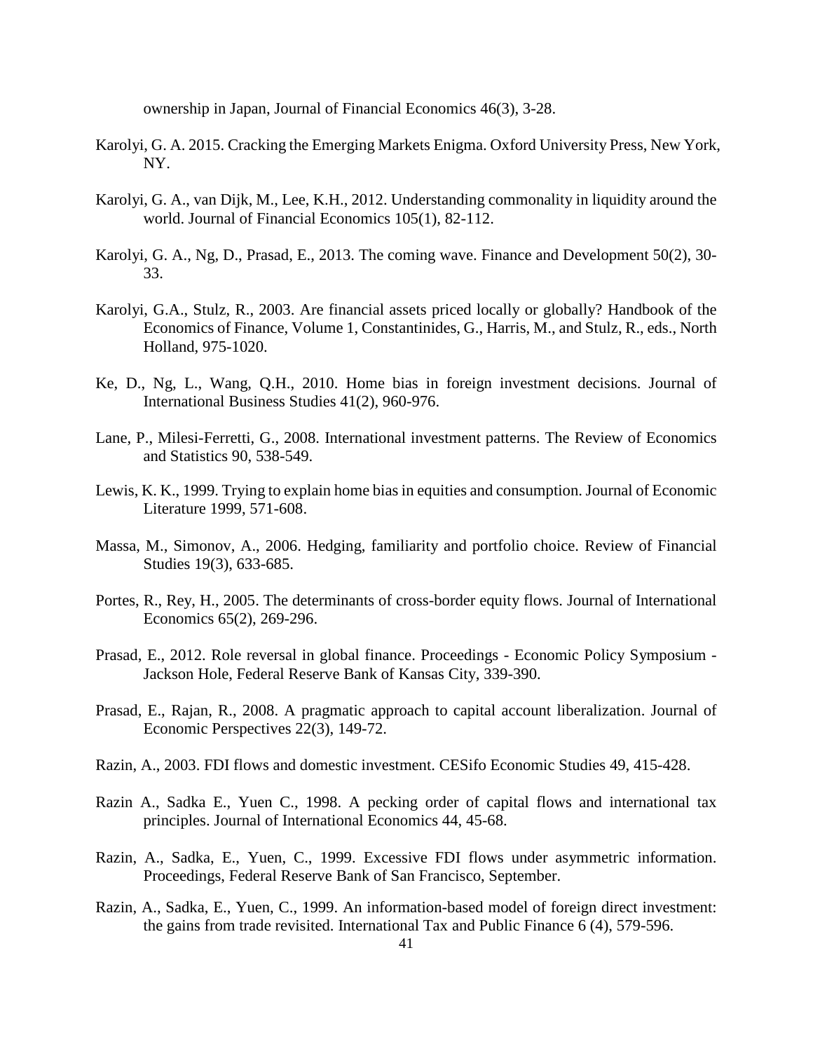ownership in Japan, Journal of Financial Economics 46(3), 3-28.

Karolyi, G. A. 2015. Cracking the Emerging Markets Enigma. Oxford University Press, New York, NY.

Karolyi, G. A., van Dijk, M., Lee, K.H., 2012. Understanding commonality in liquidity around the world. Journal of Financial Economics 105(1), 82-112.

Karolyi, G. A., Ng, D., Prasad, E., 2013. The coming wave. Finance and Development 50(2), 30-33.

Karolyi, G.A., Stulz, R., 2003. Are financial assets priced locally or globally? Handbook of the Economics of Finance, Volume 1, Constantinides, G., Harris, M., and Stulz, R., eds., North Holland, 975-1020.

Ke, D., Ng, L., Wang, Q.H., 2010. Home bias in foreign investment decisions. Journal of International Business Studies 41(2), 960-976.

Lane, P., Milesi-Ferretti, G., 2008. International investment patterns. The Review of Economics and Statistics 90, 538-549.

Lewis, K. K., 1999. Trying to explain home bias in equities and consumption. Journal of Economic Literature 1999, 571-608.

Massa, M., Simonov, A., 2006. Hedging, familiarity and portfolio choice. Review of Financial Studies 19(3), 633-685.

Portes, R., Rey, H., 2005. The determinants of cross-border equity flows. Journal of International Economics 65(2), 269-296.

Prasad, E., 2012. Role reversal in global finance. Proceedings - Economic Policy Symposium - Jackson Hole, Federal Reserve Bank of Kansas City, 339-390.

Prasad, E., Rajan, R., 2008. A pragmatic approach to capital account liberalization. Journal of Economic Perspectives 22(3), 149-72.

Razin, A., 2003. FDI flows and domestic investment. CESifo Economic Studies 49, 415-428.

Razin A., Sadka E., Yuen C., 1998. A pecking order of capital flows and international tax principles. Journal of International Economics 44, 45-68.

Razin, A., Sadka, E., Yuen, C., 1999. Excessive FDI flows under asymmetric information. Proceedings, Federal Reserve Bank of San Francisco, September.

Razin, A., Sadka, E., Yuen, C., 1999. An information-based model of foreign direct investment: the gains from trade revisited. International Tax and Public Finance 6 (4), 579-596.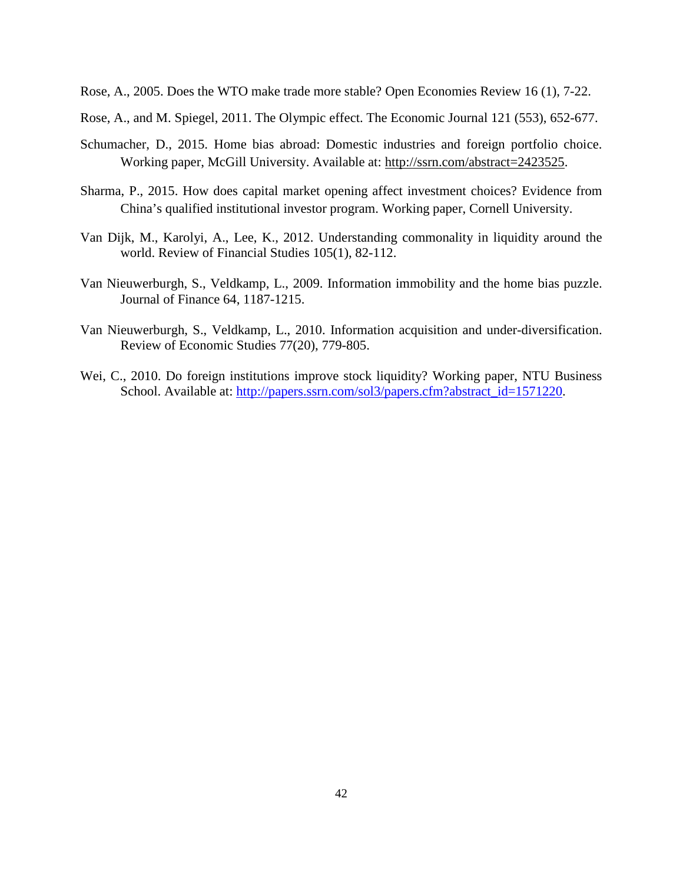Rose, A., 2005. Does the WTO make trade more stable? Open Economies Review 16 (1), 7-22.

Rose, A., and M. Spiegel, 2011. The Olympic effect. The Economic Journal 121 (553), 652-677.

Schumacher, D., 2015. Home bias abroad: Domestic industries and foreign portfolio choice. Working paper, McGill University. Available at: http://ssrn.com/abstract=2423525.

Sharma, P., 2015. How does capital market opening affect investment choices? Evidence from China's qualified institutional investor program. Working paper, Cornell University.

Van Dijk, M., Karolyi, A., Lee, K., 2012. Understanding commonality in liquidity around the world. Review of Financial Studies 105(1), 82-112.

Van Nieuwerburgh, S., Veldkamp, L., 2009. Information immobility and the home bias puzzle. Journal of Finance 64, 1187-1215.

Van Nieuwerburgh, S., Veldkamp, L., 2010. Information acquisition and under-diversification. Review of Economic Studies 77(20), 779-805.

Wei, C., 2010. Do foreign institutions improve stock liquidity? Working paper, NTU Business School. Available at: http://papers.ssrn.com/sol3/papers.cfm?abstract_id=1571220.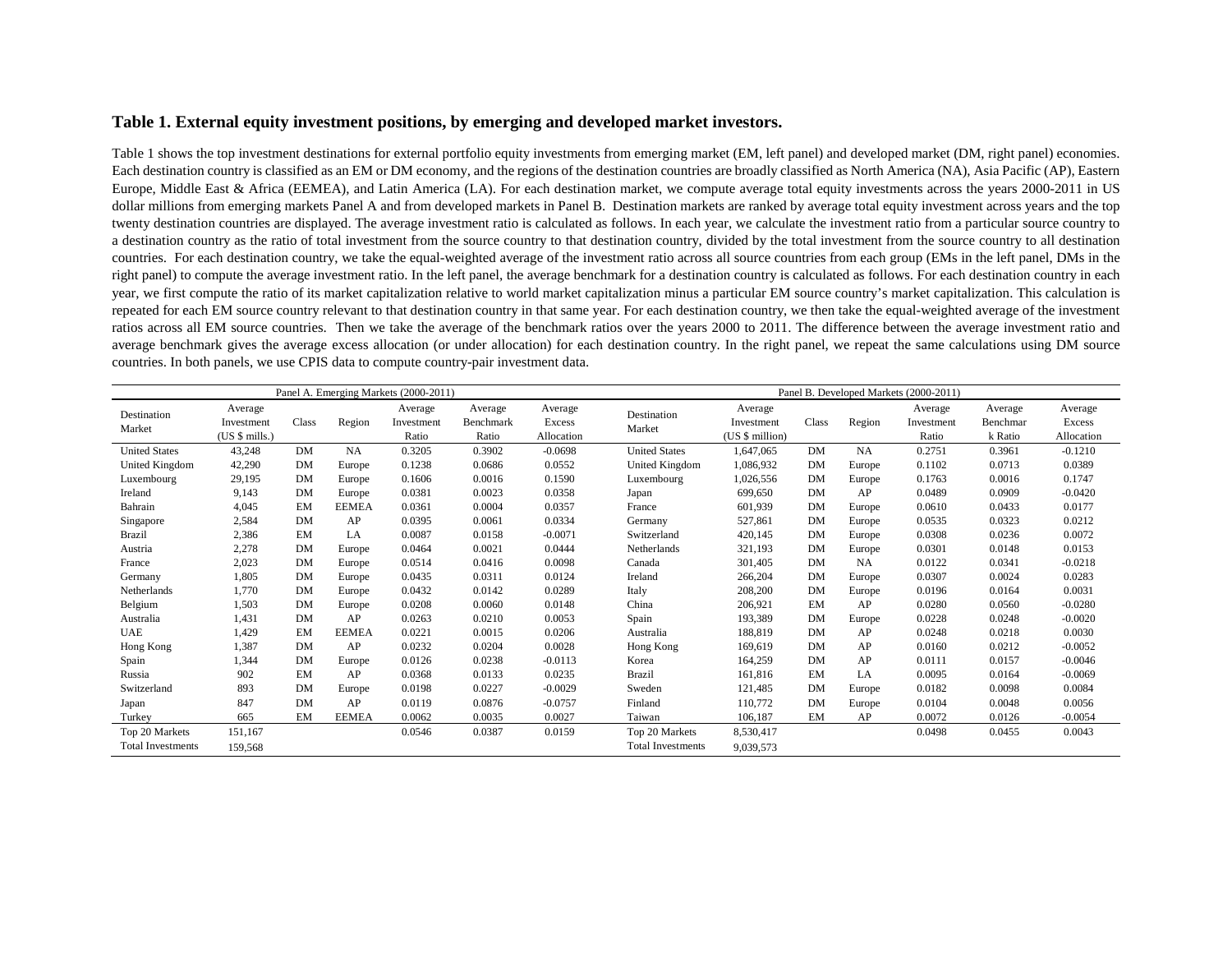**Table 1. External equity investment positions, by emerging and developed market investors.**

Table 1 shows the top investment destinations for external portfolio equity investments from emerging market (EM, left panel) and developed market (DM, right panel) economies. Each destination country is classified as an EM or DM economy, and the regions of the destination countries are broadly classified as North America (NA), Asia Pacific (AP), Eastern Europe, Middle East & Africa (EEMEA), and Latin America (LA). For each destination market, we compute average total equity investments across the years 2000-2011 in US dollar millions from emerging markets Panel A and from developed markets in Panel B. Destination markets are ranked by average total equity investment across years and the top twenty destination countries are displayed. The average investment ratio is calculated as follows. In each year, we calculate the investment ratio from a particular source country to a destination country as the ratio of total investment from the source country to that destination country, divided by the total investment from the source country to all destination countries. For each destination country, we take the equal-weighted average of the investment ratio across all source countries from each group (EMs in the left panel, DMs in the right panel) to compute the average investment ratio. In the left panel, the average benchmark for a destination country is calculated as follows. For each destination country in each year, we first compute the ratio of its market capitalization relative to world market capitalization minus a particular EM source country's market capitalization. This calculation is repeated for each EM source country relevant to that destination country in that same year. For each destination country, we then take the equal-weighted average of the investment ratios across all EM source countries. Then we take the average of the benchmark ratios over the years 2000 to 2011. The difference between the average investment ratio and average benchmark gives the average excess allocation (or under allocation) for each destination country. In the right panel, we repeat the same calculations using DM source countries. In both panels, we use CPIS data to compute country-pair investment data.

| Panel A. Emerging Markets (2000-2011) | | | | | | | Panel B. Developed Markets (2000-2011) | | | | | | |
|---|---|---|---|---|---|---|---|---|---|---|---|---|---|
| Destination Market | Average Investment (US $ mills.) | Class | Region | Average Investment Ratio | Average Benchmark Ratio | Average Excess Allocation | Destination Market | Average Investment (US $ million) | Class | Region | Average Investment Ratio | Average Benchmark Ratio | Average Excess Allocation |
| United States | 43,248 | DM | NA | 0.3205 | 0.3902 | -0.0698 | United States | 1,647,065 | DM | NA | 0.2751 | 0.3961 | -0.1210 |
| United Kingdom | 42,290 | DM | Europe | 0.1238 | 0.0686 | 0.0552 | United Kingdom | 1,086,932 | DM | Europe | 0.1102 | 0.0713 | 0.0389 |
| Luxembourg | 29,195 | DM | Europe | 0.1606 | 0.0016 | 0.1590 | Luxembourg | 1,026,556 | DM | Europe | 0.1763 | 0.0016 | 0.1747 |
| Ireland | 9,143 | DM | Europe | 0.0381 | 0.0023 | 0.0358 | Japan | 699,650 | DM | AP | 0.0489 | 0.0909 | -0.0420 |
| Bahrain | 4,045 | EM | EEMEA | 0.0361 | 0.0004 | 0.0357 | France | 601,939 | DM | Europe | 0.0610 | 0.0433 | 0.0177 |
| Singapore | 2,584 | DM | AP | 0.0395 | 0.0061 | 0.0334 | Germany | 527,861 | DM | Europe | 0.0535 | 0.0323 | 0.0212 |
| Brazil | 2,386 | EM | LA | 0.0087 | 0.0158 | -0.0071 | Switzerland | 420,145 | DM | Europe | 0.0308 | 0.0236 | 0.0072 |
| Austria | 2,278 | DM | Europe | 0.0464 | 0.0021 | 0.0444 | Netherlands | 321,193 | DM | Europe | 0.0301 | 0.0148 | 0.0153 |
| France | 2,023 | DM | Europe | 0.0514 | 0.0416 | 0.0098 | Canada | 301,405 | DM | NA | 0.0122 | 0.0341 | -0.0218 |
| Germany | 1,805 | DM | Europe | 0.0435 | 0.0311 | 0.0124 | Ireland | 266,204 | DM | Europe | 0.0307 | 0.0024 | 0.0283 |
| Netherlands | 1,770 | DM | Europe | 0.0432 | 0.0142 | 0.0289 | Italy | 208,200 | DM | Europe | 0.0196 | 0.0164 | 0.0031 |
| Belgium | 1,503 | DM | Europe | 0.0208 | 0.0060 | 0.0148 | China | 206,921 | EM | AP | 0.0280 | 0.0560 | -0.0280 |
| Australia | 1,431 | DM | AP | 0.0263 | 0.0210 | 0.0053 | Spain | 193,389 | DM | Europe | 0.0228 | 0.0248 | -0.0020 |
| UAE | 1,429 | EM | EEMEA | 0.0221 | 0.0015 | 0.0206 | Australia | 188,819 | DM | AP | 0.0248 | 0.0218 | 0.0030 |
| Hong Kong | 1,387 | DM | AP | 0.0232 | 0.0204 | 0.0028 | Hong Kong | 169,619 | DM | AP | 0.0160 | 0.0212 | -0.0052 |
| Spain | 1,344 | DM | Europe | 0.0126 | 0.0238 | -0.0113 | Korea | 164,259 | DM | AP | 0.0111 | 0.0157 | -0.0046 |
| Russia | 902 | EM | AP | 0.0368 | 0.0133 | 0.0235 | Brazil | 161,816 | EM | LA | 0.0095 | 0.0164 | -0.0069 |
| Switzerland | 893 | DM | Europe | 0.0198 | 0.0227 | -0.0029 | Sweden | 121,485 | DM | Europe | 0.0182 | 0.0098 | 0.0084 |
| Japan | 847 | DM | AP | 0.0119 | 0.0876 | -0.0757 | Finland | 110,772 | DM | Europe | 0.0104 | 0.0048 | 0.0056 |
| Turkey | 665 | EM | EEMEA | 0.0062 | 0.0035 | 0.0027 | Taiwan | 106,187 | EM | AP | 0.0072 | 0.0126 | -0.0054 |
| Top 20 Markets | 151,167 | | | 0.0546 | 0.0387 | 0.0159 | Top 20 Markets | 8,530,417 | | | 0.0498 | 0.0455 | 0.0043 |
| Total Investments | 159,568 | | | | | | Total Investments | 9,039,573 | | | | | |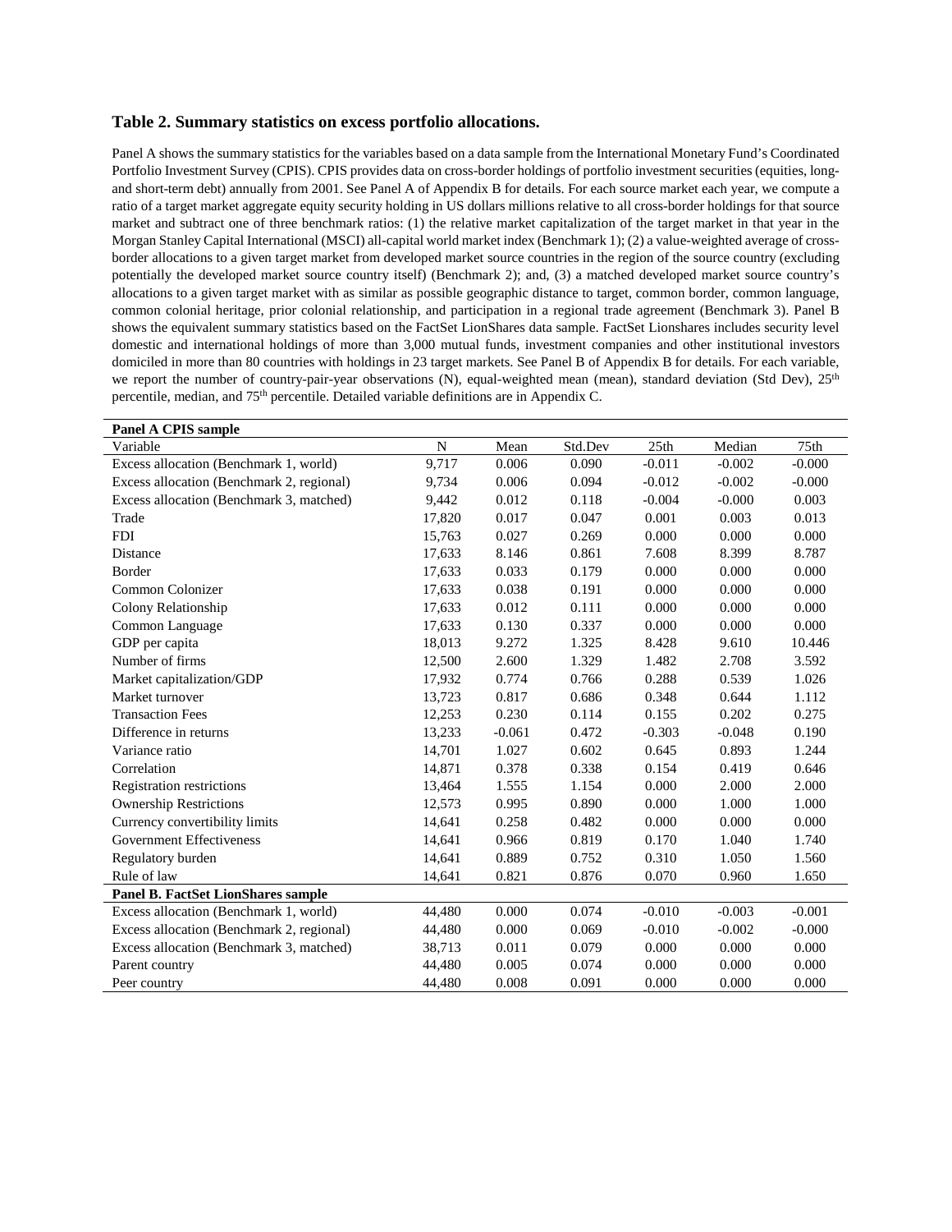## Table 2. Summary statistics on excess portfolio allocations.

Panel A shows the summary statistics for the variables based on a data sample from the International Monetary Fund's Coordinated Portfolio Investment Survey (CPIS). CPIS provides data on cross-border holdings of portfolio investment securities (equities, long- and short-term debt) annually from 2001. See Panel A of Appendix B for details. For each source market each year, we compute a ratio of a target market aggregate equity security holding in US dollars millions relative to all cross-border holdings for that source market and subtract one of three benchmark ratios: (1) the relative market capitalization of the target market in that year in the Morgan Stanley Capital International (MSCI) all-capital world market index (Benchmark 1); (2) a value-weighted average of cross-border allocations to a given target market from developed market source countries in the region of the source country (excluding potentially the developed market source country itself) (Benchmark 2); and, (3) a matched developed market source country's allocations to a given target market with as similar as possible geographic distance to target, common border, common language, common colonial heritage, prior colonial relationship, and participation in a regional trade agreement (Benchmark 3). Panel B shows the equivalent summary statistics based on the FactSet LionShares data sample. FactSet Lionshares includes security level domestic and international holdings of more than 3,000 mutual funds, investment companies and other institutional investors domiciled in more than 80 countries with holdings in 23 target markets. See Panel B of Appendix B for details. For each variable, we report the number of country-pair-year observations (N), equal-weighted mean (mean), standard deviation (Std Dev), 25th percentile, median, and 75th percentile. Detailed variable definitions are in Appendix C.

| Variable | N | Mean | Std.Dev | 25th | Median | 75th |
|---|---|---|---|---|---|---|
| **Panel A CPIS sample** | | | | | | |
| Excess allocation (Benchmark 1, world) | 9,717 | 0.006 | 0.090 | -0.011 | -0.002 | -0.000 |
| Excess allocation (Benchmark 2, regional) | 9,734 | 0.006 | 0.094 | -0.012 | -0.002 | -0.000 |
| Excess allocation (Benchmark 3, matched) | 9,442 | 0.012 | 0.118 | -0.004 | -0.000 | 0.003 |
| Trade | 17,820 | 0.017 | 0.047 | 0.001 | 0.003 | 0.013 |
| FDI | 15,763 | 0.027 | 0.269 | 0.000 | 0.000 | 0.000 |
| Distance | 17,633 | 8.146 | 0.861 | 7.608 | 8.399 | 8.787 |
| Border | 17,633 | 0.033 | 0.179 | 0.000 | 0.000 | 0.000 |
| Common Colonizer | 17,633 | 0.038 | 0.191 | 0.000 | 0.000 | 0.000 |
| Colony Relationship | 17,633 | 0.012 | 0.111 | 0.000 | 0.000 | 0.000 |
| Common Language | 17,633 | 0.130 | 0.337 | 0.000 | 0.000 | 0.000 |
| GDP per capita | 18,013 | 9.272 | 1.325 | 8.428 | 9.610 | 10.446 |
| Number of firms | 12,500 | 2.600 | 1.329 | 1.482 | 2.708 | 3.592 |
| Market capitalization/GDP | 17,932 | 0.774 | 0.766 | 0.288 | 0.539 | 1.026 |
| Market turnover | 13,723 | 0.817 | 0.686 | 0.348 | 0.644 | 1.112 |
| Transaction Fees | 12,253 | 0.230 | 0.114 | 0.155 | 0.202 | 0.275 |
| Difference in returns | 13,233 | -0.061 | 0.472 | -0.303 | -0.048 | 0.190 |
| Variance ratio | 14,701 | 1.027 | 0.602 | 0.645 | 0.893 | 1.244 |
| Correlation | 14,871 | 0.378 | 0.338 | 0.154 | 0.419 | 0.646 |
| Registration restrictions | 13,464 | 1.555 | 1.154 | 0.000 | 2.000 | 2.000 |
| Ownership Restrictions | 12,573 | 0.995 | 0.890 | 0.000 | 1.000 | 1.000 |
| Currency convertibility limits | 14,641 | 0.258 | 0.482 | 0.000 | 0.000 | 0.000 |
| Government Effectiveness | 14,641 | 0.966 | 0.819 | 0.170 | 1.040 | 1.740 |
| Regulatory burden | 14,641 | 0.889 | 0.752 | 0.310 | 1.050 | 1.560 |
| Rule of law | 14,641 | 0.821 | 0.876 | 0.070 | 0.960 | 1.650 |
| **Panel B. FactSet LionShares sample** | | | | | | |
| Excess allocation (Benchmark 1, world) | 44,480 | 0.000 | 0.074 | -0.010 | -0.003 | -0.001 |
| Excess allocation (Benchmark 2, regional) | 44,480 | 0.000 | 0.069 | -0.010 | -0.002 | -0.000 |
| Excess allocation (Benchmark 3, matched) | 38,713 | 0.011 | 0.079 | 0.000 | 0.000 | 0.000 |
| Parent country | 44,480 | 0.005 | 0.074 | 0.000 | 0.000 | 0.000 |
| Peer country | 44,480 | 0.008 | 0.091 | 0.000 | 0.000 | 0.000 |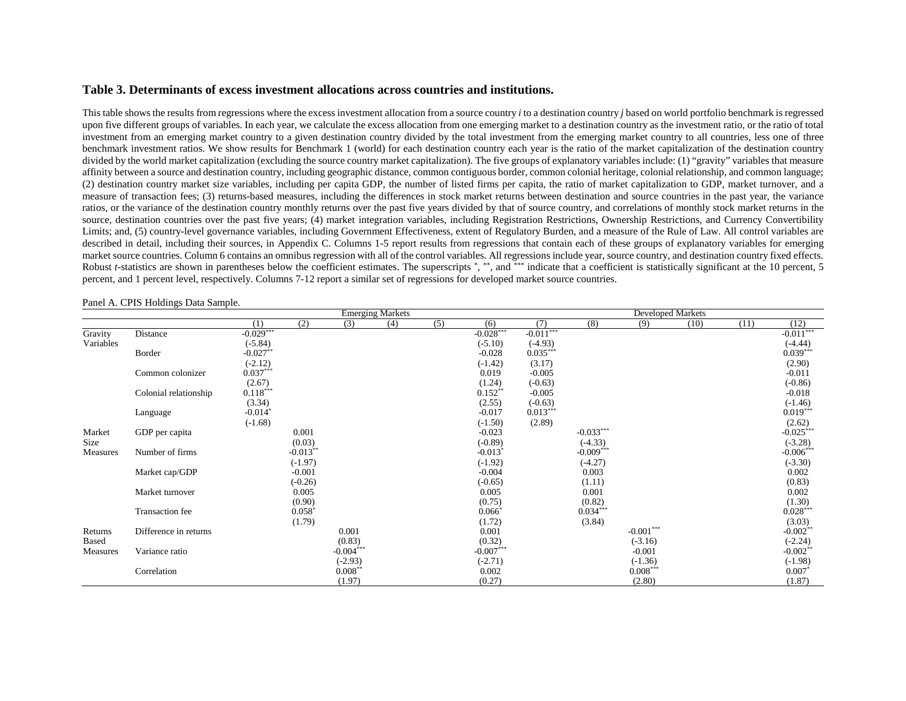### Table 3. Determinants of excess investment allocations across countries and institutions.

This table shows the results from regressions where the excess investment allocation from a source country *i* to a destination country *j* based on world portfolio benchmark is regressed upon five different groups of variables. In each year, we calculate the excess allocation from one emerging market to a destination country as the investment ratio, or the ratio of total investment from an emerging market country to a given destination country divided by the total investment from the emerging market country to all countries, less one of three benchmark investment ratios. We show results for Benchmark 1 (world) for each destination country each year is the ratio of the market capitalization of the destination country divided by the world market capitalization (excluding the source country market capitalization). The five groups of explanatory variables include: (1) "gravity" variables that measure affinity between a source and destination country, including geographic distance, common contiguous border, common colonial heritage, colonial relationship, and common language; (2) destination country market size variables, including per capita GDP, the number of listed firms per capita, the ratio of market capitalization to GDP, market turnover, and a measure of transaction fees; (3) returns-based measures, including the differences in stock market returns between destination and source countries in the past year, the variance ratios, or the variance of the destination country monthly returns over the past five years divided by that of source country, and correlations of monthly stock market returns in the source, destination countries over the past five years; (4) market integration variables, including Registration Restrictions, Ownership Restrictions, and Currency Convertibility Limits; and, (5) country-level governance variables, including Government Effectiveness, extent of Regulatory Burden, and a measure of the Rule of Law. All control variables are described in detail, including their sources, in Appendix C. Columns 1-5 report results from regressions that contain each of these groups of explanatory variables for emerging market source countries. Column 6 contains an omnibus regression with all of the control variables. All regressions include year, source country, and destination country fixed effects. Robust *t*-statistics are shown in parentheses below the coefficient estimates. The superscripts *, **, and *** indicate that a coefficient is statistically significant at the 10 percent, 5 percent, and 1 percent level, respectively. Columns 7-12 report a similar set of regressions for developed market source countries.

Panel A. CPIS Holdings Data Sample.

| | | Emerging Markets | | | | | | Developed Markets | | | | | |
|---|---|---|---|---|---|---|---|---|---|---|---|---|---|
| | | (1) | (2) | (3) | (4) | (5) | (6) | (7) | (8) | (9) | (10) | (11) | (12) |
| Gravity Variables | Distance | -0.029*** | | | | | -0.028*** | -0.011*** | | | | | -0.011*** |
| | | (-5.84) | | | | | (-5.10) | (-4.93) | | | | | (-4.44) |
| | Border | -0.027** | | | | | -0.028 | 0.035*** | | | | | 0.039*** |
| | | (-2.12) | | | | | (-1.42) | (3.17) | | | | | (2.90) |
| | Common colonizer | 0.037*** | | | | | 0.019 | -0.005 | | | | | -0.011 |
| | | (2.67) | | | | | (1.24) | (-0.63) | | | | | (-0.86) |
| | Colonial relationship | 0.118*** | | | | | 0.152** | -0.005 | | | | | -0.018 |
| | | (3.34) | | | | | (2.55) | (-0.63) | | | | | (-1.46) |
| | Language | -0.014* | | | | | -0.017 | 0.013*** | | | | | 0.019*** |
| | | (-1.68) | | | | | (-1.50) | (2.89) | | | | | (2.62) |
| Market Size Measures | GDP per capita | | 0.001 | | | | -0.023 | | -0.033*** | | | | -0.025*** |
| | | | (0.03) | | | | (-0.89) | | (-4.33) | | | | (-3.28) |
| | Number of firms | | -0.013** | | | | -0.013* | | -0.009*** | | | | -0.006*** |
| | | | (-1.97) | | | | (-1.92) | | (-4.27) | | | | (-3.30) |
| | Market cap/GDP | | -0.001 | | | | -0.004 | | 0.003 | | | | 0.002 |
| | | | (-0.26) | | | | (-0.65) | | (1.11) | | | | (0.83) |
| | Market turnover | | 0.005 | | | | 0.005 | | 0.001 | | | | 0.002 |
| | | | (0.90) | | | | (0.75) | | (0.82) | | | | (1.30) |
| | Transaction fee | | 0.058* | | | | 0.066* | | 0.034*** | | | | 0.028*** |
| | | | (1.79) | | | | (1.72) | | (3.84) | | | | (3.03) |
| Returns Based Measures | Difference in returns | | | 0.001 | | | 0.001 | | | -0.001*** | | | -0.002** |
| | | | | (0.83) | | | (0.32) | | | (-3.16) | | | (-2.24) |
| | Variance ratio | | | -0.004*** | | | -0.007*** | | | -0.001 | | | -0.002** |
| | | | | (-2.93) | | | (-2.71) | | | (-1.36) | | | (-1.98) |
| | Correlation | | | 0.008** | | | 0.002 | | | 0.008*** | | | 0.007* |
| | | | | (1.97) | | | (0.27) | | | (2.80) | | | (1.87) |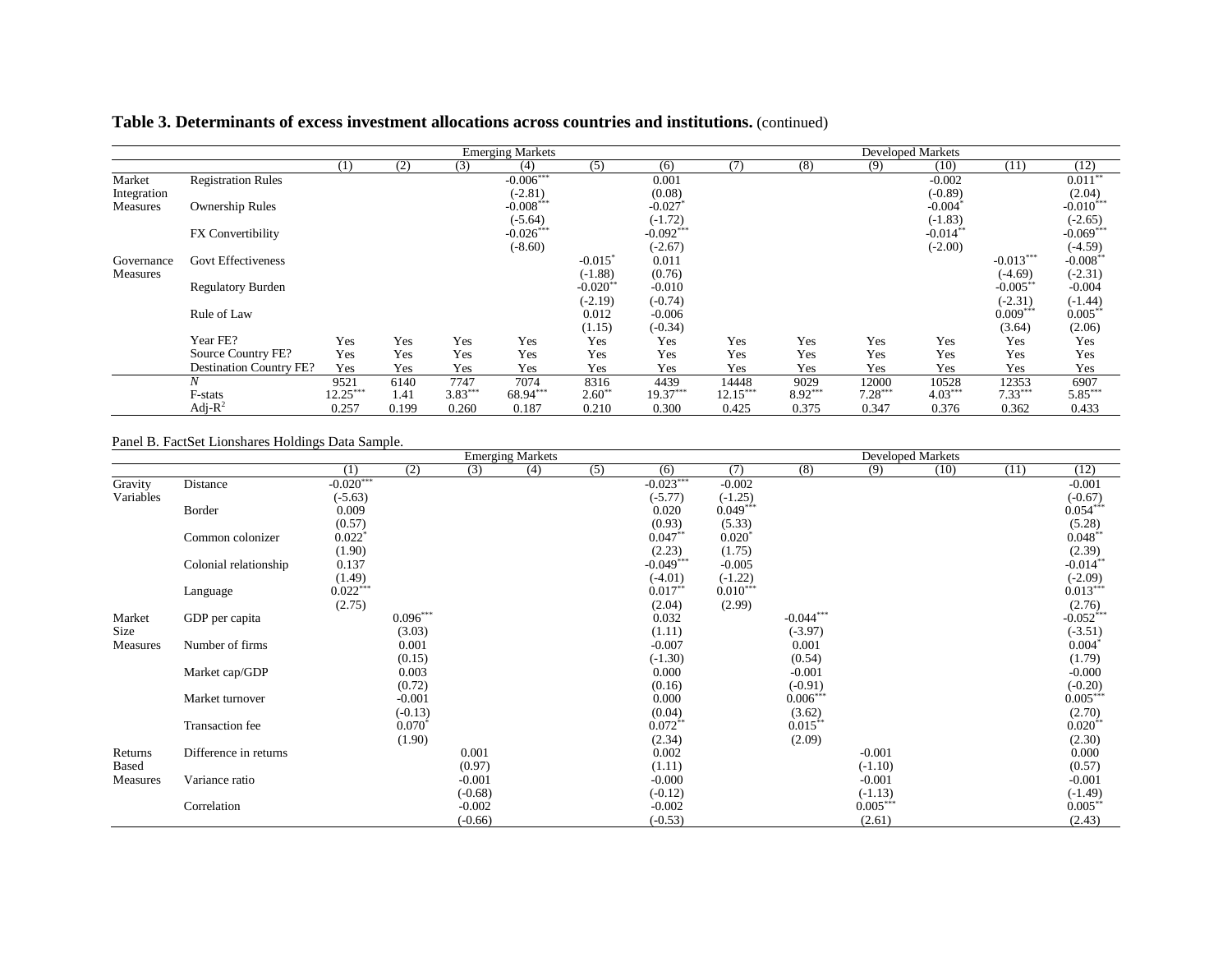**Table 3. Determinants of excess investment allocations across countries and institutions.** (continued)

| | | Emerging Markets | | | | | | Developed Markets | | | | | |
|---|---|---|---|---|---|---|---|---|---|---|---|---|---|
| | | (1) | (2) | (3) | (4) | (5) | (6) | (7) | (8) | (9) | (10) | (11) | (12) |
| Market Integration Measures | Registration Rules | | | | -0.006*** | | 0.001 | | | | -0.002 | | 0.011** |
| | | | | | (-2.81) | | (0.08) | | | | (-0.89) | | (2.04) |
| | Ownership Rules | | | | -0.008*** | | -0.027* | | | | -0.004* | | -0.010*** |
| | | | | | (-5.64) | | (-1.72) | | | | (-1.83) | | (-2.65) |
| | FX Convertibility | | | | -0.026*** | | -0.092*** | | | | -0.014** | | -0.069*** |
| | | | | | (-8.60) | | (-2.67) | | | | (-2.00) | | (-4.59) |
| Governance Measures | Govt Effectiveness | | | | | -0.015* | 0.011 | | | | | -0.013*** | -0.008** |
| | | | | | | (-1.88) | (0.76) | | | | | (-4.69) | (-2.31) |
| | Regulatory Burden | | | | | -0.020** | -0.010 | | | | | -0.005** | -0.004 |
| | | | | | | (-2.19) | (-0.74) | | | | | (-2.31) | (-1.44) |
| | Rule of Law | | | | | 0.012 | -0.006 | | | | | 0.009*** | 0.005** |
| | | | | | | (1.15) | (-0.34) | | | | | (3.64) | (2.06) |
| | Year FE? | Yes | Yes | Yes | Yes | Yes | Yes | Yes | Yes | Yes | Yes | Yes | Yes |
| | Source Country FE? | Yes | Yes | Yes | Yes | Yes | Yes | Yes | Yes | Yes | Yes | Yes | Yes |
| | Destination Country FE? | Yes | Yes | Yes | Yes | Yes | Yes | Yes | Yes | Yes | Yes | Yes | Yes |
| | *N* | 9521 | 6140 | 7747 | 7074 | 8316 | 4439 | 14448 | 9029 | 12000 | 10528 | 12353 | 6907 |
| | F-stats | 12.25*** | 1.41 | 3.83*** | 68.94*** | 2.60** | 19.37*** | 12.15*** | 8.92*** | 7.28*** | 4.03*** | 7.33*** | 5.85*** |
| | Adj-$R^2$ | 0.257 | 0.199 | 0.260 | 0.187 | 0.210 | 0.300 | 0.425 | 0.375 | 0.347 | 0.376 | 0.362 | 0.433 |

Panel B. FactSet Lionshares Holdings Data Sample.

| | | Emerging Markets | | | | | | Developed Markets | | | | | |
|---|---|---|---|---|---|---|---|---|---|---|---|---|---|
| | | (1) | (2) | (3) | (4) | (5) | (6) | (7) | (8) | (9) | (10) | (11) | (12) |
| Gravity Variables | Distance | -0.020*** | | | | | -0.023*** | -0.002 | | | | | -0.001 |
| | | (-5.63) | | | | | (-5.77) | (-1.25) | | | | | (-0.67) |
| | Border | 0.009 | | | | | 0.020 | 0.049*** | | | | | 0.054*** |
| | | (0.57) | | | | | (0.93) | (5.33) | | | | | (5.28) |
| | Common colonizer | 0.022* | | | | | 0.047** | 0.020* | | | | | 0.048** |
| | | (1.90) | | | | | (2.23) | (1.75) | | | | | (2.39) |
| | Colonial relationship | 0.137 | | | | | -0.049*** | -0.005 | | | | | -0.014** |
| | | (1.49) | | | | | (-4.01) | (-1.22) | | | | | (-2.09) |
| | Language | 0.022*** | | | | | 0.017** | 0.010*** | | | | | 0.013*** |
| | | (2.75) | | | | | (2.04) | (2.99) | | | | | (2.76) |
| Market Size Measures | GDP per capita | | 0.096*** | | | | 0.032 | | -0.044*** | | | | -0.052*** |
| | | | (3.03) | | | | (1.11) | | (-3.97) | | | | (-3.51) |
| | Number of firms | | 0.001 | | | | -0.007 | | 0.001 | | | | 0.004* |
| | | | (0.15) | | | | (-1.30) | | (0.54) | | | | (1.79) |
| | Market cap/GDP | | 0.003 | | | | 0.000 | | -0.001 | | | | -0.000 |
| | | | (0.72) | | | | (0.16) | | (-0.91) | | | | (-0.20) |
| | Market turnover | | -0.001 | | | | 0.000 | | 0.006*** | | | | 0.005*** |
| | | | (-0.13) | | | | (0.04) | | (3.62) | | | | (2.70) |
| | Transaction fee | | 0.070* | | | | 0.072** | | 0.015** | | | | 0.020** |
| | | | (1.90) | | | | (2.34) | | (2.09) | | | | (2.30) |
| Returns Based Measures | Difference in returns | | | 0.001 | | | 0.002 | | | -0.001 | | | 0.000 |
| | | | | (0.97) | | | (1.11) | | | (-1.10) | | | (0.57) |
| | Variance ratio | | | -0.001 | | | -0.000 | | | -0.001 | | | -0.001 |
| | | | | (-0.68) | | | (-0.12) | | | (-1.13) | | | (-1.49) |
| | Correlation | | | -0.002 | | | -0.002 | | | 0.005*** | | | 0.005** |
| | | | | (-0.66) | | | (-0.53) | | | (2.61) | | | (2.43) |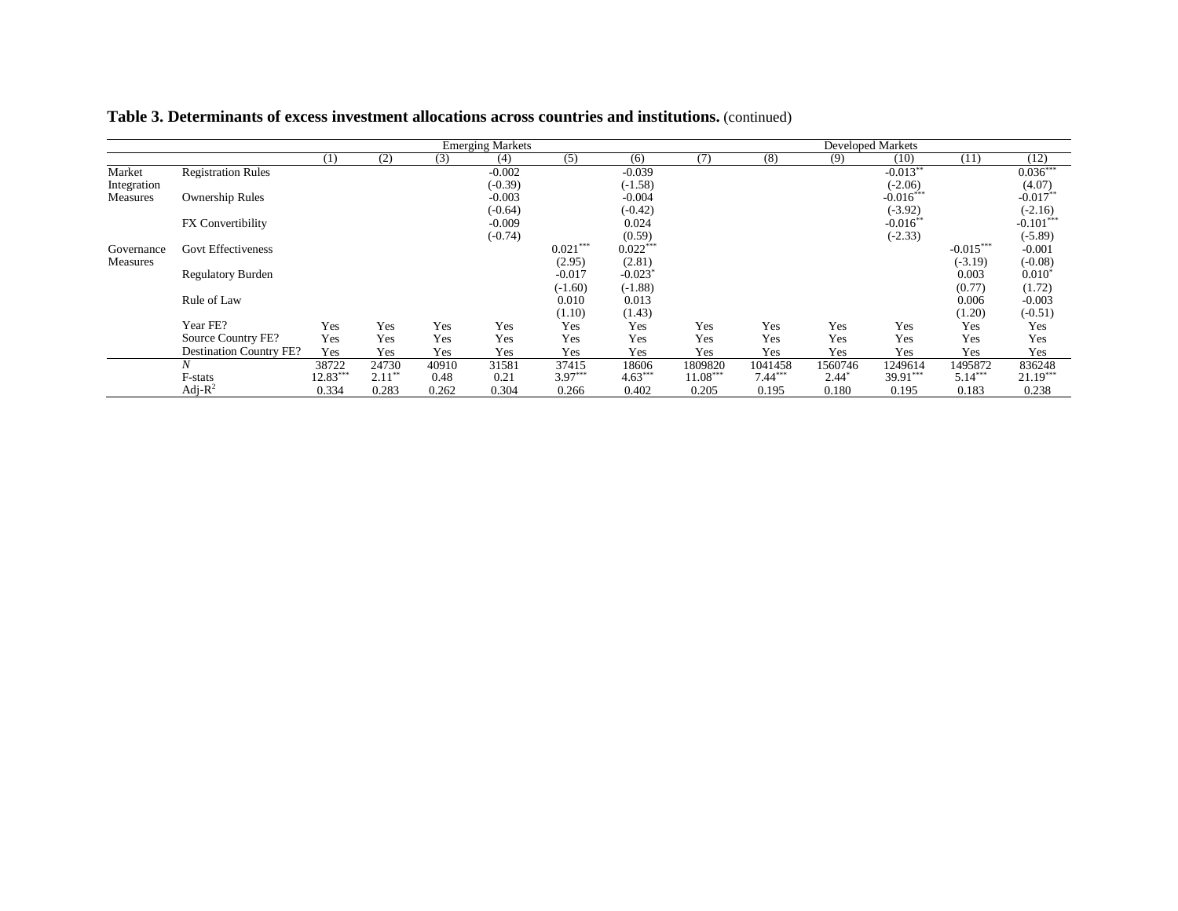**Table 3. Determinants of excess investment allocations across countries and institutions.** (continued)

| | | Emerging Markets | | | | | | Developed Markets | | | | | |
|---|---|---|---|---|---|---|---|---|---|---|---|---|---|
| | | (1) | (2) | (3) | (4) | (5) | (6) | (7) | (8) | (9) | (10) | (11) | (12) |
| Market Integration Measures | Registration Rules | | | | -0.002 | | -0.039 | | | | -0.013** | | 0.036*** |
| | | | | | (-0.39) | | (-1.58) | | | | (-2.06) | | (4.07) |
| | Ownership Rules | | | | -0.003 | | -0.004 | | | | -0.016*** | | -0.017** |
| | | | | | (-0.64) | | (-0.42) | | | | (-3.92) | | (-2.16) |
| | FX Convertibility | | | | -0.009 | | 0.024 | | | | -0.016** | | -0.101*** |
| | | | | | (-0.74) | | (0.59) | | | | (-2.33) | | (-5.89) |
| Governance Measures | Govt Effectiveness | | | | | 0.021*** | 0.022*** | | | | | -0.015*** | -0.001 |
| | | | | | | (2.95) | (2.81) | | | | | (-3.19) | (-0.08) |
| | Regulatory Burden | | | | | -0.017 | -0.023* | | | | | 0.003 | 0.010* |
| | | | | | | (-1.60) | (-1.88) | | | | | (0.77) | (1.72) |
| | Rule of Law | | | | | 0.010 | 0.013 | | | | | 0.006 | -0.003 |
| | | | | | | (1.10) | (1.43) | | | | | (1.20) | (-0.51) |
| | Year FE? | Yes | Yes | Yes | Yes | Yes | Yes | Yes | Yes | Yes | Yes | Yes | Yes |
| | Source Country FE? | Yes | Yes | Yes | Yes | Yes | Yes | Yes | Yes | Yes | Yes | Yes | Yes |
| | Destination Country FE? | Yes | Yes | Yes | Yes | Yes | Yes | Yes | Yes | Yes | Yes | Yes | Yes |
| | *N* | 38722 | 24730 | 40910 | 31581 | 37415 | 18606 | 1809820 | 1041458 | 1560746 | 1249614 | 1495872 | 836248 |
| | F-stats | 12.83*** | 2.11** | 0.48 | 0.21 | 3.97*** | 4.63*** | 11.08*** | 7.44*** | 2.44* | 39.91*** | 5.14*** | 21.19*** |
| | Adj-$R^2$ | 0.334 | 0.283 | 0.262 | 0.304 | 0.266 | 0.402 | 0.205 | 0.195 | 0.180 | 0.195 | 0.183 | 0.238 |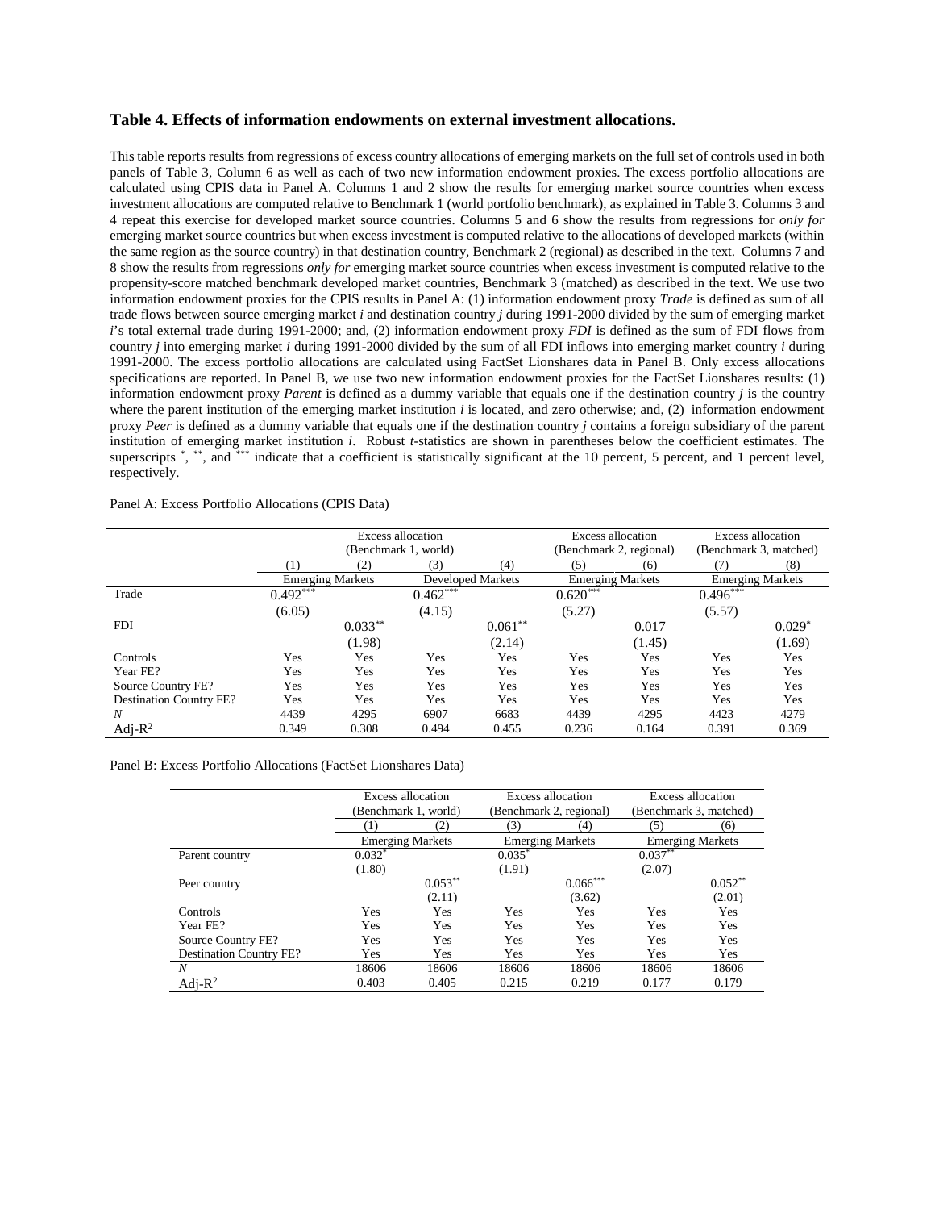### Table 4. Effects of information endowments on external investment allocations.

This table reports results from regressions of excess country allocations of emerging markets on the full set of controls used in both panels of Table 3, Column 6 as well as each of two new information endowment proxies. The excess portfolio allocations are calculated using CPIS data in Panel A. Columns 1 and 2 show the results for emerging market source countries when excess investment allocations are computed relative to Benchmark 1 (world portfolio benchmark), as explained in Table 3. Columns 3 and 4 repeat this exercise for developed market source countries. Columns 5 and 6 show the results from regressions for *only for* emerging market source countries but when excess investment is computed relative to the allocations of developed markets (within the same region as the source country) in that destination country, Benchmark 2 (regional) as described in the text. Columns 7 and 8 show the results from regressions *only for* emerging market source countries when excess investment is computed relative to the propensity-score matched benchmark developed market countries, Benchmark 3 (matched) as described in the text. We use two information endowment proxies for the CPIS results in Panel A: (1) information endowment proxy *Trade* is defined as sum of all trade flows between source emerging market *i* and destination country *j* during 1991-2000 divided by the sum of emerging market *i*'s total external trade during 1991-2000; and, (2) information endowment proxy *FDI* is defined as the sum of FDI flows from country *j* into emerging market *i* during 1991-2000 divided by the sum of all FDI inflows into emerging market country *i* during 1991-2000. The excess portfolio allocations are calculated using FactSet Lionshares data in Panel B. Only excess allocations specifications are reported. In Panel B, we use two new information endowment proxies for the FactSet Lionshares results: (1) information endowment proxy *Parent* is defined as a dummy variable that equals one if the destination country *j* is the country where the parent institution of the emerging market institution *i* is located, and zero otherwise; and, (2) information endowment proxy *Peer* is defined as a dummy variable that equals one if the destination country *j* contains a foreign subsidiary of the parent institution of emerging market institution *i*. Robust *t*-statistics are shown in parentheses below the coefficient estimates. The superscripts \*, \*\*, and \*\*\* indicate that a coefficient is statistically significant at the 10 percent, 5 percent, and 1 percent level, respectively.

Panel A: Excess Portfolio Allocations (CPIS Data)

| | Excess allocation (Benchmark 1, world) | | | | Excess allocation (Benchmark 2, regional) | | Excess allocation (Benchmark 3, matched) | |
|---|---|---|---|---|---|---|---|---|
| | (1) | (2) | (3) | (4) | (5) | (6) | (7) | (8) |
| | Emerging Markets | | Developed Markets | | Emerging Markets | | Emerging Markets | |
| Trade | 0.492*** | | 0.462*** | | 0.620*** | | 0.496*** | |
| | (6.05) | | (4.15) | | (5.27) | | (5.57) | |
| FDI | | 0.033** | | 0.061** | | 0.017 | | 0.029* |
| | | (1.98) | | (2.14) | | (1.45) | | (1.69) |
| Controls | Yes | Yes | Yes | Yes | Yes | Yes | Yes | Yes |
| Year FE? | Yes | Yes | Yes | Yes | Yes | Yes | Yes | Yes |
| Source Country FE? | Yes | Yes | Yes | Yes | Yes | Yes | Yes | Yes |
| Destination Country FE? | Yes | Yes | Yes | Yes | Yes | Yes | Yes | Yes |
| *N* | 4439 | 4295 | 6907 | 6683 | 4439 | 4295 | 4423 | 4279 |
| Adj-$R^2$ | 0.349 | 0.308 | 0.494 | 0.455 | 0.236 | 0.164 | 0.391 | 0.369 |

Panel B: Excess Portfolio Allocations (FactSet Lionshares Data)

| | Excess allocation (Benchmark 1, world) | | Excess allocation (Benchmark 2, regional) | | Excess allocation (Benchmark 3, matched) | |
|---|---|---|---|---|---|---|
| | (1) | (2) | (3) | (4) | (5) | (6) |
| | Emerging Markets | | Emerging Markets | | Emerging Markets | |
| Parent country | 0.032* | | 0.035* | | 0.037** | |
| | (1.80) | | (1.91) | | (2.07) | |
| Peer country | | 0.053** | | 0.066*** | | 0.052** |
| | | (2.11) | | (3.62) | | (2.01) |
| Controls | Yes | Yes | Yes | Yes | Yes | Yes |
| Year FE? | Yes | Yes | Yes | Yes | Yes | Yes |
| Source Country FE? | Yes | Yes | Yes | Yes | Yes | Yes |
| Destination Country FE? | Yes | Yes | Yes | Yes | Yes | Yes |
| *N* | 18606 | 18606 | 18606 | 18606 | 18606 | 18606 |
| Adj-$R^2$ | 0.403 | 0.405 | 0.215 | 0.219 | 0.177 | 0.179 |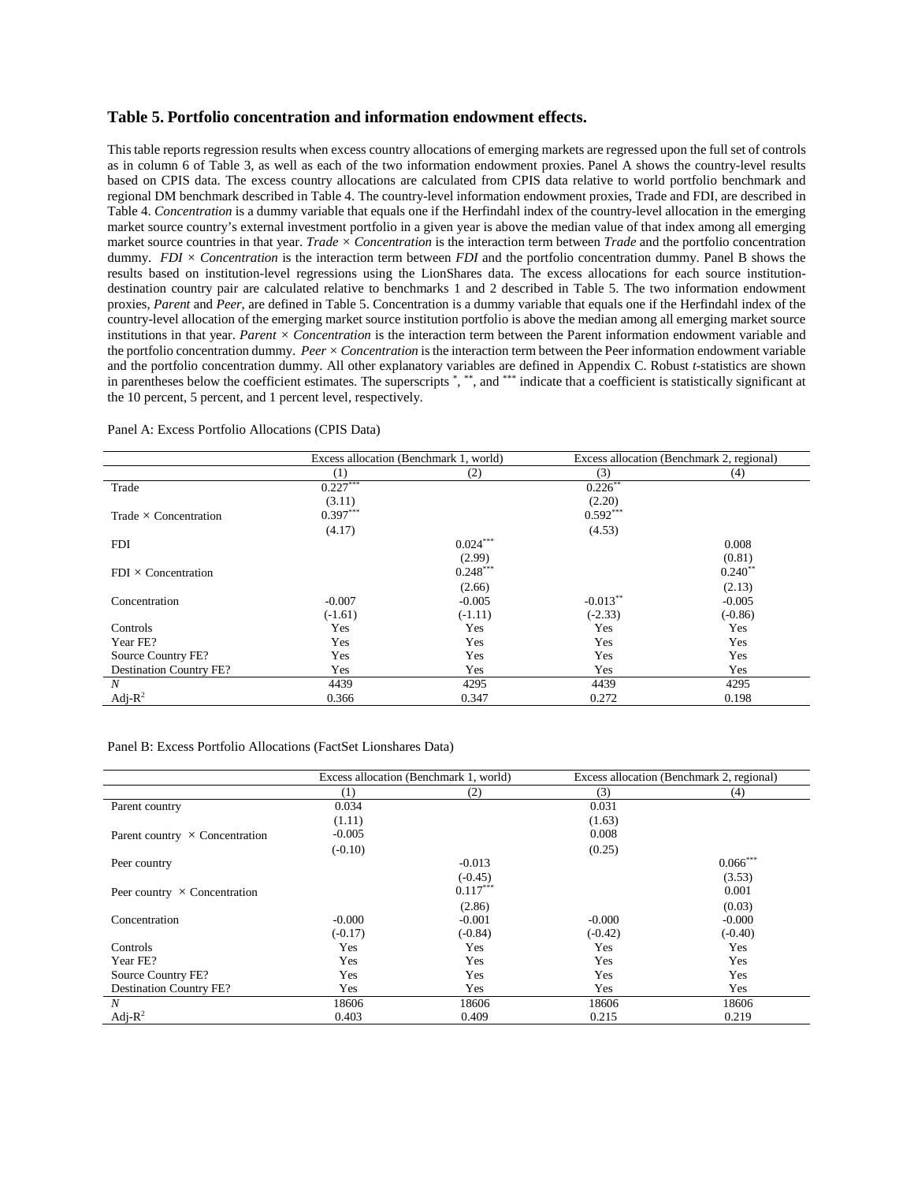## Table 5. Portfolio concentration and information endowment effects.

This table reports regression results when excess country allocations of emerging markets are regressed upon the full set of controls as in column 6 of Table 3, as well as each of the two information endowment proxies. Panel A shows the country-level results based on CPIS data. The excess country allocations are calculated from CPIS data relative to world portfolio benchmark and regional DM benchmark described in Table 4. The country-level information endowment proxies, Trade and FDI, are described in Table 4. *Concentration* is a dummy variable that equals one if the Herfindahl index of the country-level allocation in the emerging market source country's external investment portfolio in a given year is above the median value of that index among all emerging market source countries in that year. *Trade × Concentration* is the interaction term between *Trade* and the portfolio concentration dummy. *FDI × Concentration* is the interaction term between *FDI* and the portfolio concentration dummy. Panel B shows the results based on institution-level regressions using the LionShares data. The excess allocations for each source institution-destination country pair are calculated relative to benchmarks 1 and 2 described in Table 5. The two information endowment proxies, *Parent* and *Peer*, are defined in Table 5. Concentration is a dummy variable that equals one if the Herfindahl index of the country-level allocation of the emerging market source institution portfolio is above the median among all emerging market source institutions in that year. *Parent × Concentration* is the interaction term between the Parent information endowment variable and the portfolio concentration dummy. *Peer × Concentration* is the interaction term between the Peer information endowment variable and the portfolio concentration dummy. All other explanatory variables are defined in Appendix C. Robust *t*-statistics are shown in parentheses below the coefficient estimates. The superscripts *, **, and *** indicate that a coefficient is statistically significant at the 10 percent, 5 percent, and 1 percent level, respectively.

Panel A: Excess Portfolio Allocations (CPIS Data)

| | Excess allocation (Benchmark 1, world) | | Excess allocation (Benchmark 2, regional) | |
|---|---|---|---|---|
| | (1) | (2) | (3) | (4) |
| Trade | 0.227*** | | 0.226** | |
| | (3.11) | | (2.20) | |
| Trade × Concentration | 0.397*** | | 0.592*** | |
| | (4.17) | | (4.53) | |
| FDI | | 0.024*** | | 0.008 |
| | | (2.99) | | (0.81) |
| FDI × Concentration | | 0.248*** | | 0.240** |
| | | (2.66) | | (2.13) |
| Concentration | -0.007 | -0.005 | -0.013** | -0.005 |
| | (-1.61) | (-1.11) | (-2.33) | (-0.86) |
| Controls | Yes | Yes | Yes | Yes |
| Year FE? | Yes | Yes | Yes | Yes |
| Source Country FE? | Yes | Yes | Yes | Yes |
| Destination Country FE? | Yes | Yes | Yes | Yes |
| *N* | 4439 | 4295 | 4439 | 4295 |
| Adj-$R^2$ | 0.366 | 0.347 | 0.272 | 0.198 |

Panel B: Excess Portfolio Allocations (FactSet Lionshares Data)

| | Excess allocation (Benchmark 1, world) | | Excess allocation (Benchmark 2, regional) | |
|---|---|---|---|---|
| | (1) | (2) | (3) | (4) |
| Parent country | 0.034 | | 0.031 | |
| | (1.11) | | (1.63) | |
| Parent country × Concentration | -0.005 | | 0.008 | |
| | (-0.10) | | (0.25) | |
| Peer country | | -0.013 | | 0.066*** |
| | | (-0.45) | | (3.53) |
| Peer country × Concentration | | 0.117*** | | 0.001 |
| | | (2.86) | | (0.03) |
| Concentration | -0.000 | -0.001 | -0.000 | -0.000 |
| | (-0.17) | (-0.84) | (-0.42) | (-0.40) |
| Controls | Yes | Yes | Yes | Yes |
| Year FE? | Yes | Yes | Yes | Yes |
| Source Country FE? | Yes | Yes | Yes | Yes |
| Destination Country FE? | Yes | Yes | Yes | Yes |
| *N* | 18606 | 18606 | 18606 | 18606 |
| Adj-$R^2$ | 0.403 | 0.409 | 0.215 | 0.219 |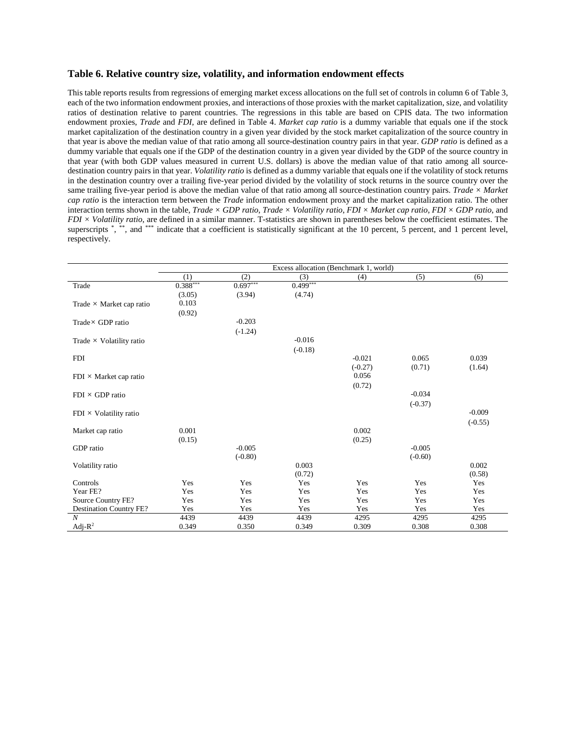### Table 6. Relative country size, volatility, and information endowment effects

This table reports results from regressions of emerging market excess allocations on the full set of controls in column 6 of Table 3, each of the two information endowment proxies, and interactions of those proxies with the market capitalization, size, and volatility ratios of destination relative to parent countries. The regressions in this table are based on CPIS data. The two information endowment proxies, *Trade* and *FDI*, are defined in Table 4. *Market cap ratio* is a dummy variable that equals one if the stock market capitalization of the destination country in a given year divided by the stock market capitalization of the source country in that year is above the median value of that ratio among all source-destination country pairs in that year. *GDP ratio* is defined as a dummy variable that equals one if the GDP of the destination country in a given year divided by the GDP of the source country in that year (with both GDP values measured in current U.S. dollars) is above the median value of that ratio among all source-destination country pairs in that year. *Volatility ratio* is defined as a dummy variable that equals one if the volatility of stock returns in the destination country over a trailing five-year period divided by the volatility of stock returns in the source country over the same trailing five-year period is above the median value of that ratio among all source-destination country pairs. *Trade × Market cap ratio* is the interaction term between the *Trade* information endowment proxy and the market capitalization ratio. The other interaction terms shown in the table, *Trade × GDP ratio*, *Trade × Volatility ratio*, *FDI × Market cap ratio*, *FDI × GDP ratio*, and *FDI × Volatility ratio*, are defined in a similar manner. T-statistics are shown in parentheses below the coefficient estimates. The superscripts *, **, and *** indicate that a coefficient is statistically significant at the 10 percent, 5 percent, and 1 percent level, respectively.

| | Excess allocation (Benchmark 1, world) | | | | | |
|---|---|---|---|---|---|---|
| | (1) | (2) | (3) | (4) | (5) | (6) |
| Trade | 0.388*** | 0.697*** | 0.499*** | | | |
| | (3.05) | (3.94) | (4.74) | | | |
| Trade × Market cap ratio | 0.103 | | | | | |
| | (0.92) | | | | | |
| Trade× GDP ratio | | -0.203 | | | | |
| | | (-1.24) | | | | |
| Trade × Volatility ratio | | | -0.016 | | | |
| | | | (-0.18) | | | |
| FDI | | | | -0.021 | 0.065 | 0.039 |
| | | | | (-0.27) | (0.71) | (1.64) |
| FDI × Market cap ratio | | | | 0.056 | | |
| | | | | (0.72) | | |
| FDI × GDP ratio | | | | | -0.034 | |
| | | | | | (-0.37) | |
| FDI × Volatility ratio | | | | | | -0.009 |
| | | | | | | (-0.55) |
| Market cap ratio | 0.001 | | | 0.002 | | |
| | (0.15) | | | (0.25) | | |
| GDP ratio | | -0.005 | | | -0.005 | |
| | | (-0.80) | | | (-0.60) | |
| Volatility ratio | | | 0.003 | | | 0.002 |
| | | | (0.72) | | | (0.58) |
| Controls | Yes | Yes | Yes | Yes | Yes | Yes |
| Year FE? | Yes | Yes | Yes | Yes | Yes | Yes |
| Source Country FE? | Yes | Yes | Yes | Yes | Yes | Yes |
| Destination Country FE? | Yes | Yes | Yes | Yes | Yes | Yes |
| $N$ | 4439 | 4439 | 4439 | 4295 | 4295 | 4295 |
| Adj-$R^2$ | 0.349 | 0.350 | 0.349 | 0.309 | 0.308 | 0.308 |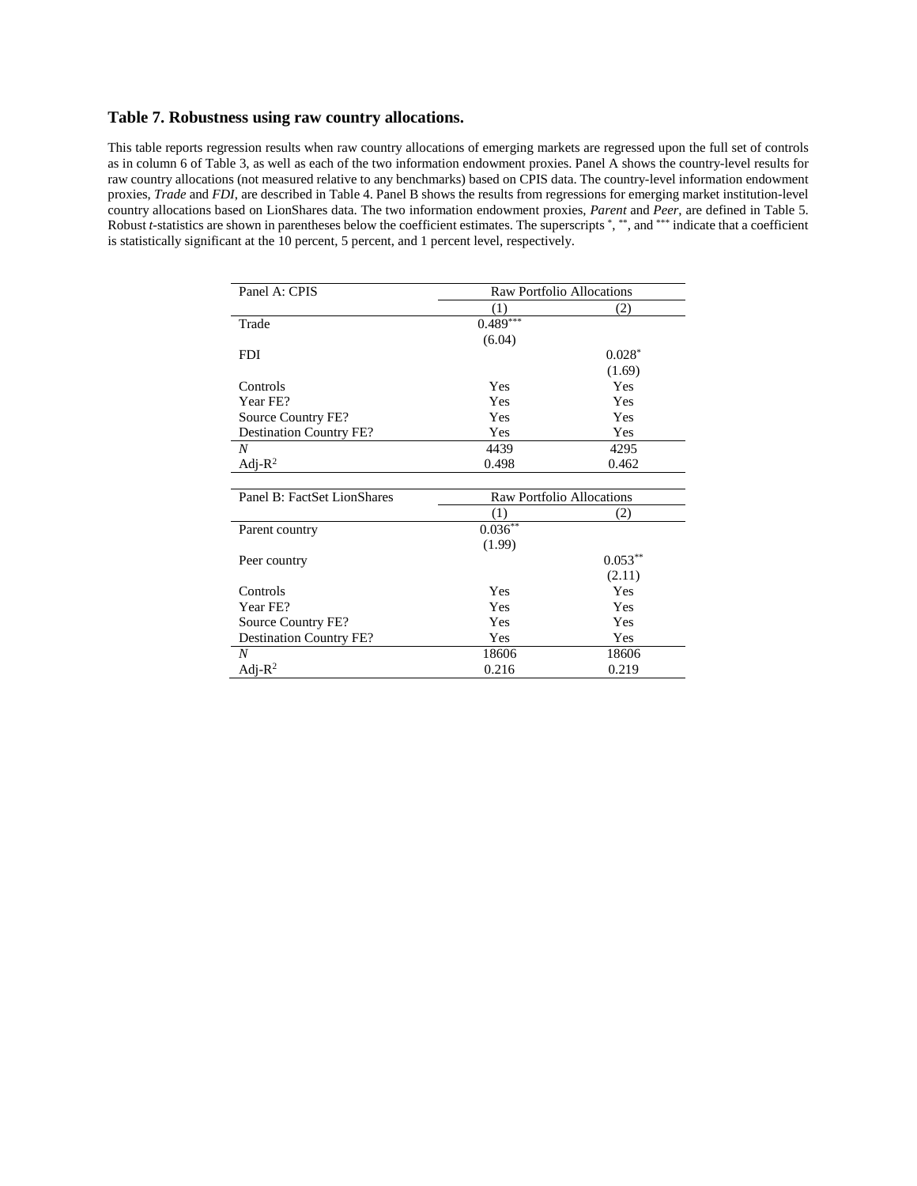### Table 7. Robustness using raw country allocations.

This table reports regression results when raw country allocations of emerging markets are regressed upon the full set of controls as in column 6 of Table 3, as well as each of the two information endowment proxies. Panel A shows the country-level results for raw country allocations (not measured relative to any benchmarks) based on CPIS data. The country-level information endowment proxies, *Trade* and *FDI*, are described in Table 4. Panel B shows the results from regressions for emerging market institution-level country allocations based on LionShares data. The two information endowment proxies, *Parent* and *Peer*, are defined in Table 5. Robust *t*-statistics are shown in parentheses below the coefficient estimates. The superscripts *, **, and *** indicate that a coefficient is statistically significant at the 10 percent, 5 percent, and 1 percent level, respectively.

| Panel A: CPIS | Raw Portfolio Allocations | |
|---|---|---|
| | (1) | (2) |
| Trade | 0.489*** | |
| | (6.04) | |
| FDI | | 0.028* |
| | | (1.69) |
| Controls | Yes | Yes |
| Year FE? | Yes | Yes |
| Source Country FE? | Yes | Yes |
| Destination Country FE? | Yes | Yes |
| *N* | 4439 | 4295 |
| Adj-$R^2$ | 0.498 | 0.462 |

| Panel B: FactSet LionShares | Raw Portfolio Allocations | |
|---|---|---|
| | (1) | (2) |
| Parent country | 0.036** | |
| | (1.99) | |
| Peer country | | 0.053** |
| | | (2.11) |
| Controls | Yes | Yes |
| Year FE? | Yes | Yes |
| Source Country FE? | Yes | Yes |
| Destination Country FE? | Yes | Yes |
| *N* | 18606 | 18606 |
| Adj-$R^2$ | 0.216 | 0.219 |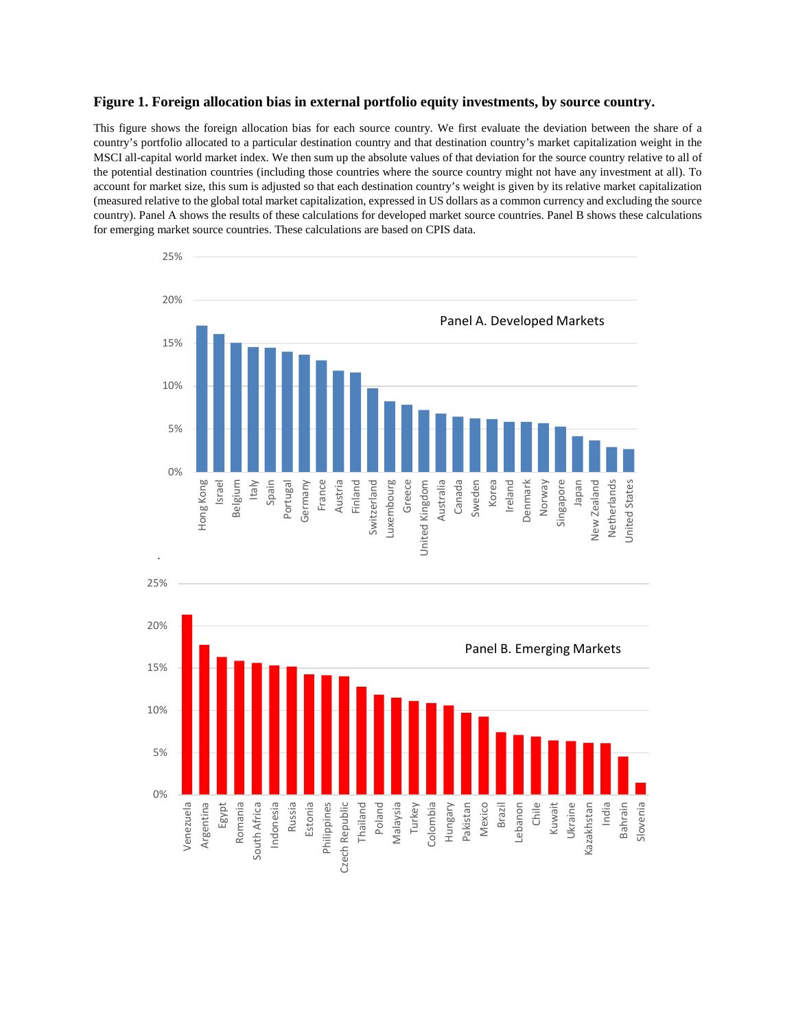**Figure 1. Foreign allocation bias in external portfolio equity investments, by source country.**

This figure shows the foreign allocation bias for each source country. We first evaluate the deviation between the share of a country's portfolio allocated to a particular destination country and that destination country's market capitalization weight in the MSCI all-capital world market index. We then sum up the absolute values of that deviation for the source country relative to all of the potential destination countries (including those countries where the source country might not have any investment at all). To account for market size, this sum is adjusted so that each destination country's weight is given by its relative market capitalization (measured relative to the global total market capitalization, expressed in US dollars as a common currency and excluding the source country). Panel A shows the results of these calculations for developed market source countries. Panel B shows these calculations for emerging market source countries. These calculations are based on CPIS data.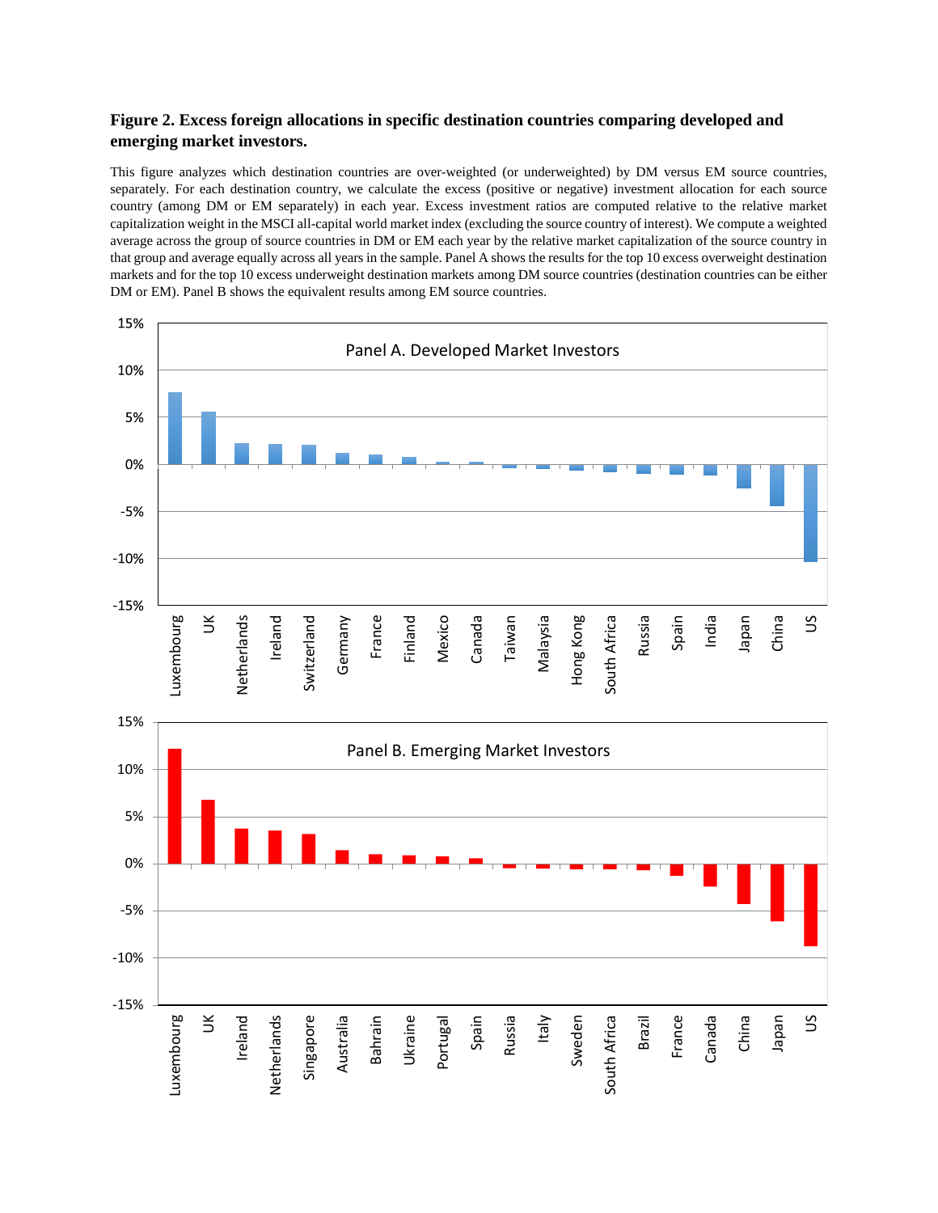**Figure 2. Excess foreign allocations in specific destination countries comparing developed and emerging market investors.**

This figure analyzes which destination countries are over-weighted (or underweighted) by DM versus EM source countries, separately. For each destination country, we calculate the excess (positive or negative) investment allocation for each source country (among DM or EM separately) in each year. Excess investment ratios are computed relative to the relative market capitalization weight in the MSCI all-capital world market index (excluding the source country of interest). We compute a weighted average across the group of source countries in DM or EM each year by the relative market capitalization of the source country in that group and average equally across all years in the sample. Panel A shows the results for the top 10 excess overweight destination markets and for the top 10 excess underweight destination markets among DM source countries (destination countries can be either DM or EM). Panel B shows the equivalent results among EM source countries.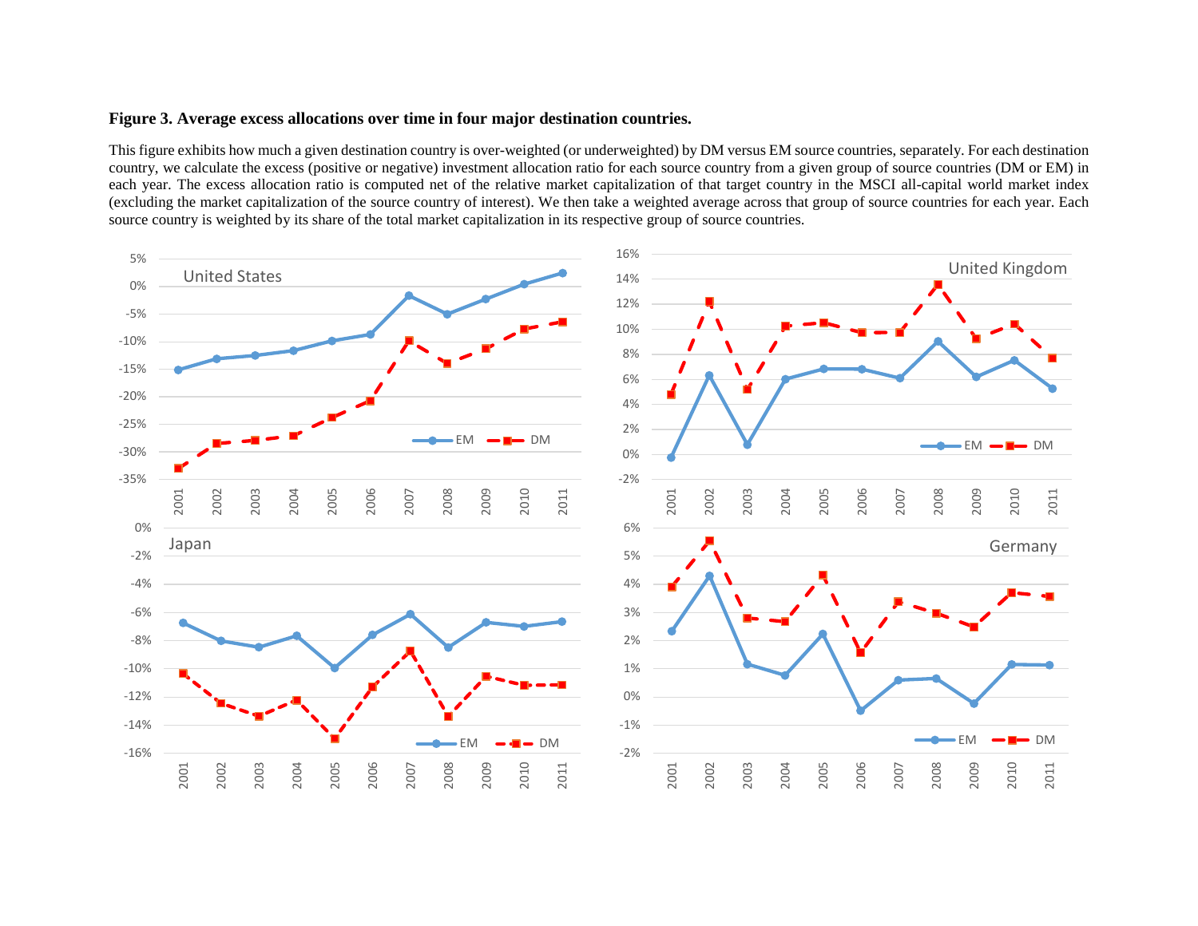**Figure 3. Average excess allocations over time in four major destination countries.**

This figure exhibits how much a given destination country is over-weighted (or underweighted) by DM versus EM source countries, separately. For each destination country, we calculate the excess (positive or negative) investment allocation ratio for each source country from a given group of source countries (DM or EM) in each year. The excess allocation ratio is computed net of the relative market capitalization of that target country in the MSCI all-capital world market index (excluding the market capitalization of the source country of interest). We then take a weighted average across that group of source countries for each year. Each source country is weighted by its share of the total market capitalization in its respective group of source countries.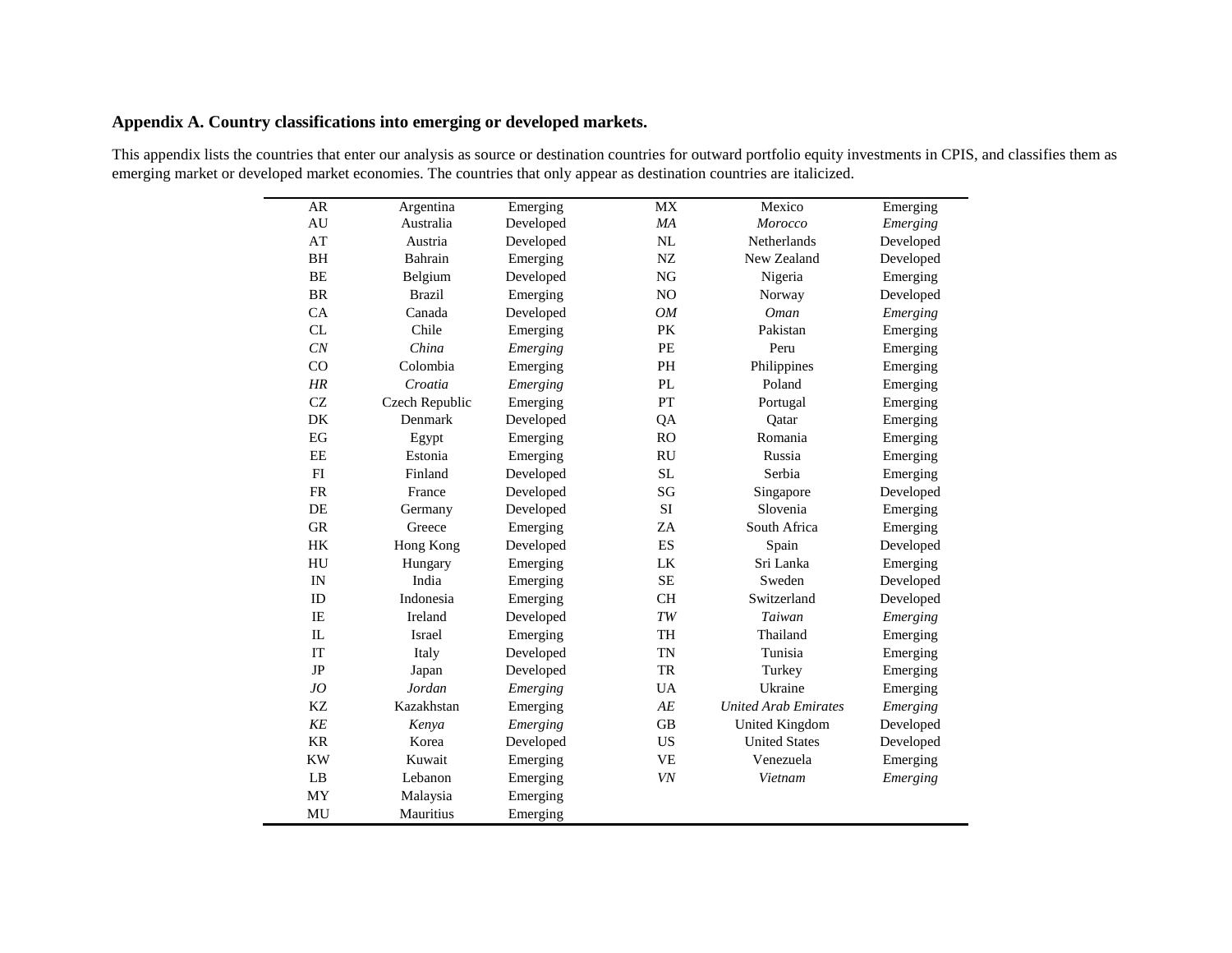**Appendix A. Country classifications into emerging or developed markets.**

This appendix lists the countries that enter our analysis as source or destination countries for outward portfolio equity investments in CPIS, and classifies them as emerging market or developed market economies. The countries that only appear as destination countries are italicized.

| | | | | | |
|---|---|---|---|---|---|
| AR | Argentina | Emerging | MX | Mexico | Emerging |
| AU | Australia | Developed | *MA* | *Morocco* | *Emerging* |
| AT | Austria | Developed | NL | Netherlands | Developed |
| BH | Bahrain | Emerging | NZ | New Zealand | Developed |
| BE | Belgium | Developed | NG | Nigeria | Emerging |
| BR | Brazil | Emerging | NO | Norway | Developed |
| CA | Canada | Developed | *OM* | *Oman* | *Emerging* |
| CL | Chile | Emerging | PK | Pakistan | Emerging |
| *CN* | *China* | *Emerging* | PE | Peru | Emerging |
| CO | Colombia | Emerging | PH | Philippines | Emerging |
| *HR* | *Croatia* | *Emerging* | PL | Poland | Emerging |
| CZ | Czech Republic | Emerging | PT | Portugal | Emerging |
| DK | Denmark | Developed | QA | Qatar | Emerging |
| EG | Egypt | Emerging | RO | Romania | Emerging |
| EE | Estonia | Emerging | RU | Russia | Emerging |
| FI | Finland | Developed | SL | Serbia | Emerging |
| FR | France | Developed | SG | Singapore | Developed |
| DE | Germany | Developed | SI | Slovenia | Emerging |
| GR | Greece | Emerging | ZA | South Africa | Emerging |
| HK | Hong Kong | Developed | ES | Spain | Developed |
| HU | Hungary | Emerging | LK | Sri Lanka | Emerging |
| IN | India | Emerging | SE | Sweden | Developed |
| ID | Indonesia | Emerging | CH | Switzerland | Developed |
| IE | Ireland | Developed | *TW* | *Taiwan* | *Emerging* |
| IL | Israel | Emerging | TH | Thailand | Emerging |
| IT | Italy | Developed | TN | Tunisia | Emerging |
| JP | Japan | Developed | TR | Turkey | Emerging |
| *JO* | *Jordan* | *Emerging* | UA | Ukraine | Emerging |
| KZ | Kazakhstan | Emerging | *AE* | *United Arab Emirates* | *Emerging* |
| *KE* | *Kenya* | *Emerging* | GB | United Kingdom | Developed |
| KR | Korea | Developed | US | United States | Developed |
| KW | Kuwait | Emerging | VE | Venezuela | Emerging |
| LB | Lebanon | Emerging | *VN* | *Vietnam* | *Emerging* |
| MY | Malaysia | Emerging | | | |
| MU | Mauritius | Emerging | | | |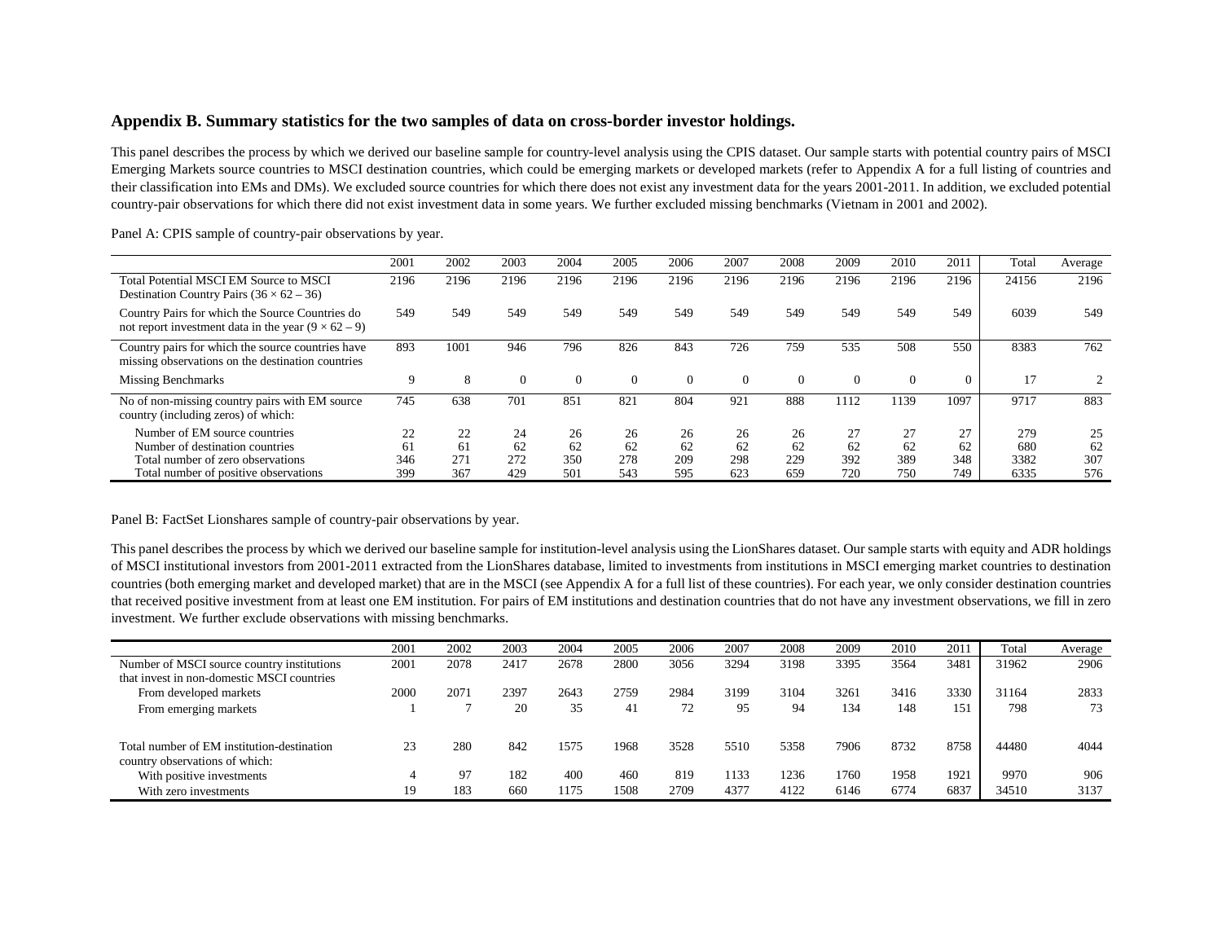## Appendix B. Summary statistics for the two samples of data on cross-border investor holdings.

This panel describes the process by which we derived our baseline sample for country-level analysis using the CPIS dataset. Our sample starts with potential country pairs of MSCI Emerging Markets source countries to MSCI destination countries, which could be emerging markets or developed markets (refer to Appendix A for a full listing of countries and their classification into EMs and DMs). We excluded source countries for which there does not exist any investment data for the years 2001-2011. In addition, we excluded potential country-pair observations for which there did not exist investment data in some years. We further excluded missing benchmarks (Vietnam in 2001 and 2002).

Panel A: CPIS sample of country-pair observations by year.

| | 2001 | 2002 | 2003 | 2004 | 2005 | 2006 | 2007 | 2008 | 2009 | 2010 | 2011 | Total | Average |
|---|---|---|---|---|---|---|---|---|---|---|---|---|---|
| Total Potential MSCI EM Source to MSCI Destination Country Pairs ($36 \times 62 - 36$) | 2196 | 2196 | 2196 | 2196 | 2196 | 2196 | 2196 | 2196 | 2196 | 2196 | 2196 | 24156 | 2196 |
| Country Pairs for which the Source Countries do not report investment data in the year ($9 \times 62 - 9$) | 549 | 549 | 549 | 549 | 549 | 549 | 549 | 549 | 549 | 549 | 549 | 6039 | 549 |
| Country pairs for which the source countries have missing observations on the destination countries | 893 | 1001 | 946 | 796 | 826 | 843 | 726 | 759 | 535 | 508 | 550 | 8383 | 762 |
| Missing Benchmarks | 9 | 8 | 0 | 0 | 0 | 0 | 0 | 0 | 0 | 0 | 0 | 17 | 2 |
| No of non-missing country pairs with EM source country (including zeros) of which: | 745 | 638 | 701 | 851 | 821 | 804 | 921 | 888 | 1112 | 1139 | 1097 | 9717 | 883 |
| Number of EM source countries | 22 | 22 | 24 | 26 | 26 | 26 | 26 | 26 | 27 | 27 | 27 | 279 | 25 |
| Number of destination countries | 61 | 61 | 62 | 62 | 62 | 62 | 62 | 62 | 62 | 62 | 62 | 680 | 62 |
| Total number of zero observations | 346 | 271 | 272 | 350 | 278 | 209 | 298 | 229 | 392 | 389 | 348 | 3382 | 307 |
| Total number of positive observations | 399 | 367 | 429 | 501 | 543 | 595 | 623 | 659 | 720 | 750 | 749 | 6335 | 576 |

Panel B: FactSet Lionshares sample of country-pair observations by year.

This panel describes the process by which we derived our baseline sample for institution-level analysis using the LionShares dataset. Our sample starts with equity and ADR holdings of MSCI institutional investors from 2001-2011 extracted from the LionShares database, limited to investments from institutions in MSCI emerging market countries to destination countries (both emerging market and developed market) that are in the MSCI (see Appendix A for a full list of these countries). For each year, we only consider destination countries that received positive investment from at least one EM institution. For pairs of EM institutions and destination countries that do not have any investment observations, we fill in zero investment. We further exclude observations with missing benchmarks.

| | 2001 | 2002 | 2003 | 2004 | 2005 | 2006 | 2007 | 2008 | 2009 | 2010 | 2011 | Total | Average |
|---|---|---|---|---|---|---|---|---|---|---|---|---|---|
| Number of MSCI source country institutions that invest in non-domestic MSCI countries | 2001 | 2078 | 2417 | 2678 | 2800 | 3056 | 3294 | 3198 | 3395 | 3564 | 3481 | 31962 | 2906 |
| From developed markets | 2000 | 2071 | 2397 | 2643 | 2759 | 2984 | 3199 | 3104 | 3261 | 3416 | 3330 | 31164 | 2833 |
| From emerging markets | 1 | 7 | 20 | 35 | 41 | 72 | 95 | 94 | 134 | 148 | 151 | 798 | 73 |
| Total number of EM institution-destination country observations of which: | 23 | 280 | 842 | 1575 | 1968 | 3528 | 5510 | 5358 | 7906 | 8732 | 8758 | 44480 | 4044 |
| With positive investments | 4 | 97 | 182 | 400 | 460 | 819 | 1133 | 1236 | 1760 | 1958 | 1921 | 9970 | 906 |
| With zero investments | 19 | 183 | 660 | 1175 | 1508 | 2709 | 4377 | 4122 | 6146 | 6774 | 6837 | 34510 | 3137 |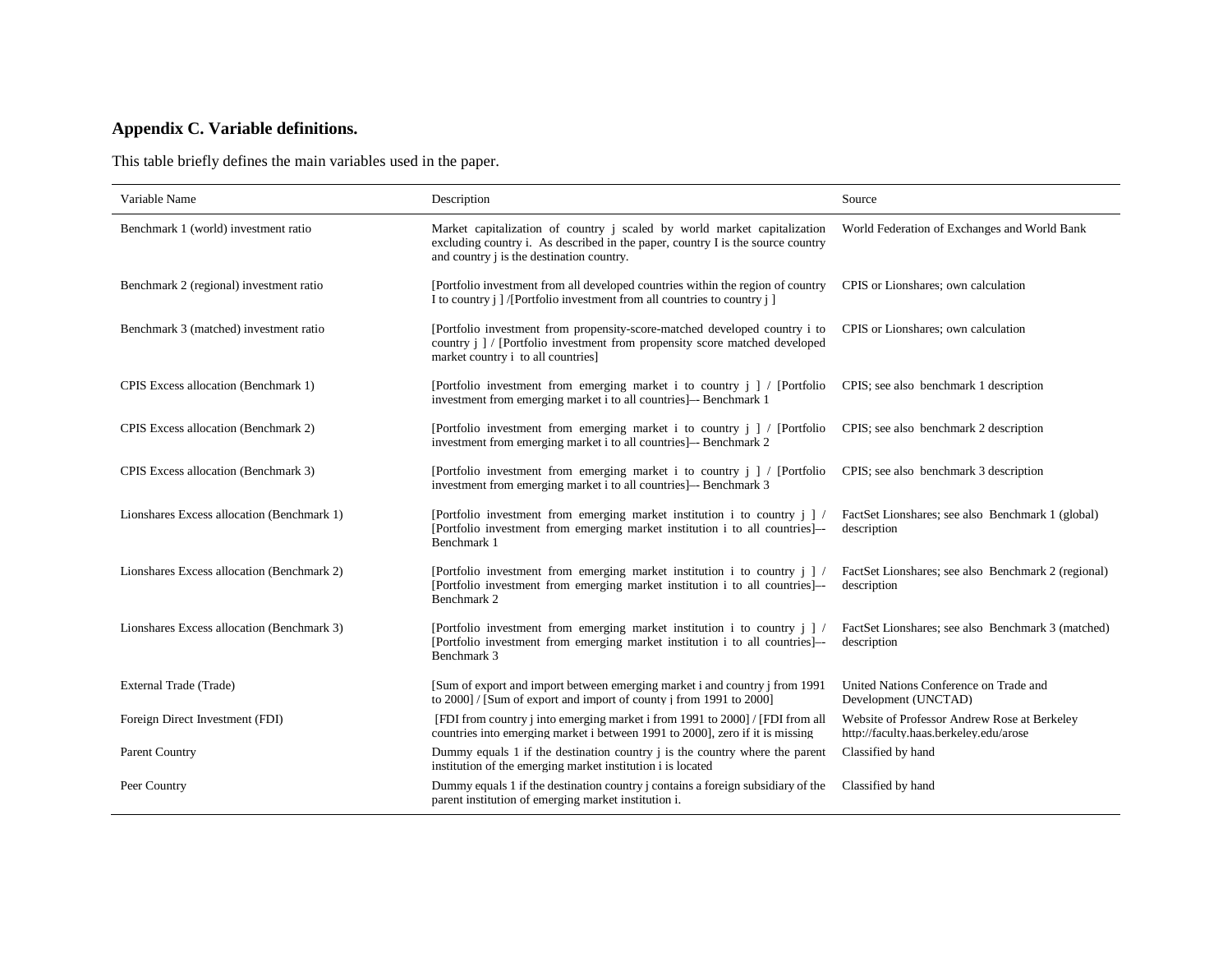## Appendix C. Variable definitions.

This table briefly defines the main variables used in the paper.

| Variable Name | Description | Source |
|---|---|---|
| Benchmark 1 (world) investment ratio | Market capitalization of country j scaled by world market capitalization excluding country i. As described in the paper, country I is the source country and country j is the destination country. | World Federation of Exchanges and World Bank |
| Benchmark 2 (regional) investment ratio | [Portfolio investment from all developed countries within the region of country I to country j ] /[Portfolio investment from all countries to country j ] | CPIS or Lionshares; own calculation |
| Benchmark 3 (matched) investment ratio | [Portfolio investment from propensity-score-matched developed country i to country j ] / [Portfolio investment from propensity score matched developed market country i to all countries] | CPIS or Lionshares; own calculation |
| CPIS Excess allocation (Benchmark 1) | [Portfolio investment from emerging market i to country j ] / [Portfolio investment from emerging market i to all countries]–- Benchmark 1 | CPIS; see also benchmark 1 description |
| CPIS Excess allocation (Benchmark 2) | [Portfolio investment from emerging market i to country j ] / [Portfolio investment from emerging market i to all countries]–- Benchmark 2 | CPIS; see also benchmark 2 description |
| CPIS Excess allocation (Benchmark 3) | [Portfolio investment from emerging market i to country j ] / [Portfolio investment from emerging market i to all countries]–- Benchmark 3 | CPIS; see also benchmark 3 description |
| Lionshares Excess allocation (Benchmark 1) | [Portfolio investment from emerging market institution i to country j ] / [Portfolio investment from emerging market institution i to all countries]–- Benchmark 1 | FactSet Lionshares; see also Benchmark 1 (global) description |
| Lionshares Excess allocation (Benchmark 2) | [Portfolio investment from emerging market institution i to country j ] / [Portfolio investment from emerging market institution i to all countries]–- Benchmark 2 | FactSet Lionshares; see also Benchmark 2 (regional) description |
| Lionshares Excess allocation (Benchmark 3) | [Portfolio investment from emerging market institution i to country j ] / [Portfolio investment from emerging market institution i to all countries]–- Benchmark 3 | FactSet Lionshares; see also Benchmark 3 (matched) description |
| External Trade (Trade) | [Sum of export and import between emerging market i and country j from 1991 to 2000] / [Sum of export and import of county j from 1991 to 2000] | United Nations Conference on Trade and Development (UNCTAD) |
| Foreign Direct Investment (FDI) | [FDI from country j into emerging market i from 1991 to 2000] / [FDI from all countries into emerging market i between 1991 to 2000], zero if it is missing | Website of Professor Andrew Rose at Berkeley http://faculty.haas.berkeley.edu/arose |
| Parent Country | Dummy equals 1 if the destination country j is the country where the parent institution of the emerging market institution i is located | Classified by hand |
| Peer Country | Dummy equals 1 if the destination country j contains a foreign subsidiary of the parent institution of emerging market institution i. | Classified by hand |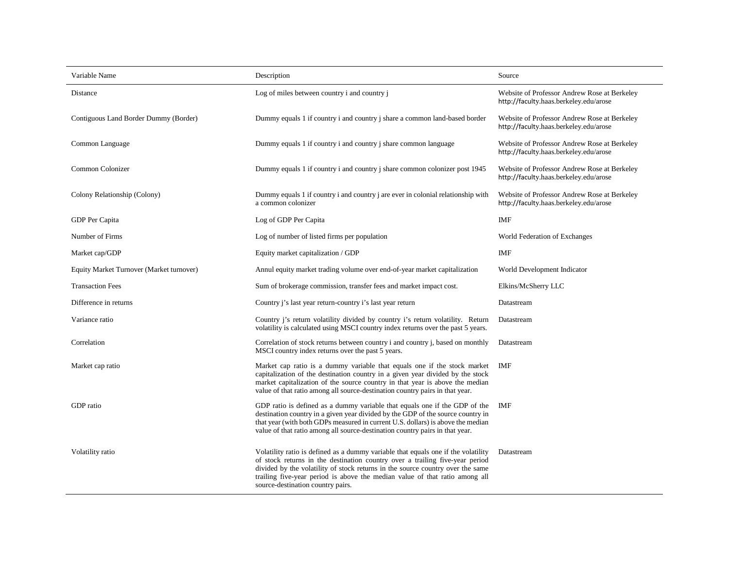| Variable Name | Description | Source |
|---|---|---|
| Distance | Log of miles between country i and country j | Website of Professor Andrew Rose at Berkeley http://faculty.haas.berkeley.edu/arose |
| Contiguous Land Border Dummy (Border) | Dummy equals 1 if country i and country j share a common land-based border | Website of Professor Andrew Rose at Berkeley http://faculty.haas.berkeley.edu/arose |
| Common Language | Dummy equals 1 if country i and country j share common language | Website of Professor Andrew Rose at Berkeley http://faculty.haas.berkeley.edu/arose |
| Common Colonizer | Dummy equals 1 if country i and country j share common colonizer post 1945 | Website of Professor Andrew Rose at Berkeley http://faculty.haas.berkeley.edu/arose |
| Colony Relationship (Colony) | Dummy equals 1 if country i and country j are ever in colonial relationship with a common colonizer | Website of Professor Andrew Rose at Berkeley http://faculty.haas.berkeley.edu/arose |
| GDP Per Capita | Log of GDP Per Capita | IMF |
| Number of Firms | Log of number of listed firms per population | World Federation of Exchanges |
| Market cap/GDP | Equity market capitalization / GDP | IMF |
| Equity Market Turnover (Market turnover) | Annul equity market trading volume over end-of-year market capitalization | World Development Indicator |
| Transaction Fees | Sum of brokerage commission, transfer fees and market impact cost. | Elkins/McSherry LLC |
| Difference in returns | Country j's last year return-country i's last year return | Datastream |
| Variance ratio | Country j's return volatility divided by country i's return volatility. Return volatility is calculated using MSCI country index returns over the past 5 years. | Datastream |
| Correlation | Correlation of stock returns between country i and country j, based on monthly MSCI country index returns over the past 5 years. | Datastream |
| Market cap ratio | Market cap ratio is a dummy variable that equals one if the stock market capitalization of the destination country in a given year divided by the stock market capitalization of the source country in that year is above the median value of that ratio among all source-destination country pairs in that year. | IMF |
| GDP ratio | GDP ratio is defined as a dummy variable that equals one if the GDP of the destination country in a given year divided by the GDP of the source country in that year (with both GDPs measured in current U.S. dollars) is above the median value of that ratio among all source-destination country pairs in that year. | IMF |
| Volatility ratio | Volatility ratio is defined as a dummy variable that equals one if the volatility of stock returns in the destination country over a trailing five-year period divided by the volatility of stock returns in the source country over the same trailing five-year period is above the median value of that ratio among all source-destination country pairs. | Datastream |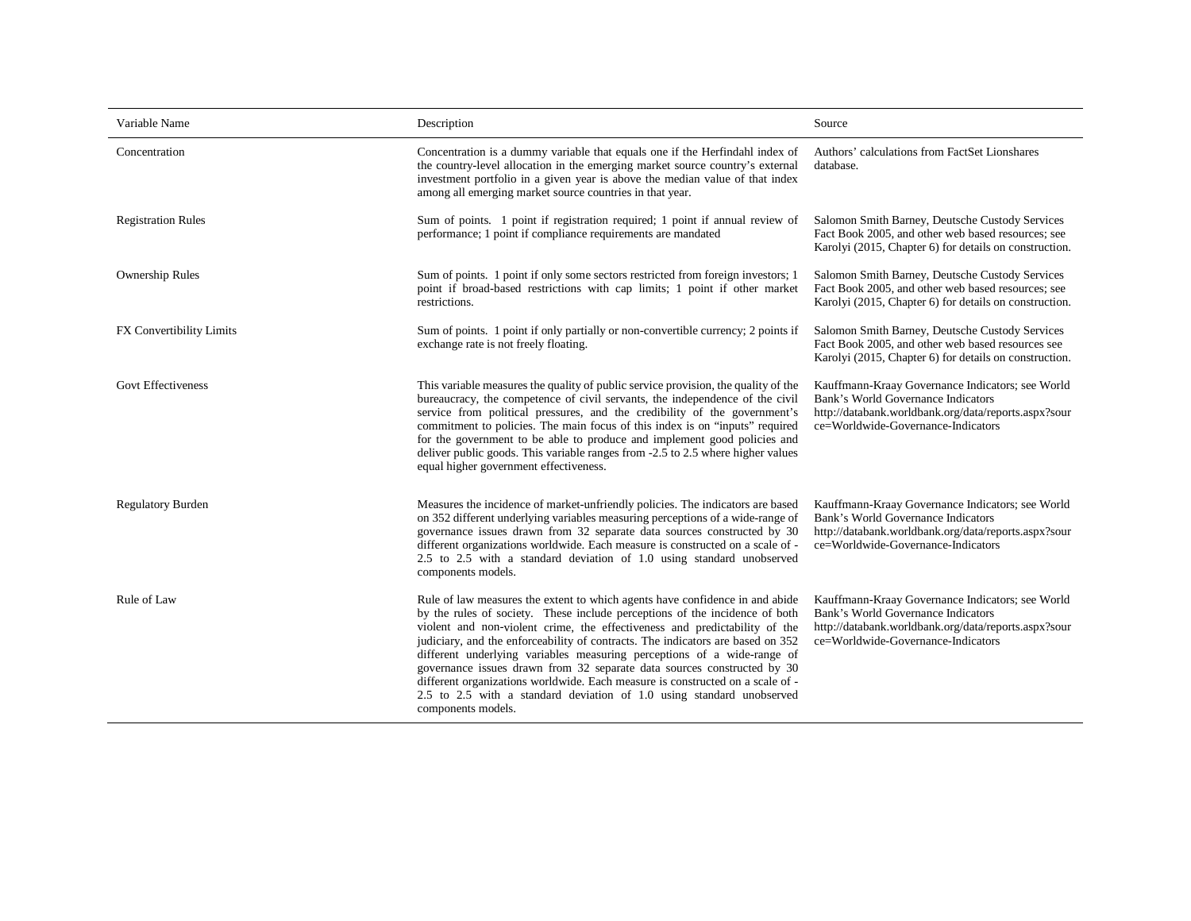| Variable Name | Description | Source |
|---|---|---|
| Concentration | Concentration is a dummy variable that equals one if the Herfindahl index of the country-level allocation in the emerging market source country's external investment portfolio in a given year is above the median value of that index among all emerging market source countries in that year. | Authors' calculations from FactSet Lionshares database. |
| Registration Rules | Sum of points. 1 point if registration required; 1 point if annual review of performance; 1 point if compliance requirements are mandated | Salomon Smith Barney, Deutsche Custody Services Fact Book 2005, and other web based resources; see Karolyi (2015, Chapter 6) for details on construction. |
| Ownership Rules | Sum of points. 1 point if only some sectors restricted from foreign investors; 1 point if broad-based restrictions with cap limits; 1 point if other market restrictions. | Salomon Smith Barney, Deutsche Custody Services Fact Book 2005, and other web based resources; see Karolyi (2015, Chapter 6) for details on construction. |
| FX Convertibility Limits | Sum of points. 1 point if only partially or non-convertible currency; 2 points if exchange rate is not freely floating. | Salomon Smith Barney, Deutsche Custody Services Fact Book 2005, and other web based resources see Karolyi (2015, Chapter 6) for details on construction. |
| Govt Effectiveness | This variable measures the quality of public service provision, the quality of the bureaucracy, the competence of civil servants, the independence of the civil service from political pressures, and the credibility of the government's commitment to policies. The main focus of this index is on "inputs" required for the government to be able to produce and implement good policies and deliver public goods. This variable ranges from -2.5 to 2.5 where higher values equal higher government effectiveness. | Kauffmann-Kraay Governance Indicators; see World Bank's World Governance Indicators http://databank.worldbank.org/data/reports.aspx?source=Worldwide-Governance-Indicators |
| Regulatory Burden | Measures the incidence of market-unfriendly policies. The indicators are based on 352 different underlying variables measuring perceptions of a wide-range of governance issues drawn from 32 separate data sources constructed by 30 different organizations worldwide. Each measure is constructed on a scale of -2.5 to 2.5 with a standard deviation of 1.0 using standard unobserved components models. | Kauffmann-Kraay Governance Indicators; see World Bank's World Governance Indicators http://databank.worldbank.org/data/reports.aspx?source=Worldwide-Governance-Indicators |
| Rule of Law | Rule of law measures the extent to which agents have confidence in and abide by the rules of society. These include perceptions of the incidence of both violent and non-violent crime, the effectiveness and predictability of the judiciary, and the enforceability of contracts. The indicators are based on 352 different underlying variables measuring perceptions of a wide-range of governance issues drawn from 32 separate data sources constructed by 30 different organizations worldwide. Each measure is constructed on a scale of -2.5 to 2.5 with a standard deviation of 1.0 using standard unobserved components models. | Kauffmann-Kraay Governance Indicators; see World Bank's World Governance Indicators http://databank.worldbank.org/data/reports.aspx?source=Worldwide-Governance-Indicators |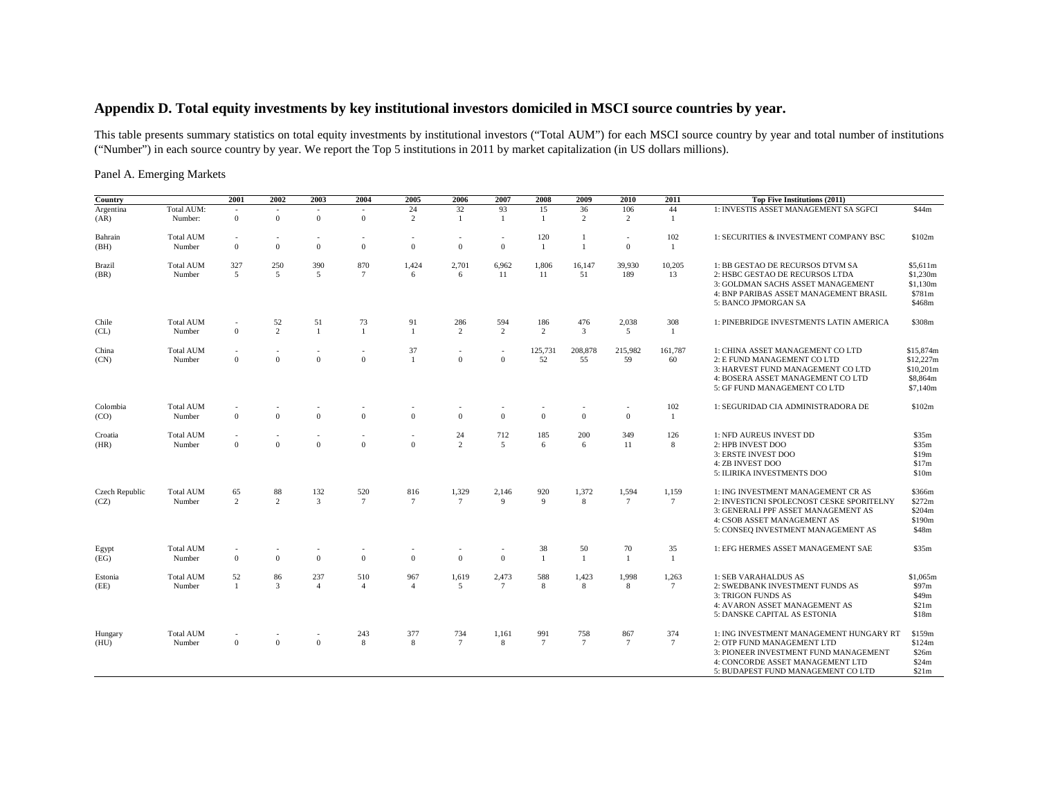## Appendix D. Total equity investments by key institutional investors domiciled in MSCI source countries by year.

This table presents summary statistics on total equity investments by institutional investors ("Total AUM") for each MSCI source country by year and total number of institutions ("Number") in each source country by year. We report the Top 5 institutions in 2011 by market capitalization (in US dollars millions).

Panel A. Emerging Markets

| Country | | 2001 | 2002 | 2003 | 2004 | 2005 | 2006 | 2007 | 2008 | 2009 | 2010 | 2011 | Top Five Institutions (2011) | |
|---|---|---|---|---|---|---|---|---|---|---|---|---|---|---|
| Argentina | Total AUM: | - | - | - | - | 24 | 32 | 93 | 15 | 36 | 106 | 44 | 1: INVESTIS ASSET MANAGEMENT SA SGFCI | $44m |
| (AR) | Number: | 0 | 0 | 0 | 0 | 2 | 1 | 1 | 1 | 2 | 2 | 1 | | |
| Bahrain | Total AUM | - | - | - | - | - | - | - | 120 | 1 | - | 102 | 1: SECURITIES & INVESTMENT COMPANY BSC | $102m |
| (BH) | Number | 0 | 0 | 0 | 0 | 0 | 0 | 0 | 1 | 1 | 0 | 1 | | |
| Brazil | Total AUM | 327 | 250 | 390 | 870 | 1,424 | 2,701 | 6,962 | 1,806 | 16,147 | 39,930 | 10,205 | 1: BB GESTAO DE RECURSOS DTVM SA | $5,611m |
| (BR) | Number | 5 | 5 | 5 | 7 | 6 | 6 | 11 | 11 | 51 | 189 | 13 | 2: HSBC GESTAO DE RECURSOS LTDA | $1,230m |
| | | | | | | | | | | | | | 3: GOLDMAN SACHS ASSET MANAGEMENT | $1,130m |
| | | | | | | | | | | | | | 4: BNP PARIBAS ASSET MANAGEMENT BRASIL | $781m |
| | | | | | | | | | | | | | 5: BANCO JPMORGAN SA | $468m |
| Chile | Total AUM | - | 52 | 51 | 73 | 91 | 286 | 594 | 186 | 476 | 2,038 | 308 | 1: PINEBRIDGE INVESTMENTS LATIN AMERICA | $308m |
| (CL) | Number | 0 | 2 | 1 | 1 | 1 | 2 | 2 | 2 | 3 | 5 | 1 | | |
| China | Total AUM | - | - | - | - | 37 | - | - | 125,731 | 208,878 | 215,982 | 161,787 | 1: CHINA ASSET MANAGEMENT CO LTD | $15,874m |
| (CN) | Number | 0 | 0 | 0 | 0 | 1 | 0 | 0 | 52 | 55 | 59 | 60 | 2: E FUND MANAGEMENT CO LTD | $12,227m |
| | | | | | | | | | | | | | 3: HARVEST FUND MANAGEMENT CO LTD | $10,201m |
| | | | | | | | | | | | | | 4: BOSERA ASSET MANAGEMENT CO LTD | $8,864m |
| | | | | | | | | | | | | | 5: GF FUND MANAGEMENT CO LTD | $7,140m |
| Colombia | Total AUM | - | - | - | - | - | - | - | - | - | - | 102 | 1: SEGURIDAD CIA ADMINISTRADORA DE | $102m |
| (CO) | Number | 0 | 0 | 0 | 0 | 0 | 0 | 0 | 0 | 0 | 0 | 1 | | |
| Croatia | Total AUM | - | - | - | - | - | 24 | 712 | 185 | 200 | 349 | 126 | 1: NFD AUREUS INVEST DD | $35m |
| (HR) | Number | 0 | 0 | 0 | 0 | 0 | 2 | 5 | 6 | 6 | 11 | 8 | 2: HPB INVEST DOO | $35m |
| | | | | | | | | | | | | | 3: ERSTE INVEST DOO | $19m |
| | | | | | | | | | | | | | 4: ZB INVEST DOO | $17m |
| | | | | | | | | | | | | | 5: ILIRIKA INVESTMENTS DOO | $10m |
| Czech Republic | Total AUM | 65 | 88 | 132 | 520 | 816 | 1,329 | 2,146 | 920 | 1,372 | 1,594 | 1,159 | 1: ING INVESTMENT MANAGEMENT CR AS | $366m |
| (CZ) | Number | 2 | 2 | 3 | 7 | 7 | 7 | 9 | 9 | 8 | 7 | 7 | 2: INVESTICNI SPOLECNOST CESKE SPORITELNY | $272m |
| | | | | | | | | | | | | | 3: GENERALI PPF ASSET MANAGEMENT AS | $204m |
| | | | | | | | | | | | | | 4: CSOB ASSET MANAGEMENT AS | $190m |
| | | | | | | | | | | | | | 5: CONSEQ INVESTMENT MANAGEMENT AS | $48m |
| Egypt | Total AUM | - | - | - | - | - | - | - | 38 | 50 | 70 | 35 | 1: EFG HERMES ASSET MANAGEMENT SAE | $35m |
| (EG) | Number | 0 | 0 | 0 | 0 | 0 | 0 | 0 | 1 | 1 | 1 | 1 | | |
| Estonia | Total AUM | 52 | 86 | 237 | 510 | 967 | 1,619 | 2,473 | 588 | 1,423 | 1,998 | 1,263 | 1: SEB VARAHALDUS AS | $1,065m |
| (EE) | Number | 1 | 3 | 4 | 4 | 4 | 5 | 7 | 8 | 8 | 8 | 7 | 2: SWEDBANK INVESTMENT FUNDS AS | $97m |
| | | | | | | | | | | | | | 3: TRIGON FUNDS AS | $49m |
| | | | | | | | | | | | | | 4: AVARON ASSET MANAGEMENT AS | $21m |
| | | | | | | | | | | | | | 5: DANSKE CAPITAL AS ESTONIA | $18m |
| Hungary | Total AUM | - | - | - | 243 | 377 | 734 | 1,161 | 991 | 758 | 867 | 374 | 1: ING INVESTMENT MANAGEMENT HUNGARY RT | $159m |
| (HU) | Number | 0 | 0 | 0 | 8 | 8 | 7 | 8 | 7 | 7 | 7 | 7 | 2: OTP FUND MANAGEMENT LTD | $124m |
| | | | | | | | | | | | | | 3: PIONEER INVESTMENT FUND MANAGEMENT | $26m |
| | | | | | | | | | | | | | 4: CONCORDE ASSET MANAGEMENT LTD | $24m |
| | | | | | | | | | | | | | 5: BUDAPEST FUND MANAGEMENT CO LTD | $21m |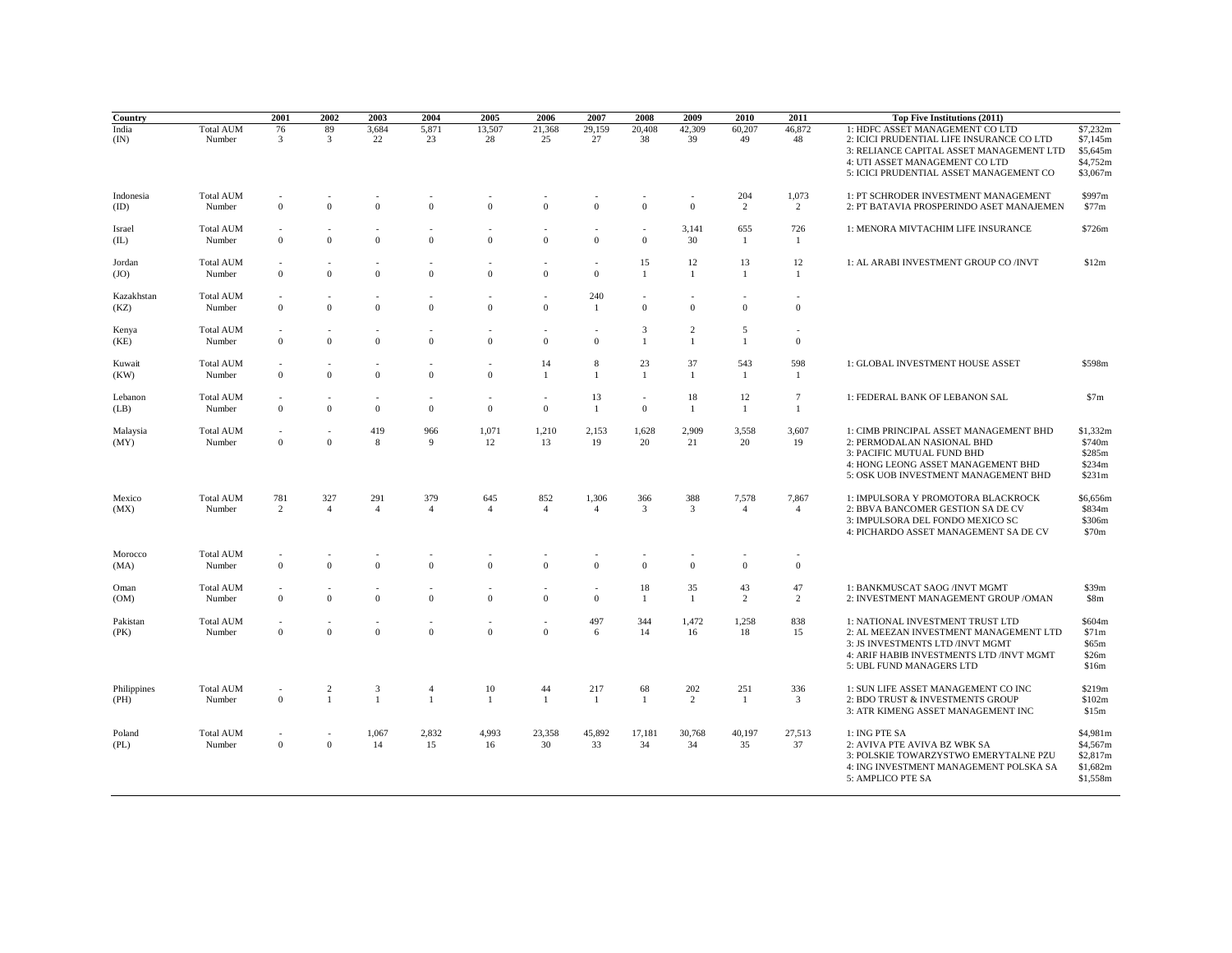| Country | | 2001 | 2002 | 2003 | 2004 | 2005 | 2006 | 2007 | 2008 | 2009 | 2010 | 2011 | Top Five Institutions (2011) | |
|---|---|---|---|---|---|---|---|---|---|---|---|---|---|---|
| India | Total AUM | 76 | 89 | 3,684 | 5,871 | 13,507 | 21,368 | 29,159 | 20,408 | 42,309 | 60,207 | 46,872 | 1: HDFC ASSET MANAGEMENT CO LTD | $7,232m |
| (IN) | Number | 3 | 3 | 22 | 23 | 28 | 25 | 27 | 38 | 39 | 49 | 48 | 2: ICICI PRUDENTIAL LIFE INSURANCE CO LTD | $7,145m |
| | | | | | | | | | | | | | 3: RELIANCE CAPITAL ASSET MANAGEMENT LTD | $5,645m |
| | | | | | | | | | | | | | 4: UTI ASSET MANAGEMENT CO LTD | $4,752m |
| | | | | | | | | | | | | | 5: ICICI PRUDENTIAL ASSET MANAGEMENT CO | $3,067m |
| Indonesia | Total AUM | - | - | - | - | - | - | - | - | - | 204 | 1,073 | 1: PT SCHRODER INVESTMENT MANAGEMENT | $997m |
| (ID) | Number | 0 | 0 | 0 | 0 | 0 | 0 | 0 | 0 | 0 | 2 | 2 | 2: PT BATAVIA PROSPERINDO ASET MANAJEMEN | $77m |
| Israel | Total AUM | - | - | - | - | - | - | - | - | 3,141 | 655 | 726 | 1: MENORA MIVTACHIM LIFE INSURANCE | $726m |
| (IL) | Number | 0 | 0 | 0 | 0 | 0 | 0 | 0 | 0 | 30 | 1 | 1 | | |
| Jordan | Total AUM | - | - | - | - | - | - | - | 15 | 12 | 13 | 12 | 1: AL ARABI INVESTMENT GROUP CO /INVT | $12m |
| (JO) | Number | 0 | 0 | 0 | 0 | 0 | 0 | 0 | 1 | 1 | 1 | 1 | | |
| Kazakhstan | Total AUM | - | - | - | - | - | - | 240 | - | - | - | - | | |
| (KZ) | Number | 0 | 0 | 0 | 0 | 0 | 0 | 1 | 0 | 0 | 0 | 0 | | |
| Kenya | Total AUM | - | - | - | - | - | - | - | 3 | 2 | 5 | - | | |
| (KE) | Number | 0 | 0 | 0 | 0 | 0 | 0 | 0 | 1 | 1 | 1 | 0 | | |
| Kuwait | Total AUM | - | - | - | - | - | 14 | 8 | 23 | 37 | 543 | 598 | 1: GLOBAL INVESTMENT HOUSE ASSET | $598m |
| (KW) | Number | 0 | 0 | 0 | 0 | 0 | 1 | 1 | 1 | 1 | 1 | 1 | | |
| Lebanon | Total AUM | - | - | - | - | - | - | 13 | - | 18 | 12 | 7 | 1: FEDERAL BANK OF LEBANON SAL | $7m |
| (LB) | Number | 0 | 0 | 0 | 0 | 0 | 0 | 1 | 0 | 1 | 1 | 1 | | |
| Malaysia | Total AUM | - | - | 419 | 966 | 1,071 | 1,210 | 2,153 | 1,628 | 2,909 | 3,558 | 3,607 | 1: CIMB PRINCIPAL ASSET MANAGEMENT BHD | $1,332m |
| (MY) | Number | 0 | 0 | 8 | 9 | 12 | 13 | 19 | 20 | 21 | 20 | 19 | 2: PERMODALAN NASIONAL BHD | $740m |
| | | | | | | | | | | | | | 3: PACIFIC MUTUAL FUND BHD | $285m |
| | | | | | | | | | | | | | 4: HONG LEONG ASSET MANAGEMENT BHD | $234m |
| | | | | | | | | | | | | | 5: OSK UOB INVESTMENT MANAGEMENT BHD | $231m |
| Mexico | Total AUM | 781 | 327 | 291 | 379 | 645 | 852 | 1,306 | 366 | 388 | 7,578 | 7,867 | 1: IMPULSORA Y PROMOTORA BLACKROCK | $6,656m |
| (MX) | Number | 2 | 4 | 4 | 4 | 4 | 4 | 4 | 3 | 3 | 4 | 4 | 2: BBVA BANCOMER GESTION SA DE CV | $834m |
| | | | | | | | | | | | | | 3: IMPULSORA DEL FONDO MEXICO SC | $306m |
| | | | | | | | | | | | | | 4: PICHARDO ASSET MANAGEMENT SA DE CV | $70m |
| Morocco | Total AUM | - | - | - | - | - | - | - | - | - | - | - | | |
| (MA) | Number | 0 | 0 | 0 | 0 | 0 | 0 | 0 | 0 | 0 | 0 | 0 | | |
| Oman | Total AUM | - | - | - | - | - | - | - | 18 | 35 | 43 | 47 | 1: BANKMUSCAT SAOG /INVT MGMT | $39m |
| (OM) | Number | 0 | 0 | 0 | 0 | 0 | 0 | 0 | 1 | 1 | 2 | 2 | 2: INVESTMENT MANAGEMENT GROUP /OMAN | $8m |
| Pakistan | Total AUM | - | - | - | - | - | - | 497 | 344 | 1,472 | 1,258 | 838 | 1: NATIONAL INVESTMENT TRUST LTD | $604m |
| (PK) | Number | 0 | 0 | 0 | 0 | 0 | 0 | 6 | 14 | 16 | 18 | 15 | 2: AL MEEZAN INVESTMENT MANAGEMENT LTD | $71m |
| | | | | | | | | | | | | | 3: JS INVESTMENTS LTD /INVT MGMT | $65m |
| | | | | | | | | | | | | | 4: ARIF HABIB INVESTMENTS LTD /INVT MGMT | $26m |
| | | | | | | | | | | | | | 5: UBL FUND MANAGERS LTD | $16m |
| Philippines | Total AUM | - | 2 | 3 | 4 | 10 | 44 | 217 | 68 | 202 | 251 | 336 | 1: SUN LIFE ASSET MANAGEMENT CO INC | $219m |
| (PH) | Number | 0 | 1 | 1 | 1 | 1 | 1 | 1 | 1 | 2 | 1 | 3 | 2: BDO TRUST & INVESTMENTS GROUP | $102m |
| | | | | | | | | | | | | | 3: ATR KIMENG ASSET MANAGEMENT INC | $15m |
| Poland | Total AUM | - | - | 1,067 | 2,832 | 4,993 | 23,358 | 45,892 | 17,181 | 30,768 | 40,197 | 27,513 | 1: ING PTE SA | $4,981m |
| (PL) | Number | 0 | 0 | 14 | 15 | 16 | 30 | 33 | 34 | 34 | 35 | 37 | 2: AVIVA PTE AVIVA BZ WBK SA | $4,567m |
| | | | | | | | | | | | | | 3: POLSKIE TOWARZYSTWO EMERYTALNE PZU | $2,817m |
| | | | | | | | | | | | | | 4: ING INVESTMENT MANAGEMENT POLSKA SA | $1,682m |
| | | | | | | | | | | | | | 5: AMPLICO PTE SA | $1,558m |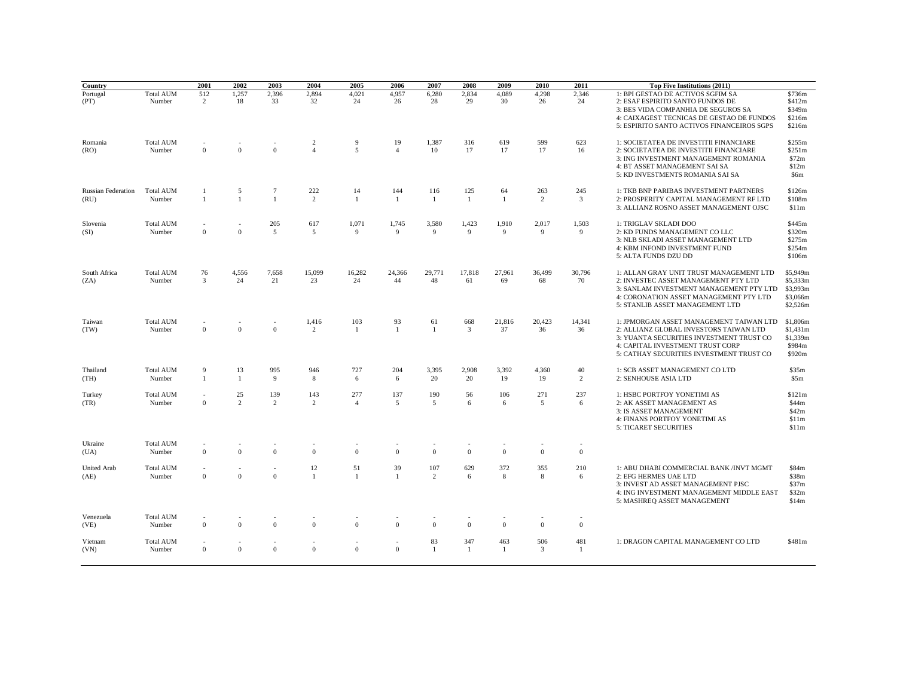| Country | | 2001 | 2002 | 2003 | 2004 | 2005 | 2006 | 2007 | 2008 | 2009 | 2010 | 2011 | Top Five Institutions (2011) | |
|---|---|---|---|---|---|---|---|---|---|---|---|---|---|---|
| Portugal | Total AUM | 512 | 1,257 | 2,396 | 2,894 | 4,021 | 4,957 | 6,280 | 2,834 | 4,089 | 4,298 | 2,346 | 1: BPI GESTAO DE ACTIVOS SGFIM SA | $736m |
| (PT) | Number | 2 | 18 | 33 | 32 | 24 | 26 | 28 | 29 | 30 | 26 | 24 | 2: ESAF ESPIRITO SANTO FUNDOS DE | $412m |
| | | | | | | | | | | | | | 3: BES VIDA COMPANHIA DE SEGUROS SA | $349m |
| | | | | | | | | | | | | | 4: CAIXAGEST TECNICAS DE GESTAO DE FUNDOS | $216m |
| | | | | | | | | | | | | | 5: ESPIRITO SANTO ACTIVOS FINANCEIROS SGPS | $216m |
| Romania | Total AUM | - | - | - | 2 | 9 | 19 | 1,387 | 316 | 619 | 599 | 623 | 1: SOCIETATEA DE INVESTITII FINANCIARE | $255m |
| (RO) | Number | 0 | 0 | 0 | 4 | 5 | 4 | 10 | 17 | 17 | 17 | 16 | 2: SOCIETATEA DE INVESTITII FINANCIARE | $251m |
| | | | | | | | | | | | | | 3: ING INVESTMENT MANAGEMENT ROMANIA | $72m |
| | | | | | | | | | | | | | 4: BT ASSET MANAGEMENT SAI SA | $12m |
| | | | | | | | | | | | | | 5: KD INVESTMENTS ROMANIA SAI SA | $6m |
| Russian Federation | Total AUM | 1 | 5 | 7 | 222 | 14 | 144 | 116 | 125 | 64 | 263 | 245 | 1: TKB BNP PARIBAS INVESTMENT PARTNERS | $126m |
| (RU) | Number | 1 | 1 | 1 | 2 | 1 | 1 | 1 | 1 | 1 | 2 | 3 | 2: PROSPERITY CAPITAL MANAGEMENT RF LTD | $108m |
| | | | | | | | | | | | | | 3: ALLIANZ ROSNO ASSET MANAGEMENT OJSC | $11m |
| Slovenia | Total AUM | - | - | 205 | 617 | 1,071 | 1,745 | 3,580 | 1,423 | 1,910 | 2,017 | 1,503 | 1: TRIGLAV SKLADI DOO | $445m |
| (SI) | Number | 0 | 0 | 5 | 5 | 9 | 9 | 9 | 9 | 9 | 9 | 9 | 2: KD FUNDS MANAGEMENT CO LLC | $320m |
| | | | | | | | | | | | | | 3: NLB SKLADI ASSET MANAGEMENT LTD | $275m |
| | | | | | | | | | | | | | 4: KBM INFOND INVESTMENT FUND | $254m |
| | | | | | | | | | | | | | 5: ALTA FUNDS DZU DD | $106m |
| South Africa | Total AUM | 76 | 4,556 | 7,658 | 15,099 | 16,282 | 24,366 | 29,771 | 17,818 | 27,961 | 36,499 | 30,796 | 1: ALLAN GRAY UNIT TRUST MANAGEMENT LTD | $5,949m |
| (ZA) | Number | 3 | 24 | 21 | 23 | 24 | 44 | 48 | 61 | 69 | 68 | 70 | 2: INVESTEC ASSET MANAGEMENT PTY LTD | $5,333m |
| | | | | | | | | | | | | | 3: SANLAM INVESTMENT MANAGEMENT PTY LTD | $3,993m |
| | | | | | | | | | | | | | 4: CORONATION ASSET MANAGEMENT PTY LTD | $3,066m |
| | | | | | | | | | | | | | 5: STANLIB ASSET MANAGEMENT LTD | $2,526m |
| Taiwan | Total AUM | - | - | - | 1,416 | 103 | 93 | 61 | 668 | 21,816 | 20,423 | 14,341 | 1: JPMORGAN ASSET MANAGEMENT TAIWAN LTD | $1,806m |
| (TW) | Number | 0 | 0 | 0 | 2 | 1 | 1 | 1 | 3 | 37 | 36 | 36 | 2: ALLIANZ GLOBAL INVESTORS TAIWAN LTD | $1,431m |
| | | | | | | | | | | | | | 3: YUANTA SECURITIES INVESTMENT TRUST CO | $1,339m |
| | | | | | | | | | | | | | 4: CAPITAL INVESTMENT TRUST CORP | $984m |
| | | | | | | | | | | | | | 5: CATHAY SECURITIES INVESTMENT TRUST CO | $920m |
| Thailand | Total AUM | 9 | 13 | 995 | 946 | 727 | 204 | 3,395 | 2,908 | 3,392 | 4,360 | 40 | 1: SCB ASSET MANAGEMENT CO LTD | $35m |
| (TH) | Number | 1 | 1 | 9 | 8 | 6 | 6 | 20 | 20 | 19 | 19 | 2 | 2: SENHOUSE ASIA LTD | $5m |
| Turkey | Total AUM | - | 25 | 139 | 143 | 277 | 137 | 190 | 56 | 106 | 271 | 237 | 1: HSBC PORTFOY YONETIMI AS | $121m |
| (TR) | Number | 0 | 2 | 2 | 2 | 4 | 5 | 5 | 6 | 6 | 5 | 6 | 2: AK ASSET MANAGEMENT AS | $44m |
| | | | | | | | | | | | | | 3: IS ASSET MANAGEMENT | $42m |
| | | | | | | | | | | | | | 4: FINANS PORTFOY YONETIMI AS | $11m |
| | | | | | | | | | | | | | 5: TICARET SECURITIES | $11m |
| Ukraine | Total AUM | - | - | - | - | - | - | - | - | - | - | - | | |
| (UA) | Number | 0 | 0 | 0 | 0 | 0 | 0 | 0 | 0 | 0 | 0 | 0 | | |
| United Arab | Total AUM | - | - | - | 12 | 51 | 39 | 107 | 629 | 372 | 355 | 210 | 1: ABU DHABI COMMERCIAL BANK /INVT MGMT | $84m |
| (AE) | Number | 0 | 0 | 0 | 1 | 1 | 1 | 2 | 6 | 8 | 8 | 6 | 2: EFG HERMES UAE LTD | $38m |
| | | | | | | | | | | | | | 3: INVEST AD ASSET MANAGEMENT PJSC | $37m |
| | | | | | | | | | | | | | 4: ING INVESTMENT MANAGEMENT MIDDLE EAST | $32m |
| | | | | | | | | | | | | | 5: MASHREQ ASSET MANAGEMENT | $14m |
| Venezuela | Total AUM | - | - | - | - | - | - | - | - | - | - | - | | |
| (VE) | Number | 0 | 0 | 0 | 0 | 0 | 0 | 0 | 0 | 0 | 0 | 0 | | |
| Vietnam | Total AUM | - | - | - | - | - | - | 83 | 347 | 463 | 506 | 481 | 1: DRAGON CAPITAL MANAGEMENT CO LTD | $481m |
| (VN) | Number | 0 | 0 | 0 | 0 | 0 | 0 | 1 | 1 | 1 | 3 | 1 | | |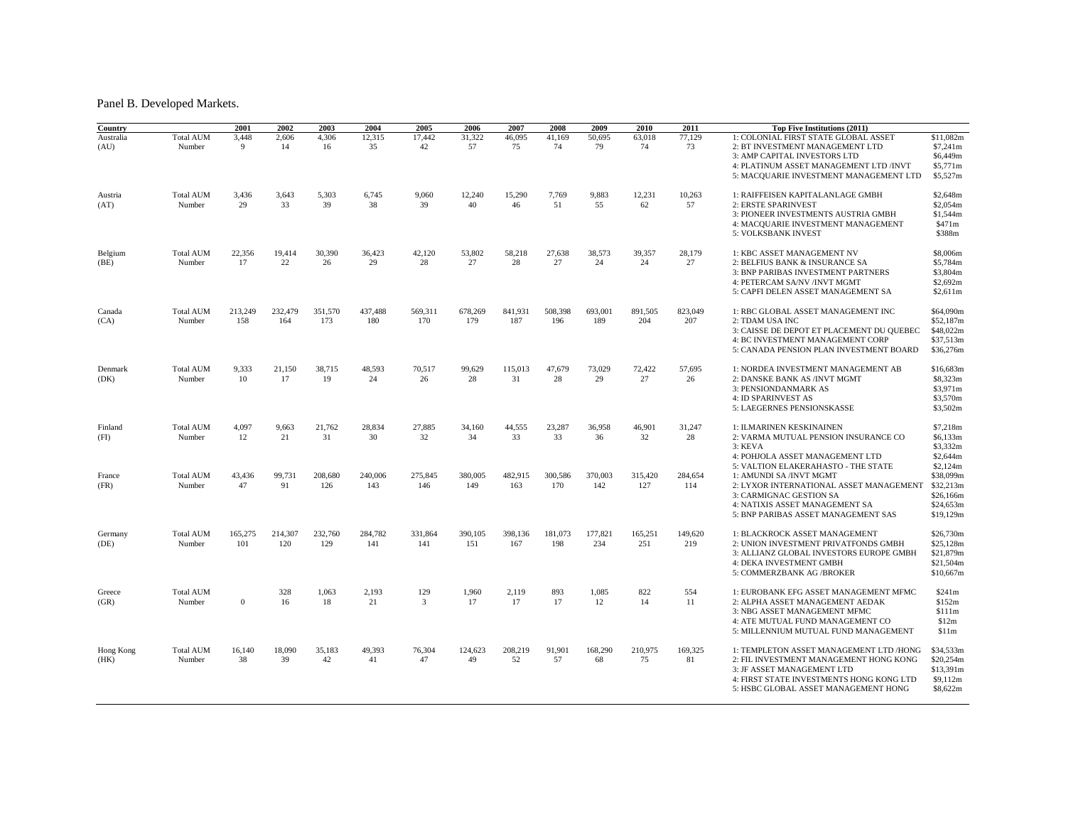Panel B. Developed Markets.

| Country | | 2001 | 2002 | 2003 | 2004 | 2005 | 2006 | 2007 | 2008 | 2009 | 2010 | 2011 | Top Five Institutions (2011) | |
|---|---|---|---|---|---|---|---|---|---|---|---|---|---|---|
| Australia | Total AUM | 3,448 | 2,606 | 4,306 | 12,315 | 17,442 | 31,322 | 46,095 | 41,169 | 50,695 | 63,018 | 77,129 | 1: COLONIAL FIRST STATE GLOBAL ASSET | $11,082m |
| (AU) | Number | 9 | 14 | 16 | 35 | 42 | 57 | 75 | 74 | 79 | 74 | 73 | 2: BT INVESTMENT MANAGEMENT LTD | $7,241m |
| | | | | | | | | | | | | | 3: AMP CAPITAL INVESTORS LTD | $6,449m |
| | | | | | | | | | | | | | 4: PLATINUM ASSET MANAGEMENT LTD /INVT | $5,771m |
| | | | | | | | | | | | | | 5: MACQUARIE INVESTMENT MANAGEMENT LTD | $5,527m |
| Austria | Total AUM | 3,436 | 3,643 | 5,303 | 6,745 | 9,060 | 12,240 | 15,290 | 7,769 | 9,883 | 12,231 | 10,263 | 1: RAIFFEISEN KAPITALANLAGE GMBH | $2,648m |
| (AT) | Number | 29 | 33 | 39 | 38 | 39 | 40 | 46 | 51 | 55 | 62 | 57 | 2: ERSTE SPARINVEST | $2,054m |
| | | | | | | | | | | | | | 3: PIONEER INVESTMENTS AUSTRIA GMBH | $1,544m |
| | | | | | | | | | | | | | 4: MACQUARIE INVESTMENT MANAGEMENT | $471m |
| | | | | | | | | | | | | | 5: VOLKSBANK INVEST | $388m |
| Belgium | Total AUM | 22,356 | 19,414 | 30,390 | 36,423 | 42,120 | 53,802 | 58,218 | 27,638 | 38,573 | 39,357 | 28,179 | 1: KBC ASSET MANAGEMENT NV | $8,006m |
| (BE) | Number | 17 | 22 | 26 | 29 | 28 | 27 | 28 | 27 | 24 | 24 | 27 | 2: BELFIUS BANK & INSURANCE SA | $5,784m |
| | | | | | | | | | | | | | 3: BNP PARIBAS INVESTMENT PARTNERS | $3,804m |
| | | | | | | | | | | | | | 4: PETERCAM SA/NV /INVT MGMT | $2,692m |
| | | | | | | | | | | | | | 5: CAPFI DELEN ASSET MANAGEMENT SA | $2,611m |
| Canada | Total AUM | 213,249 | 232,479 | 351,570 | 437,488 | 569,311 | 678,269 | 841,931 | 508,398 | 693,001 | 891,505 | 823,049 | 1: RBC GLOBAL ASSET MANAGEMENT INC | $64,090m |
| (CA) | Number | 158 | 164 | 173 | 180 | 170 | 179 | 187 | 196 | 189 | 204 | 207 | 2: TDAM USA INC | $52,187m |
| | | | | | | | | | | | | | 3: CAISSE DE DEPOT ET PLACEMENT DU QUEBEC | $48,022m |
| | | | | | | | | | | | | | 4: BC INVESTMENT MANAGEMENT CORP | $37,513m |
| | | | | | | | | | | | | | 5: CANADA PENSION PLAN INVESTMENT BOARD | $36,276m |
| Denmark | Total AUM | 9,333 | 21,150 | 38,715 | 48,593 | 70,517 | 99,629 | 115,013 | 47,679 | 73,029 | 72,422 | 57,695 | 1: NORDEA INVESTMENT MANAGEMENT AB | $16,683m |
| (DK) | Number | 10 | 17 | 19 | 24 | 26 | 28 | 31 | 28 | 29 | 27 | 26 | 2: DANSKE BANK AS /INVT MGMT | $8,323m |
| | | | | | | | | | | | | | 3: PENSIONDANMARK AS | $3,971m |
| | | | | | | | | | | | | | 4: ID SPARINVEST AS | $3,570m |
| | | | | | | | | | | | | | 5: LAEGERNES PENSIONSKASSE | $3,502m |
| Finland | Total AUM | 4,097 | 9,663 | 21,762 | 28,834 | 27,885 | 34,160 | 44,555 | 23,287 | 36,958 | 46,901 | 31,247 | 1: ILMARINEN KESKINAINEN | $7,218m |
| (FI) | Number | 12 | 21 | 31 | 30 | 32 | 34 | 33 | 33 | 36 | 32 | 28 | 2: VARMA MUTUAL PENSION INSURANCE CO | $6,133m |
| | | | | | | | | | | | | | 3: KEVA | $3,332m |
| | | | | | | | | | | | | | 4: POHJOLA ASSET MANAGEMENT LTD | $2,644m |
| | | | | | | | | | | | | | 5: VALTION ELAKERAHASTO - THE STATE | $2,124m |
| France | Total AUM | 43,436 | 99,731 | 208,680 | 240,006 | 275,845 | 380,005 | 482,915 | 300,586 | 370,003 | 315,420 | 284,654 | 1: AMUNDI SA /INVT MGMT | $38,099m |
| (FR) | Number | 47 | 91 | 126 | 143 | 146 | 149 | 163 | 170 | 142 | 127 | 114 | 2: LYXOR INTERNATIONAL ASSET MANAGEMENT | $32,213m |
| | | | | | | | | | | | | | 3: CARMIGNAC GESTION SA | $26,166m |
| | | | | | | | | | | | | | 4: NATIXIS ASSET MANAGEMENT SA | $24,653m |
| | | | | | | | | | | | | | 5: BNP PARIBAS ASSET MANAGEMENT SAS | $19,129m |
| Germany | Total AUM | 165,275 | 214,307 | 232,760 | 284,782 | 331,864 | 390,105 | 398,136 | 181,073 | 177,821 | 165,251 | 149,620 | 1: BLACKROCK ASSET MANAGEMENT | $26,730m |
| (DE) | Number | 101 | 120 | 129 | 141 | 141 | 151 | 167 | 198 | 234 | 251 | 219 | 2: UNION INVESTMENT PRIVATFONDS GMBH | $25,128m |
| | | | | | | | | | | | | | 3: ALLIANZ GLOBAL INVESTORS EUROPE GMBH | $21,879m |
| | | | | | | | | | | | | | 4: DEKA INVESTMENT GMBH | $21,504m |
| | | | | | | | | | | | | | 5: COMMERZBANK AG /BROKER | $10,667m |
| Greece | Total AUM | | 328 | 1,063 | 2,193 | 129 | 1,960 | 2,119 | 893 | 1,085 | 822 | 554 | 1: EUROBANK EFG ASSET MANAGEMENT MFMC | $241m |
| (GR) | Number | 0 | 16 | 18 | 21 | 3 | 17 | 17 | 17 | 12 | 14 | 11 | 2: ALPHA ASSET MANAGEMENT AEDAK | $152m |
| | | | | | | | | | | | | | 3: NBG ASSET MANAGEMENT MFMC | $111m |
| | | | | | | | | | | | | | 4: ATE MUTUAL FUND MANAGEMENT CO | $12m |
| | | | | | | | | | | | | | 5: MILLENNIUM MUTUAL FUND MANAGEMENT | $11m |
| Hong Kong | Total AUM | 16,140 | 18,090 | 35,183 | 49,393 | 76,304 | 124,623 | 208,219 | 91,901 | 168,290 | 210,975 | 169,325 | 1: TEMPLETON ASSET MANAGEMENT LTD /HONG | $34,533m |
| (HK) | Number | 38 | 39 | 42 | 41 | 47 | 49 | 52 | 57 | 68 | 75 | 81 | 2: FIL INVESTMENT MANAGEMENT HONG KONG | $20,254m |
| | | | | | | | | | | | | | 3: JF ASSET MANAGEMENT LTD | $13,391m |
| | | | | | | | | | | | | | 4: FIRST STATE INVESTMENTS HONG KONG LTD | $9,112m |
| | | | | | | | | | | | | | 5: HSBC GLOBAL ASSET MANAGEMENT HONG | $8,622m |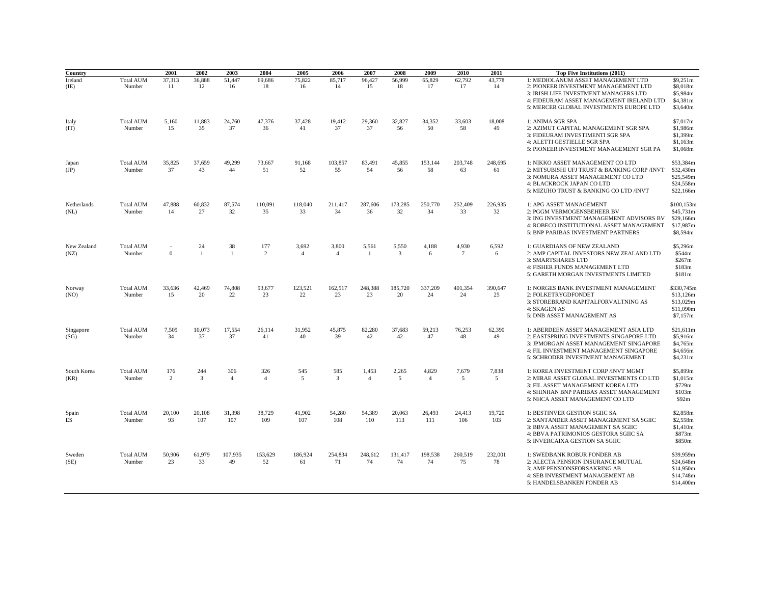| Country | | 2001 | 2002 | 2003 | 2004 | 2005 | 2006 | 2007 | 2008 | 2009 | 2010 | 2011 | Top Five Institutions (2011) | |
|---|---|---|---|---|---|---|---|---|---|---|---|---|---|---|
| Ireland | Total AUM | 37,313 | 36,888 | 51,447 | 69,686 | 75,822 | 85,717 | 96,427 | 56,999 | 65,829 | 62,792 | 43,778 | 1: MEDIOLANUM ASSET MANAGEMENT LTD | $9,251m |
| (IE) | Number | 11 | 12 | 16 | 18 | 16 | 14 | 15 | 18 | 17 | 17 | 14 | 2: PIONEER INVESTMENT MANAGEMENT LTD | $8,018m |
| | | | | | | | | | | | | | 3: IRISH LIFE INVESTMENT MANAGERS LTD | $5,984m |
| | | | | | | | | | | | | | 4: FIDEURAM ASSET MANAGEMENT IRELAND LTD | $4,381m |
| | | | | | | | | | | | | | 5: MERCER GLOBAL INVESTMENTS EUROPE LTD | $3,640m |
| Italy | Total AUM | 5,160 | 11,883 | 24,760 | 47,376 | 37,428 | 19,412 | 29,360 | 32,827 | 34,352 | 33,603 | 18,008 | 1: ANIMA SGR SPA | $7,017m |
| (IT) | Number | 15 | 35 | 37 | 36 | 41 | 37 | 37 | 56 | 50 | 58 | 49 | 2: AZIMUT CAPITAL MANAGEMENT SGR SPA | $1,986m |
| | | | | | | | | | | | | | 3: FIDEURAM INVESTIMENTI SGR SPA | $1,399m |
| | | | | | | | | | | | | | 4: ALETTI GESTIELLE SGR SPA | $1,163m |
| | | | | | | | | | | | | | 5: PIONEER INVESTMENT MANAGEMENT SGR PA | $1,068m |
| Japan | Total AUM | 35,825 | 37,659 | 49,299 | 73,667 | 91,168 | 103,857 | 83,491 | 45,855 | 153,144 | 203,748 | 248,695 | 1: NIKKO ASSET MANAGEMENT CO LTD | $53,384m |
| (JP) | Number | 37 | 43 | 44 | 51 | 52 | 55 | 54 | 56 | 58 | 63 | 61 | 2: MITSUBISHI UFJ TRUST & BANKING CORP /INVT | $32,430m |
| | | | | | | | | | | | | | 3: NOMURA ASSET MANAGEMENT CO LTD | $25,549m |
| | | | | | | | | | | | | | 4: BLACKROCK JAPAN CO LTD | $24,558m |
| | | | | | | | | | | | | | 5: MIZUHO TRUST & BANKING CO LTD /INVT | $22,166m |
| Netherlands | Total AUM | 47,888 | 60,832 | 87,574 | 110,091 | 118,040 | 211,417 | 287,606 | 173,285 | 250,770 | 252,409 | 226,935 | 1: APG ASSET MANAGEMENT | $100,153m |
| (NL) | Number | 14 | 27 | 32 | 35 | 33 | 34 | 36 | 32 | 34 | 33 | 32 | 2: PGGM VERMOGENSBEHEER BV | $45,731m |
| | | | | | | | | | | | | | 3: ING INVESTMENT MANAGEMENT ADVISORS BV | $29,166m |
| | | | | | | | | | | | | | 4: ROBECO INSTITUTIONAL ASSET MANAGEMENT | $17,987m |
| | | | | | | | | | | | | | 5: BNP PARIBAS INVESTMENT PARTNERS | $8,594m |
| New Zealand | Total AUM | - | 24 | 38 | 177 | 3,692 | 3,800 | 5,561 | 5,550 | 4,188 | 4,930 | 6,592 | 1: GUARDIANS OF NEW ZEALAND | $5,296m |
| (NZ) | Number | 0 | 1 | 1 | 2 | 4 | 4 | 1 | 3 | 6 | 7 | 6 | 2: AMP CAPITAL INVESTORS NEW ZEALAND LTD | $544m |
| | | | | | | | | | | | | | 3: SMARTSHARES LTD | $267m |
| | | | | | | | | | | | | | 4: FISHER FUNDS MANAGEMENT LTD | $183m |
| | | | | | | | | | | | | | 5: GARETH MORGAN INVESTMENTS LIMITED | $181m |
| Norway | Total AUM | 33,636 | 42,469 | 74,808 | 93,677 | 123,521 | 162,517 | 248,388 | 185,720 | 337,209 | 401,354 | 390,647 | 1: NORGES BANK INVESTMENT MANAGEMENT | $330,745m |
| (NO) | Number | 15 | 20 | 22 | 23 | 22 | 23 | 23 | 20 | 24 | 24 | 25 | 2: FOLKETRYGDFONDET | $13,126m |
| | | | | | | | | | | | | | 3: STOREBRAND KAPITALFORVALTNING AS | $13,029m |
| | | | | | | | | | | | | | 4: SKAGEN AS | $11,090m |
| | | | | | | | | | | | | | 5: DNB ASSET MANAGEMENT AS | $7,157m |
| Singapore | Total AUM | 7,509 | 10,073 | 17,554 | 26,114 | 31,952 | 45,875 | 82,280 | 37,683 | 59,213 | 76,253 | 62,390 | 1: ABERDEEN ASSET MANAGEMENT ASIA LTD | $21,611m |
| (SG) | Number | 34 | 37 | 37 | 41 | 40 | 39 | 42 | 42 | 47 | 48 | 49 | 2: EASTSPRING INVESTMENTS SINGAPORE LTD | $5,916m |
| | | | | | | | | | | | | | 3: JPMORGAN ASSET MANAGEMENT SINGAPORE | $4,765m |
| | | | | | | | | | | | | | 4: FIL INVESTMENT MANAGEMENT SINGAPORE | $4,656m |
| | | | | | | | | | | | | | 5: SCHRODER INVESTMENT MANAGEMENT | $4,231m |
| South Korea | Total AUM | 176 | 244 | 306 | 326 | 545 | 585 | 1,453 | 2,265 | 4,829 | 7,679 | 7,838 | 1: KOREA INVESTMENT CORP /INVT MGMT | $5,899m |
| (KR) | Number | 2 | 3 | 4 | 4 | 5 | 3 | 4 | 5 | 4 | 5 | 5 | 2: MIRAE ASSET GLOBAL INVESTMENTS CO LTD | $1,015m |
| | | | | | | | | | | | | | 3: FIL ASSET MANAGEMENT KOREA LTD | $729m |
| | | | | | | | | | | | | | 4: SHINHAN BNP PARIBAS ASSET MANAGEMENT | $103m |
| | | | | | | | | | | | | | 5: NHCA ASSET MANAGEMENT CO LTD | $92m |
| Spain | Total AUM | 20,100 | 20,108 | 31,398 | 38,729 | 41,902 | 54,280 | 54,389 | 20,063 | 26,493 | 24,413 | 19,720 | 1: BESTINVER GESTION SGIIC SA | $2,858m |
| ES | Number | 93 | 107 | 107 | 109 | 107 | 108 | 110 | 113 | 111 | 106 | 103 | 2: SANTANDER ASSET MANAGEMENT SA SGIIC | $2,558m |
| | | | | | | | | | | | | | 3: BBVA ASSET MANAGEMENT SA SGIIC | $1,410m |
| | | | | | | | | | | | | | 4: BBVA PATRIMONIOS GESTORA SGIIC SA | $873m |
| | | | | | | | | | | | | | 5: INVERCAIXA GESTION SA SGIIC | $850m |
| Sweden | Total AUM | 50,906 | 61,979 | 107,935 | 153,629 | 186,924 | 254,834 | 248,612 | 131,417 | 198,538 | 260,519 | 232,001 | 1: SWEDBANK ROBUR FONDER AB | $39,959m |
| (SE) | Number | 23 | 33 | 49 | 52 | 61 | 71 | 74 | 74 | 74 | 75 | 78 | 2: ALECTA PENSION INSURANCE MUTUAL | $24,648m |
| | | | | | | | | | | | | | 3: AMF PENSIONSFORSAKRING AB | $14,950m |
| | | | | | | | | | | | | | 4: SEB INVESTMENT MANAGEMENT AB | $14,748m |
| | | | | | | | | | | | | | 5: HANDELSBANKEN FONDER AB | $14,400m |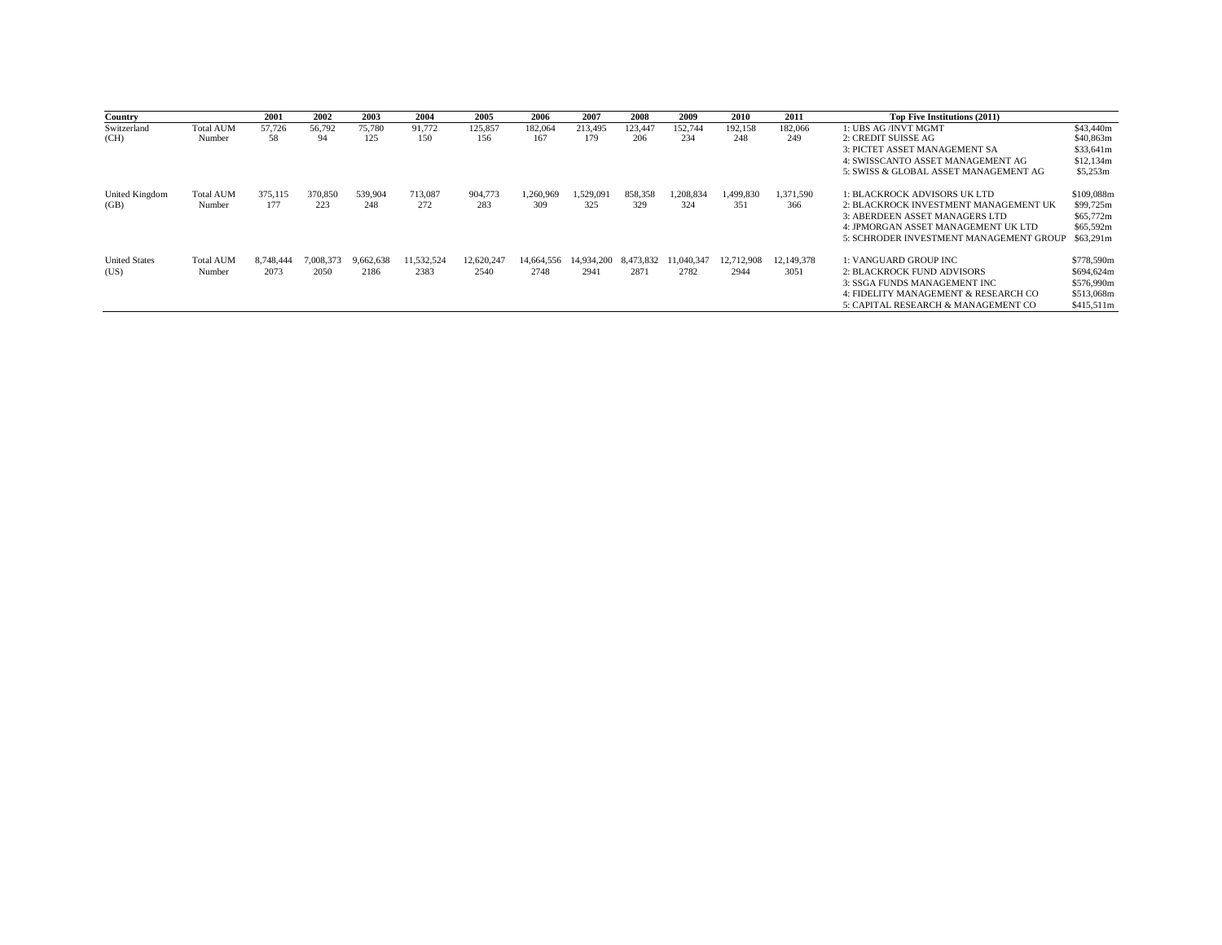| Country | | 2001 | 2002 | 2003 | 2004 | 2005 | 2006 | 2007 | 2008 | 2009 | 2010 | 2011 | Top Five Institutions (2011) | |
|---|---|---|---|---|---|---|---|---|---|---|---|---|---|---|
| Switzerland | Total AUM | 57,726 | 56,792 | 75,780 | 91,772 | 125,857 | 182,064 | 213,495 | 123,447 | 152,744 | 192,158 | 182,066 | 1: UBS AG /INVT MGMT | $43,440m |
| (CH) | Number | 58 | 94 | 125 | 150 | 156 | 167 | 179 | 206 | 234 | 248 | 249 | 2: CREDIT SUISSE AG | $40,863m |
| | | | | | | | | | | | | | 3: PICTET ASSET MANAGEMENT SA | $33,641m |
| | | | | | | | | | | | | | 4: SWISSCANTO ASSET MANAGEMENT AG | $12,134m |
| | | | | | | | | | | | | | 5: SWISS & GLOBAL ASSET MANAGEMENT AG | $5,253m |
| United Kingdom | Total AUM | 375,115 | 370,850 | 539,904 | 713,087 | 904,773 | 1,260,969 | 1,529,091 | 858,358 | 1,208,834 | 1,499,830 | 1,371,590 | 1: BLACKROCK ADVISORS UK LTD | $109,088m |
| (GB) | Number | 177 | 223 | 248 | 272 | 283 | 309 | 325 | 329 | 324 | 351 | 366 | 2: BLACKROCK INVESTMENT MANAGEMENT UK | $99,725m |
| | | | | | | | | | | | | | 3: ABERDEEN ASSET MANAGERS LTD | $65,772m |
| | | | | | | | | | | | | | 4: JPMORGAN ASSET MANAGEMENT UK LTD | $65,592m |
| | | | | | | | | | | | | | 5: SCHRODER INVESTMENT MANAGEMENT GROUP | $63,291m |
| United States | Total AUM | 8,748,444 | 7,008,373 | 9,662,638 | 11,532,524 | 12,620,247 | 14,664,556 | 14,934,200 | 8,473,832 | 11,040,347 | 12,712,908 | 12,149,378 | 1: VANGUARD GROUP INC | $778,590m |
| (US) | Number | 2073 | 2050 | 2186 | 2383 | 2540 | 2748 | 2941 | 2871 | 2782 | 2944 | 3051 | 2: BLACKROCK FUND ADVISORS | $694,624m |
| | | | | | | | | | | | | | 3: SSGA FUNDS MANAGEMENT INC | $576,990m |
| | | | | | | | | | | | | | 4: FIDELITY MANAGEMENT & RESEARCH CO | $513,068m |
| | | | | | | | | | | | | | 5: CAPITAL RESEARCH & MANAGEMENT CO | $415,511m |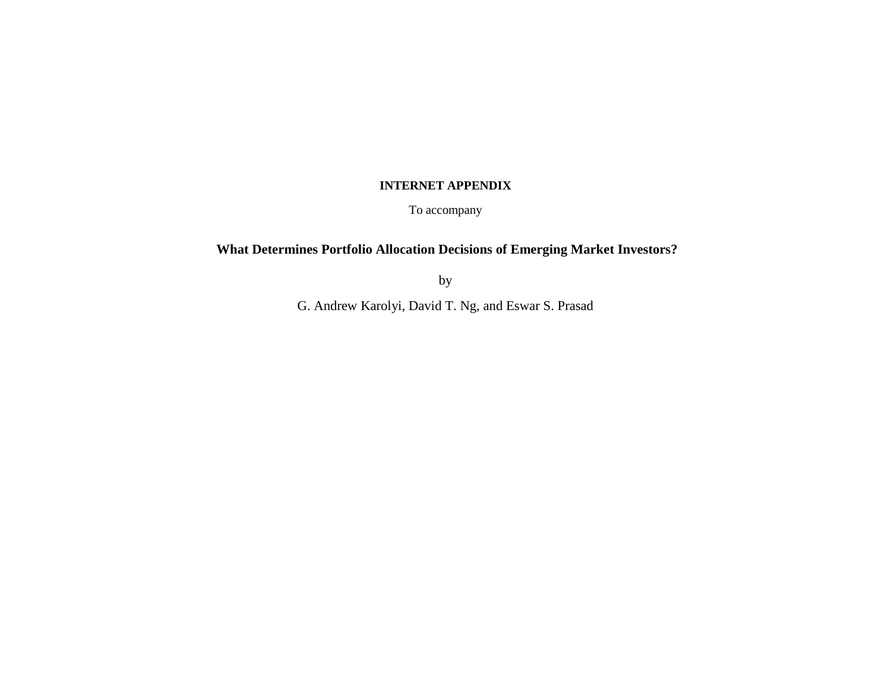**INTERNET APPENDIX**

To accompany

**What Determines Portfolio Allocation Decisions of Emerging Market Investors?**

by

G. Andrew Karolyi, David T. Ng, and Eswar S. Prasad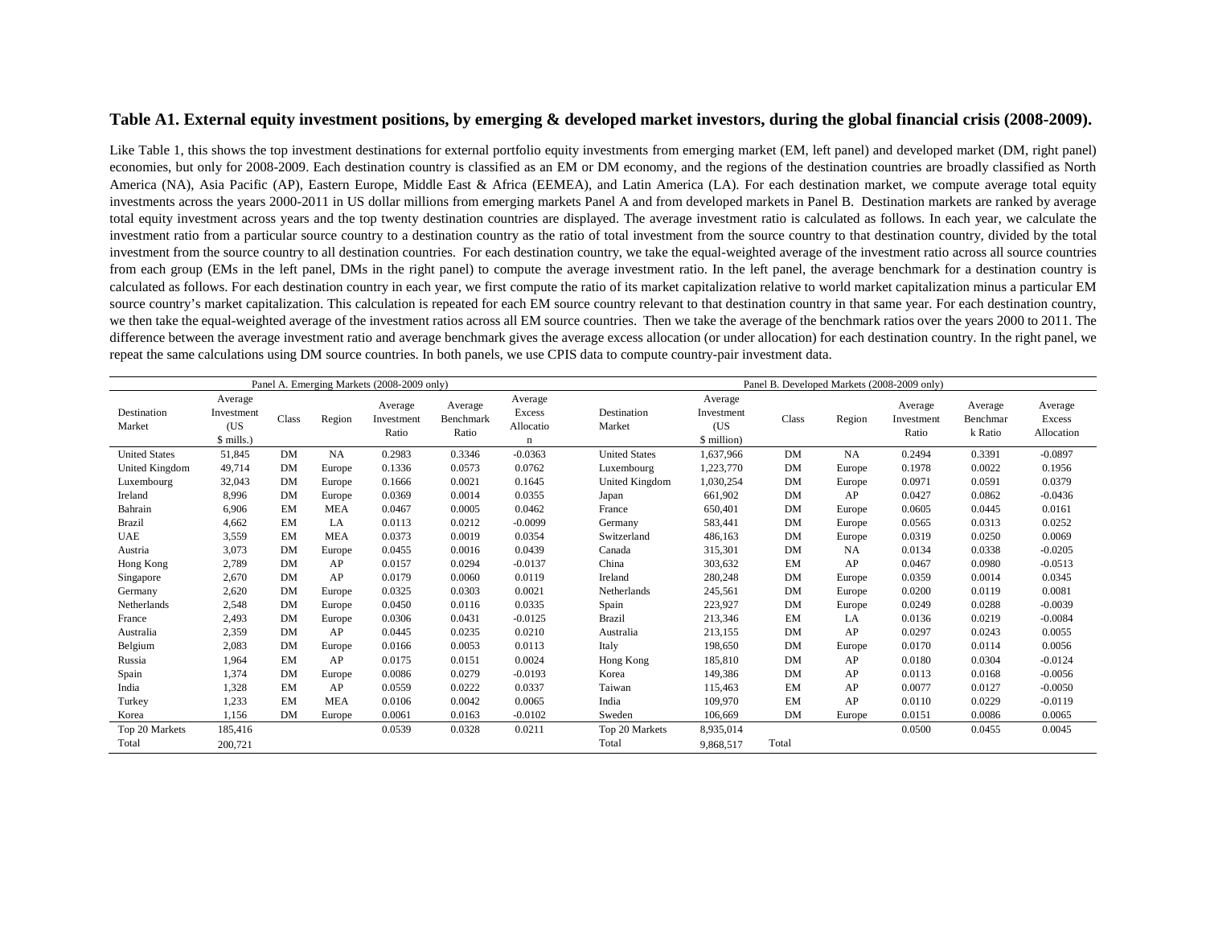**Table A1. External equity investment positions, by emerging & developed market investors, during the global financial crisis (2008-2009).**

Like Table 1, this shows the top investment destinations for external portfolio equity investments from emerging market (EM, left panel) and developed market (DM, right panel) economies, but only for 2008-2009. Each destination country is classified as an EM or DM economy, and the regions of the destination countries are broadly classified as North America (NA), Asia Pacific (AP), Eastern Europe, Middle East & Africa (EEMEA), and Latin America (LA). For each destination market, we compute average total equity investments across the years 2000-2011 in US dollar millions from emerging markets Panel A and from developed markets in Panel B. Destination markets are ranked by average total equity investment across years and the top twenty destination countries are displayed. The average investment ratio is calculated as follows. In each year, we calculate the investment ratio from a particular source country to a destination country as the ratio of total investment from the source country to that destination country, divided by the total investment from the source country to all destination countries. For each destination country, we take the equal-weighted average of the investment ratio across all source countries from each group (EMs in the left panel, DMs in the right panel) to compute the average investment ratio. In the left panel, the average benchmark for a destination country is calculated as follows. For each destination country in each year, we first compute the ratio of its market capitalization relative to world market capitalization minus a particular EM source country's market capitalization. This calculation is repeated for each EM source country relevant to that destination country in that same year. For each destination country, we then take the equal-weighted average of the investment ratios across all EM source countries. Then we take the average of the benchmark ratios over the years 2000 to 2011. The difference between the average investment ratio and average benchmark gives the average excess allocation (or under allocation) for each destination country. In the right panel, we repeat the same calculations using DM source countries. In both panels, we use CPIS data to compute country-pair investment data.

| Panel A. Emerging Markets (2008-2009 only) | | | | | | | Panel B. Developed Markets (2008-2009 only) | | | | | | |
|---|---|---|---|---|---|---|---|---|---|---|---|---|---|
| Destination Market | Average Investment (US $ mills.) | Class | Region | Average Investment Ratio | Average Benchmark Ratio | Average Excess Allocation | Destination Market | Average Investment (US $ million) | Class | Region | Average Investment Ratio | Average Benchmark Ratio | Average Excess Allocation |
| United States | 51,845 | DM | NA | 0.2983 | 0.3346 | -0.0363 | United States | 1,637,966 | DM | NA | 0.2494 | 0.3391 | -0.0897 |
| United Kingdom | 49,714 | DM | Europe | 0.1336 | 0.0573 | 0.0762 | Luxembourg | 1,223,770 | DM | Europe | 0.1978 | 0.0022 | 0.1956 |
| Luxembourg | 32,043 | DM | Europe | 0.1666 | 0.0021 | 0.1645 | United Kingdom | 1,030,254 | DM | Europe | 0.0971 | 0.0591 | 0.0379 |
| Ireland | 8,996 | DM | Europe | 0.0369 | 0.0014 | 0.0355 | Japan | 661,902 | DM | AP | 0.0427 | 0.0862 | -0.0436 |
| Bahrain | 6,906 | EM | MEA | 0.0467 | 0.0005 | 0.0462 | France | 650,401 | DM | Europe | 0.0605 | 0.0445 | 0.0161 |
| Brazil | 4,662 | EM | LA | 0.0113 | 0.0212 | -0.0099 | Germany | 583,441 | DM | Europe | 0.0565 | 0.0313 | 0.0252 |
| UAE | 3,559 | EM | MEA | 0.0373 | 0.0019 | 0.0354 | Switzerland | 486,163 | DM | Europe | 0.0319 | 0.0250 | 0.0069 |
| Austria | 3,073 | DM | Europe | 0.0455 | 0.0016 | 0.0439 | Canada | 315,301 | DM | NA | 0.0134 | 0.0338 | -0.0205 |
| Hong Kong | 2,789 | DM | AP | 0.0157 | 0.0294 | -0.0137 | China | 303,632 | EM | AP | 0.0467 | 0.0980 | -0.0513 |
| Singapore | 2,670 | DM | AP | 0.0179 | 0.0060 | 0.0119 | Ireland | 280,248 | DM | Europe | 0.0359 | 0.0014 | 0.0345 |
| Germany | 2,620 | DM | Europe | 0.0325 | 0.0303 | 0.0021 | Netherlands | 245,561 | DM | Europe | 0.0200 | 0.0119 | 0.0081 |
| Netherlands | 2,548 | DM | Europe | 0.0450 | 0.0116 | 0.0335 | Spain | 223,927 | DM | Europe | 0.0249 | 0.0288 | -0.0039 |
| France | 2,493 | DM | Europe | 0.0306 | 0.0431 | -0.0125 | Brazil | 213,346 | EM | LA | 0.0136 | 0.0219 | -0.0084 |
| Australia | 2,359 | DM | AP | 0.0445 | 0.0235 | 0.0210 | Australia | 213,155 | DM | AP | 0.0297 | 0.0243 | 0.0055 |
| Belgium | 2,083 | DM | Europe | 0.0166 | 0.0053 | 0.0113 | Italy | 198,650 | DM | Europe | 0.0170 | 0.0114 | 0.0056 |
| Russia | 1,964 | EM | AP | 0.0175 | 0.0151 | 0.0024 | Hong Kong | 185,810 | DM | AP | 0.0180 | 0.0304 | -0.0124 |
| Spain | 1,374 | DM | Europe | 0.0086 | 0.0279 | -0.0193 | Korea | 149,386 | DM | AP | 0.0113 | 0.0168 | -0.0056 |
| India | 1,328 | EM | AP | 0.0559 | 0.0222 | 0.0337 | Taiwan | 115,463 | EM | AP | 0.0077 | 0.0127 | -0.0050 |
| Turkey | 1,233 | EM | MEA | 0.0106 | 0.0042 | 0.0065 | India | 109,970 | EM | AP | 0.0110 | 0.0229 | -0.0119 |
| Korea | 1,156 | DM | Europe | 0.0061 | 0.0163 | -0.0102 | Sweden | 106,669 | DM | Europe | 0.0151 | 0.0086 | 0.0065 |
| Top 20 Markets | 185,416 | | | 0.0539 | 0.0328 | 0.0211 | Top 20 Markets | 8,935,014 | | | 0.0500 | 0.0455 | 0.0045 |
| Total | 200,721 | | | | | | Total | 9,868,517 | Total | | | | |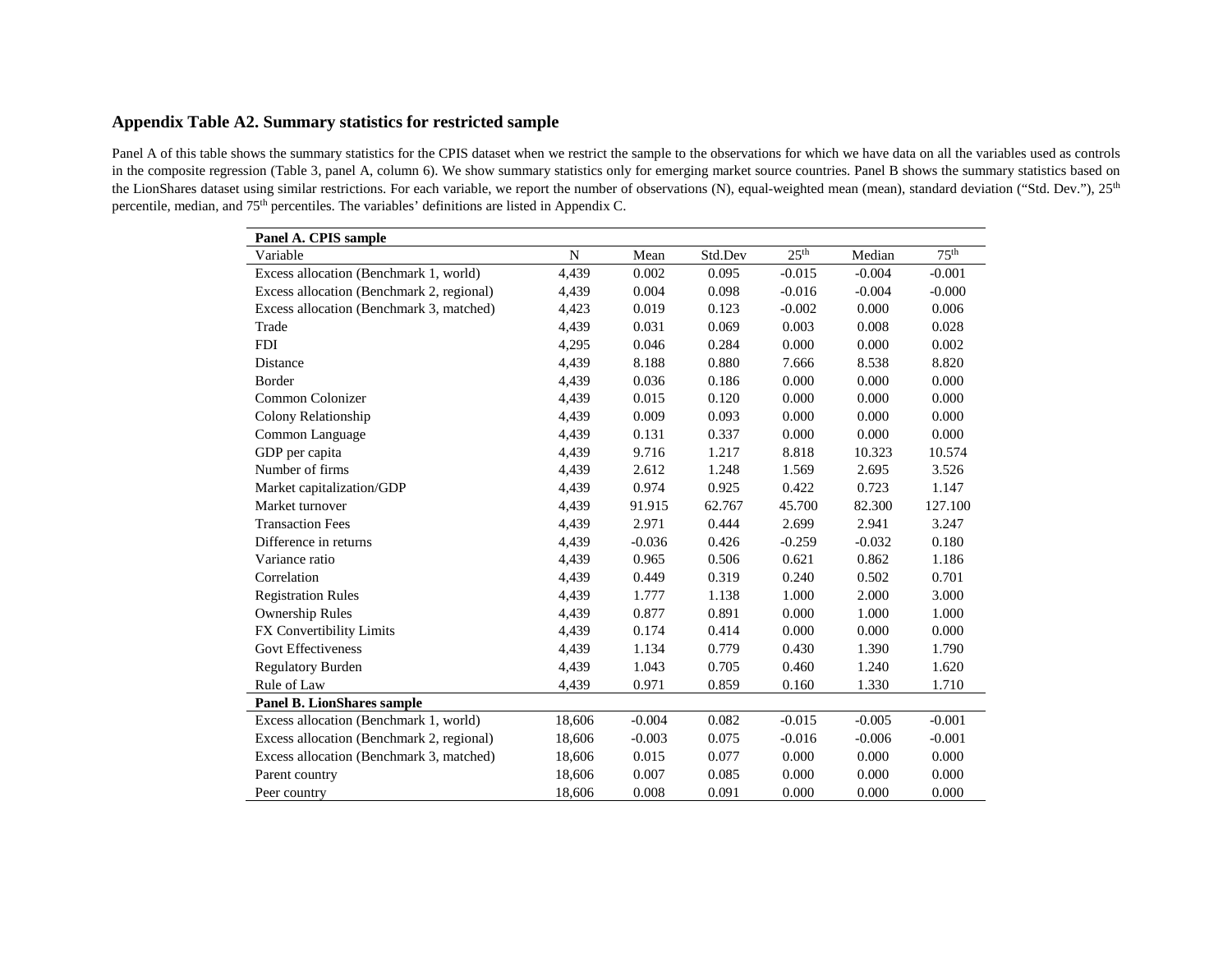## Appendix Table A2. Summary statistics for restricted sample

Panel A of this table shows the summary statistics for the CPIS dataset when we restrict the sample to the observations for which we have data on all the variables used as controls in the composite regression (Table 3, panel A, column 6). We show summary statistics only for emerging market source countries. Panel B shows the summary statistics based on the LionShares dataset using similar restrictions. For each variable, we report the number of observations (N), equal-weighted mean (mean), standard deviation ("Std. Dev."), 25th percentile, median, and 75th percentiles. The variables' definitions are listed in Appendix C.

| **Panel A. CPIS sample** | | | | | | |
|---|---|---|---|---|---|---|
| Variable | N | Mean | Std.Dev | 25th | Median | 75th |
| Excess allocation (Benchmark 1, world) | 4,439 | 0.002 | 0.095 | -0.015 | -0.004 | -0.001 |
| Excess allocation (Benchmark 2, regional) | 4,439 | 0.004 | 0.098 | -0.016 | -0.004 | -0.000 |
| Excess allocation (Benchmark 3, matched) | 4,423 | 0.019 | 0.123 | -0.002 | 0.000 | 0.006 |
| Trade | 4,439 | 0.031 | 0.069 | 0.003 | 0.008 | 0.028 |
| FDI | 4,295 | 0.046 | 0.284 | 0.000 | 0.000 | 0.002 |
| Distance | 4,439 | 8.188 | 0.880 | 7.666 | 8.538 | 8.820 |
| Border | 4,439 | 0.036 | 0.186 | 0.000 | 0.000 | 0.000 |
| Common Colonizer | 4,439 | 0.015 | 0.120 | 0.000 | 0.000 | 0.000 |
| Colony Relationship | 4,439 | 0.009 | 0.093 | 0.000 | 0.000 | 0.000 |
| Common Language | 4,439 | 0.131 | 0.337 | 0.000 | 0.000 | 0.000 |
| GDP per capita | 4,439 | 9.716 | 1.217 | 8.818 | 10.323 | 10.574 |
| Number of firms | 4,439 | 2.612 | 1.248 | 1.569 | 2.695 | 3.526 |
| Market capitalization/GDP | 4,439 | 0.974 | 0.925 | 0.422 | 0.723 | 1.147 |
| Market turnover | 4,439 | 91.915 | 62.767 | 45.700 | 82.300 | 127.100 |
| Transaction Fees | 4,439 | 2.971 | 0.444 | 2.699 | 2.941 | 3.247 |
| Difference in returns | 4,439 | -0.036 | 0.426 | -0.259 | -0.032 | 0.180 |
| Variance ratio | 4,439 | 0.965 | 0.506 | 0.621 | 0.862 | 1.186 |
| Correlation | 4,439 | 0.449 | 0.319 | 0.240 | 0.502 | 0.701 |
| Registration Rules | 4,439 | 1.777 | 1.138 | 1.000 | 2.000 | 3.000 |
| Ownership Rules | 4,439 | 0.877 | 0.891 | 0.000 | 1.000 | 1.000 |
| FX Convertibility Limits | 4,439 | 0.174 | 0.414 | 0.000 | 0.000 | 0.000 |
| Govt Effectiveness | 4,439 | 1.134 | 0.779 | 0.430 | 1.390 | 1.790 |
| Regulatory Burden | 4,439 | 1.043 | 0.705 | 0.460 | 1.240 | 1.620 |
| Rule of Law | 4,439 | 0.971 | 0.859 | 0.160 | 1.330 | 1.710 |
| **Panel B. LionShares sample** | | | | | | |
| Excess allocation (Benchmark 1, world) | 18,606 | -0.004 | 0.082 | -0.015 | -0.005 | -0.001 |
| Excess allocation (Benchmark 2, regional) | 18,606 | -0.003 | 0.075 | -0.016 | -0.006 | -0.001 |
| Excess allocation (Benchmark 3, matched) | 18,606 | 0.015 | 0.077 | 0.000 | 0.000 | 0.000 |
| Parent country | 18,606 | 0.007 | 0.085 | 0.000 | 0.000 | 0.000 |
| Peer country | 18,606 | 0.008 | 0.091 | 0.000 | 0.000 | 0.000 |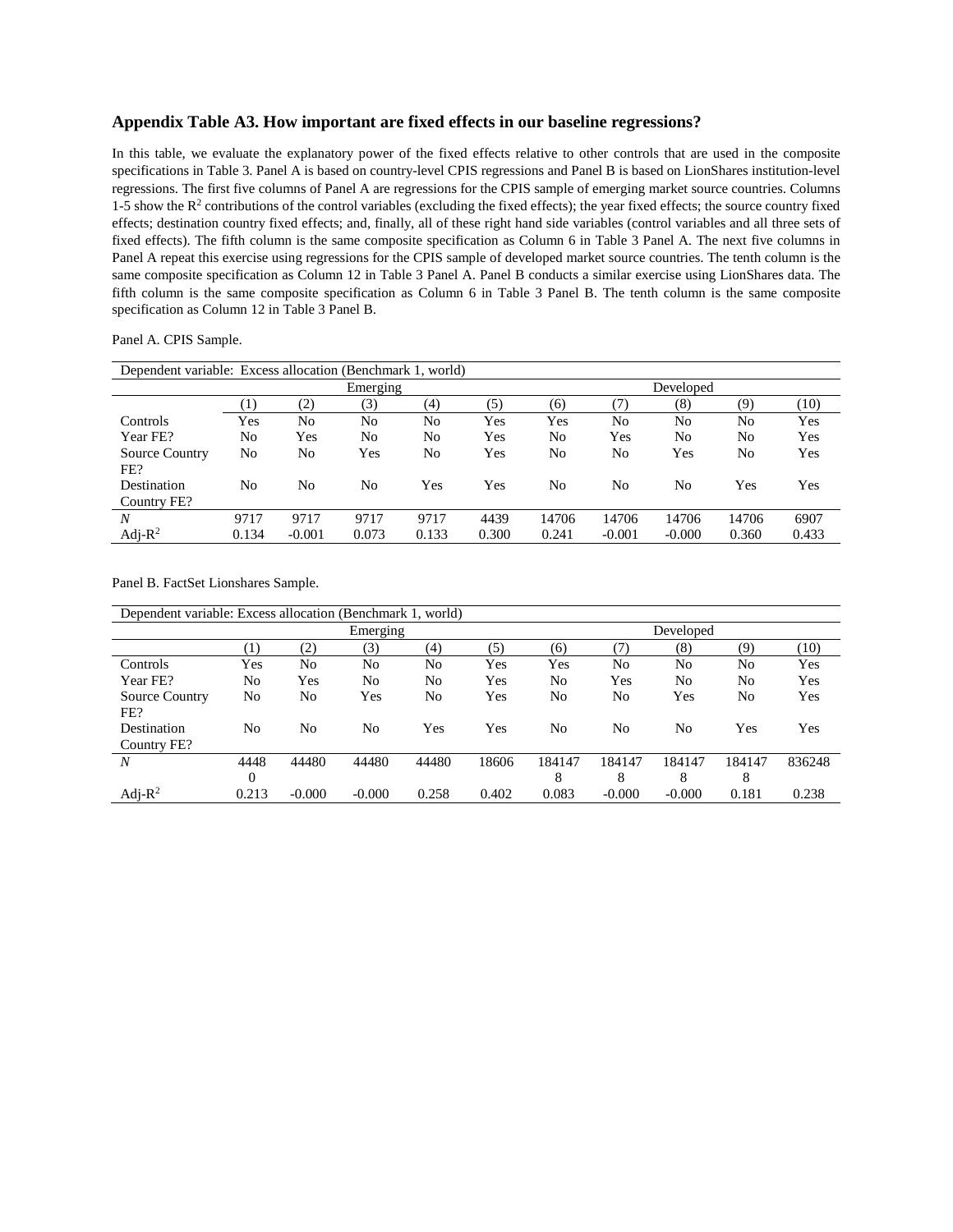## Appendix Table A3. How important are fixed effects in our baseline regressions?

In this table, we evaluate the explanatory power of the fixed effects relative to other controls that are used in the composite specifications in Table 3. Panel A is based on country-level CPIS regressions and Panel B is based on LionShares institution-level regressions. The first five columns of Panel A are regressions for the CPIS sample of emerging market source countries. Columns 1-5 show the $R^2$ contributions of the control variables (excluding the fixed effects); the year fixed effects; the source country fixed effects; destination country fixed effects; and, finally, all of these right hand side variables (control variables and all three sets of fixed effects). The fifth column is the same composite specification as Column 6 in Table 3 Panel A. The next five columns in Panel A repeat this exercise using regressions for the CPIS sample of developed market source countries. The tenth column is the same composite specification as Column 12 in Table 3 Panel A. Panel B conducts a similar exercise using LionShares data. The fifth column is the same composite specification as Column 6 in Table 3 Panel B. The tenth column is the same composite specification as Column 12 in Table 3 Panel B.

Panel A. CPIS Sample.

| Dependent variable: Excess allocation (Benchmark 1, world) | | | | | | | | | | |
|---|---|---|---|---|---|---|---|---|---|---|
| | Emerging | | | | | Developed | | | | |
| | (1) | (2) | (3) | (4) | (5) | (6) | (7) | (8) | (9) | (10) |
| Controls | Yes | No | No | No | Yes | Yes | No | No | No | Yes |
| Year FE? | No | Yes | No | No | Yes | No | Yes | No | No | Yes |
| Source Country FE? | No | No | Yes | No | Yes | No | No | Yes | No | Yes |
| Destination Country FE? | No | No | No | Yes | Yes | No | No | No | Yes | Yes |
| *N* | 9717 | 9717 | 9717 | 9717 | 4439 | 14706 | 14706 | 14706 | 14706 | 6907 |
| Adj-$R^2$ | 0.134 | -0.001 | 0.073 | 0.133 | 0.300 | 0.241 | -0.001 | -0.000 | 0.360 | 0.433 |

Panel B. FactSet Lionshares Sample.

| Dependent variable: Excess allocation (Benchmark 1, world) | | | | | | | | | | |
|---|---|---|---|---|---|---|---|---|---|---|
| | Emerging | | | | | Developed | | | | |
| | (1) | (2) | (3) | (4) | (5) | (6) | (7) | (8) | (9) | (10) |
| Controls | Yes | No | No | No | Yes | Yes | No | No | No | Yes |
| Year FE? | No | Yes | No | No | Yes | No | Yes | No | No | Yes |
| Source Country FE? | No | No | Yes | No | Yes | No | No | Yes | No | Yes |
| Destination Country FE? | No | No | No | Yes | Yes | No | No | No | Yes | Yes |
| *N* | 44480 | 44480 | 44480 | 44480 | 18606 | 1841478 | 1841478 | 1841478 | 1841478 | 836248 |
| Adj-$R^2$ | 0.213 | -0.000 | -0.000 | 0.258 | 0.402 | 0.083 | -0.000 | -0.000 | 0.181 | 0.238 |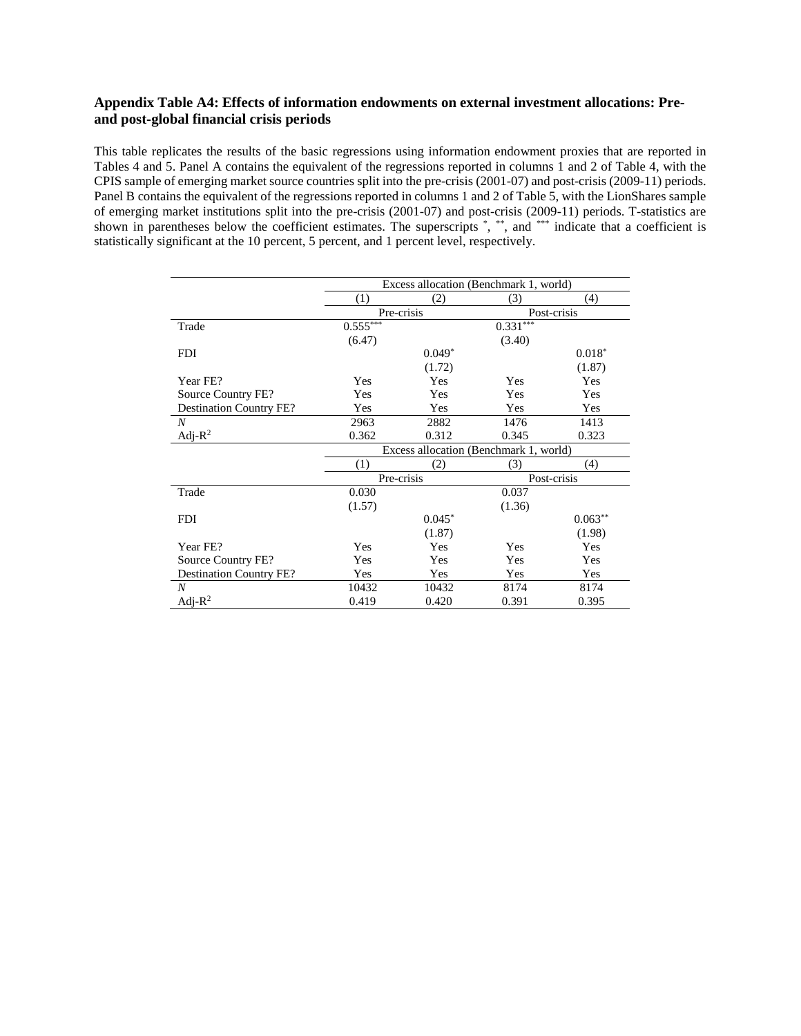**Appendix Table A4: Effects of information endowments on external investment allocations: Pre- and post-global financial crisis periods**

This table replicates the results of the basic regressions using information endowment proxies that are reported in Tables 4 and 5. Panel A contains the equivalent of the regressions reported in columns 1 and 2 of Table 4, with the CPIS sample of emerging market source countries split into the pre-crisis (2001-07) and post-crisis (2009-11) periods. Panel B contains the equivalent of the regressions reported in columns 1 and 2 of Table 5, with the LionShares sample of emerging market institutions split into the pre-crisis (2001-07) and post-crisis (2009-11) periods. T-statistics are shown in parentheses below the coefficient estimates. The superscripts \*, \*\*, and \*\*\* indicate that a coefficient is statistically significant at the 10 percent, 5 percent, and 1 percent level, respectively.

| | Excess allocation (Benchmark 1, world) | | | |
|---|---|---|---|---|
| | (1) | (2) | (3) | (4) |
| | Pre-crisis | | Post-crisis | |
| Trade | 0.555\*\*\* | | 0.331\*\*\* | |
| | (6.47) | | (3.40) | |
| FDI | | 0.049\* | | 0.018\* |
| | | (1.72) | | (1.87) |
| Year FE? | Yes | Yes | Yes | Yes |
| Source Country FE? | Yes | Yes | Yes | Yes |
| Destination Country FE? | Yes | Yes | Yes | Yes |
| *N* | 2963 | 2882 | 1476 | 1413 |
| Adj-$R^2$ | 0.362 | 0.312 | 0.345 | 0.323 |

| | Excess allocation (Benchmark 1, world) | | | |
|---|---|---|---|---|
| | (1) | (2) | (3) | (4) |
| | Pre-crisis | | Post-crisis | |
| Trade | 0.030 | | 0.037 | |
| | (1.57) | | (1.36) | |
| FDI | | 0.045\* | | 0.063\*\* |
| | | (1.87) | | (1.98) |
| Year FE? | Yes | Yes | Yes | Yes |
| Source Country FE? | Yes | Yes | Yes | Yes |
| Destination Country FE? | Yes | Yes | Yes | Yes |
| *N* | 10432 | 10432 | 8174 | 8174 |
| Adj-$R^2$ | 0.419 | 0.420 | 0.391 | 0.395 |